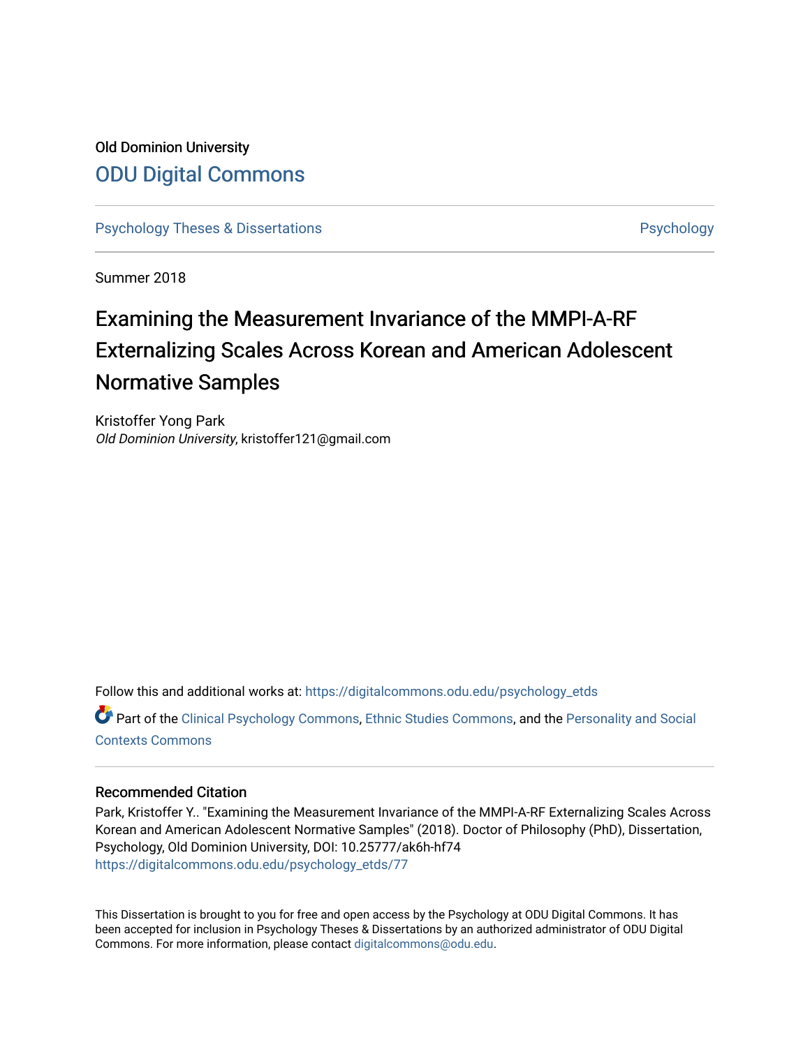Old Dominion University

# ODU Digital Commons

Psychology Theses & Dissertations | Psychology

Summer 2018

# Examining the Measurement Invariance of the MMPI-A-RF Externalizing Scales Across Korean and American Adolescent Normative Samples

Kristoffer Yong Park
*Old Dominion University*, kristoffer121@gmail.com

Follow this and additional works at: https://digitalcommons.odu.edu/psychology_etds

Part of the Clinical Psychology Commons, Ethnic Studies Commons, and the Personality and Social Contexts Commons

## Recommended Citation

Park, Kristoffer Y.. "Examining the Measurement Invariance of the MMPI-A-RF Externalizing Scales Across Korean and American Adolescent Normative Samples" (2018). Doctor of Philosophy (PhD), Dissertation, Psychology, Old Dominion University, DOI: 10.25777/ak6h-hf74
https://digitalcommons.odu.edu/psychology_etds/77

This Dissertation is brought to you for free and open access by the Psychology at ODU Digital Commons. It has been accepted for inclusion in Psychology Theses & Dissertations by an authorized administrator of ODU Digital Commons. For more information, please contact digitalcommons@odu.edu.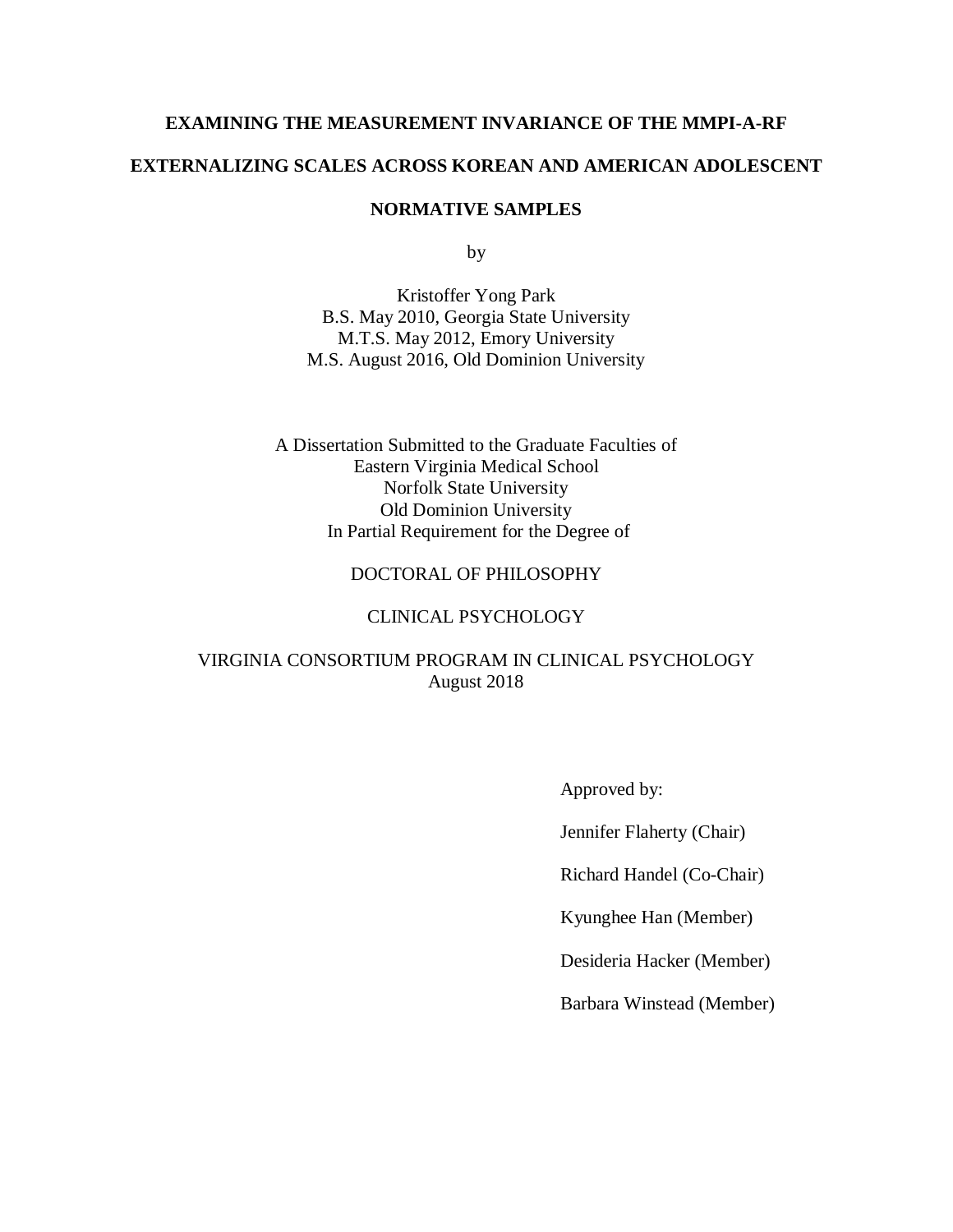**EXAMINING THE MEASUREMENT INVARIANCE OF THE MMPI-A-RF**

**EXTERNALIZING SCALES ACROSS KOREAN AND AMERICAN ADOLESCENT**

**NORMATIVE SAMPLES**

by

Kristoffer Yong Park
B.S. May 2010, Georgia State University
M.T.S. May 2012, Emory University
M.S. August 2016, Old Dominion University

A Dissertation Submitted to the Graduate Faculties of
Eastern Virginia Medical School
Norfolk State University
Old Dominion University
In Partial Requirement for the Degree of

DOCTORAL OF PHILOSOPHY

CLINICAL PSYCHOLOGY

VIRGINIA CONSORTIUM PROGRAM IN CLINICAL PSYCHOLOGY
August 2018

Approved by:

Jennifer Flaherty (Chair)

Richard Handel (Co-Chair)

Kyunghee Han (Member)

Desideria Hacker (Member)

Barbara Winstead (Member)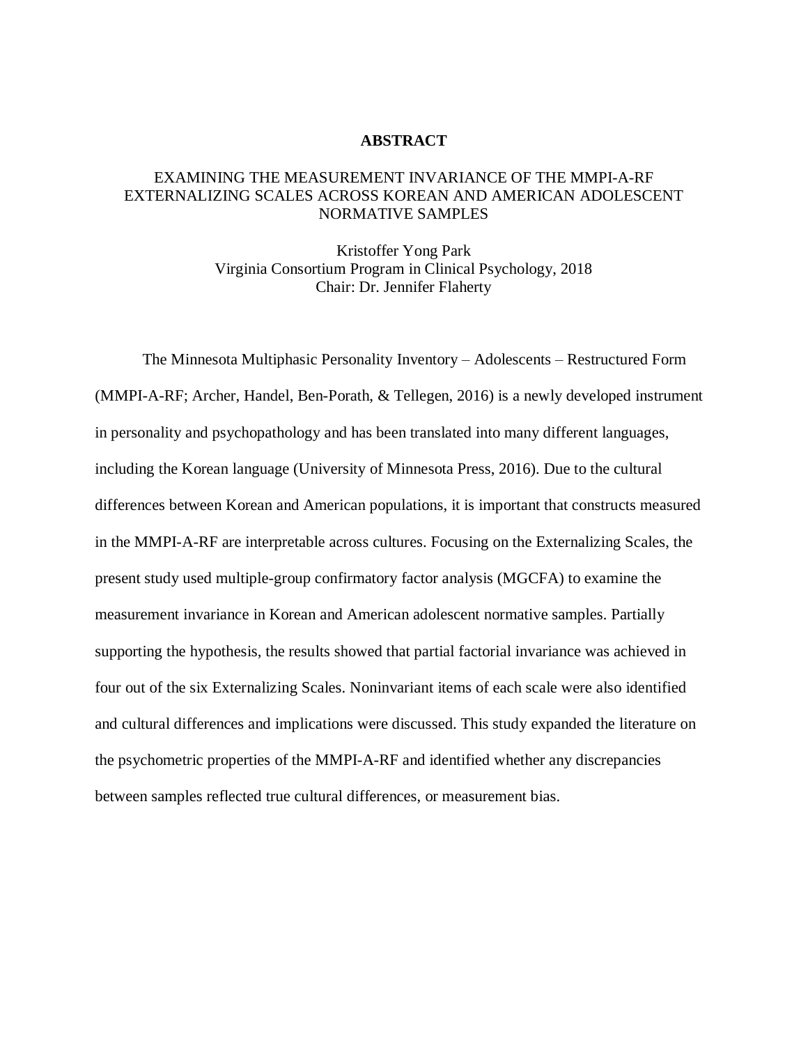# ABSTRACT

EXAMINING THE MEASUREMENT INVARIANCE OF THE MMPI-A-RF EXTERNALIZING SCALES ACROSS KOREAN AND AMERICAN ADOLESCENT NORMATIVE SAMPLES

Kristoffer Yong Park
Virginia Consortium Program in Clinical Psychology, 2018
Chair: Dr. Jennifer Flaherty

The Minnesota Multiphasic Personality Inventory – Adolescents – Restructured Form (MMPI-A-RF; Archer, Handel, Ben-Porath, & Tellegen, 2016) is a newly developed instrument in personality and psychopathology and has been translated into many different languages, including the Korean language (University of Minnesota Press, 2016). Due to the cultural differences between Korean and American populations, it is important that constructs measured in the MMPI-A-RF are interpretable across cultures. Focusing on the Externalizing Scales, the present study used multiple-group confirmatory factor analysis (MGCFA) to examine the measurement invariance in Korean and American adolescent normative samples. Partially supporting the hypothesis, the results showed that partial factorial invariance was achieved in four out of the six Externalizing Scales. Noninvariant items of each scale were also identified and cultural differences and implications were discussed. This study expanded the literature on the psychometric properties of the MMPI-A-RF and identified whether any discrepancies between samples reflected true cultural differences, or measurement bias.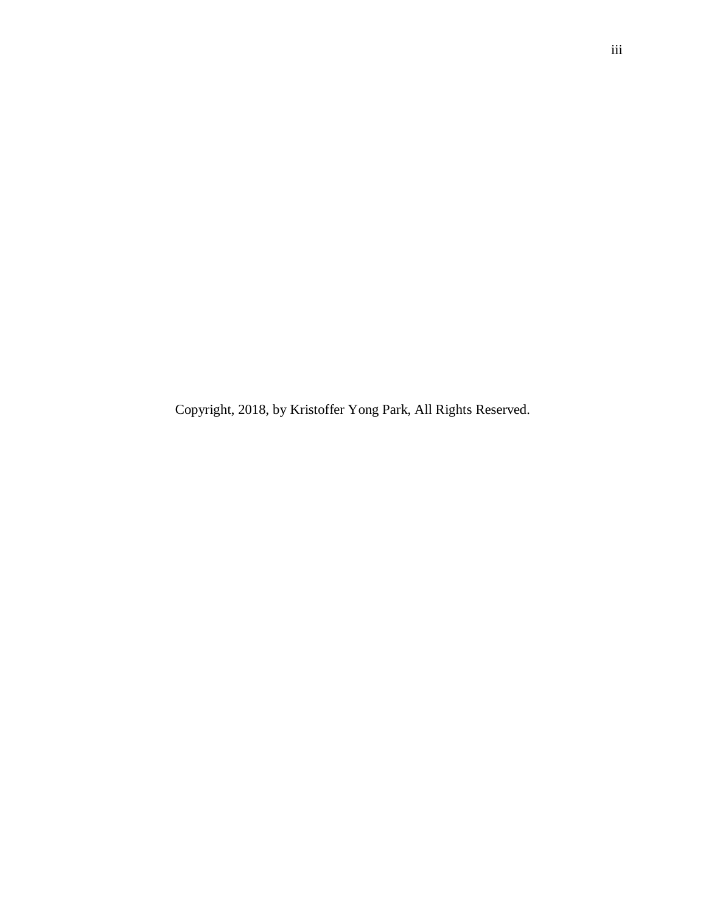Copyright, 2018, by Kristoffer Yong Park, All Rights Reserved.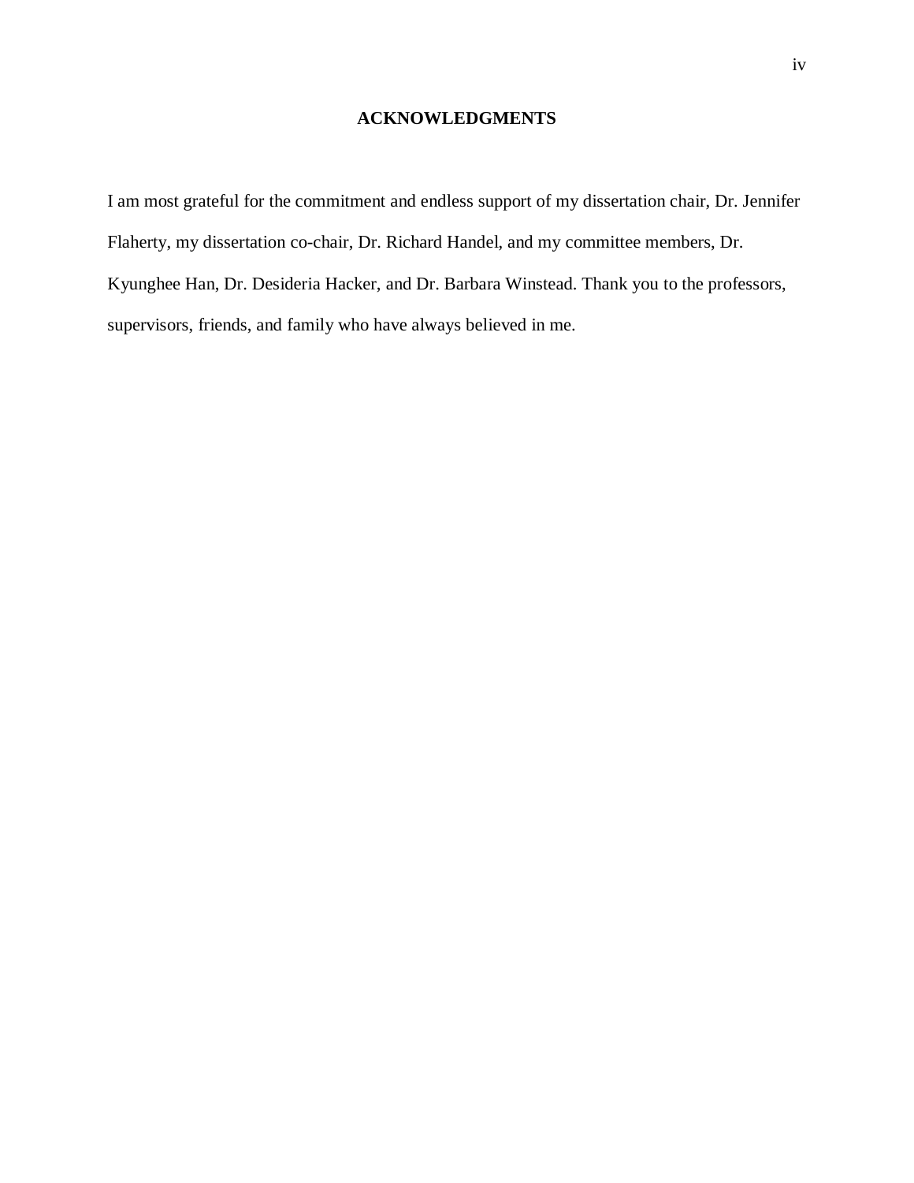# ACKNOWLEDGMENTS

I am most grateful for the commitment and endless support of my dissertation chair, Dr. Jennifer Flaherty, my dissertation co-chair, Dr. Richard Handel, and my committee members, Dr. Kyunghee Han, Dr. Desideria Hacker, and Dr. Barbara Winstead. Thank you to the professors, supervisors, friends, and family who have always believed in me.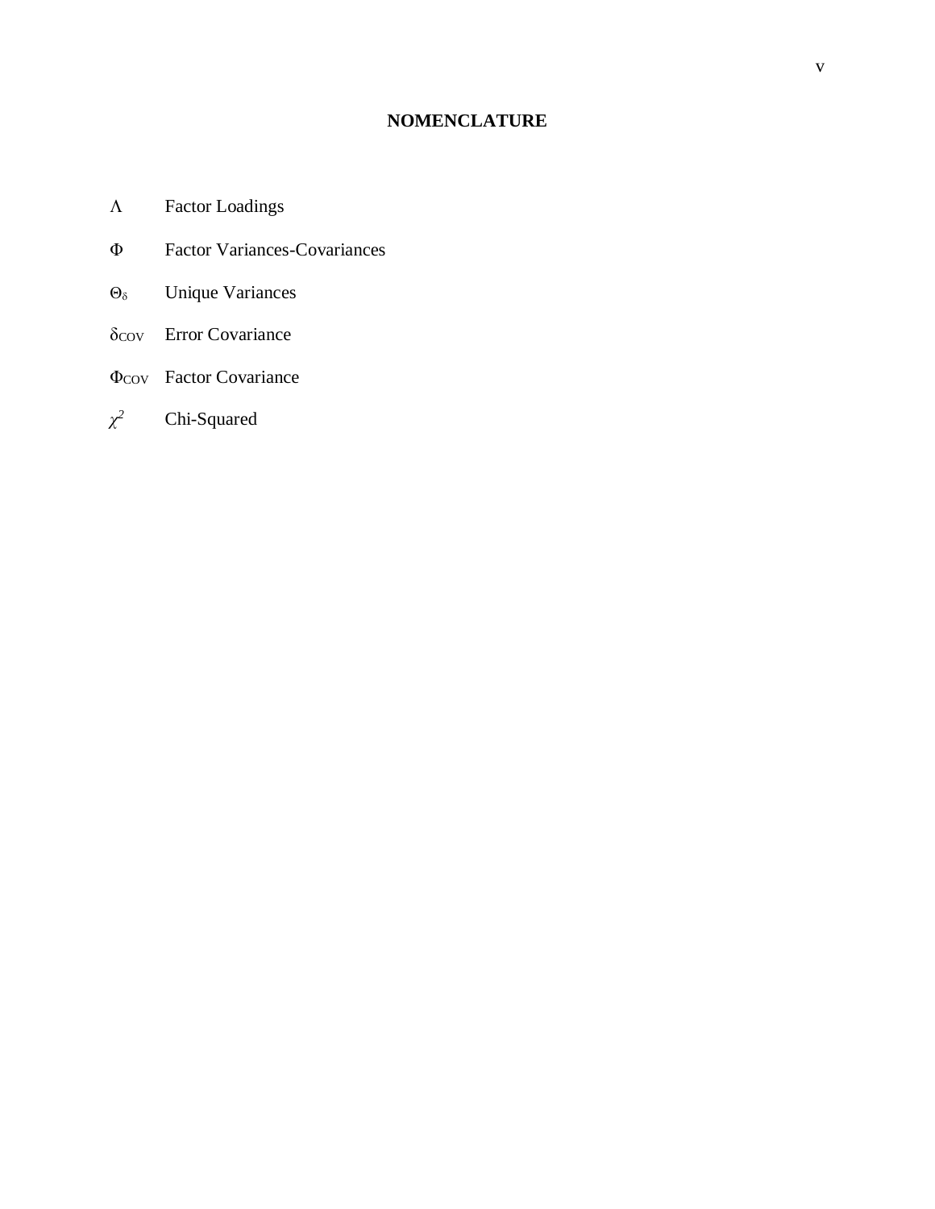# NOMENCLATURE

| Symbol | Definition |
| --- | --- |
| $\Lambda$ | Factor Loadings |
| $\Phi$ | Factor Variances-Covariances |
| $\Theta_\delta$ | Unique Variances |
| $\delta_{COV}$ | Error Covariance |
| $\Phi_{COV}$ | Factor Covariance |
| $\chi^2$ | Chi-Squared |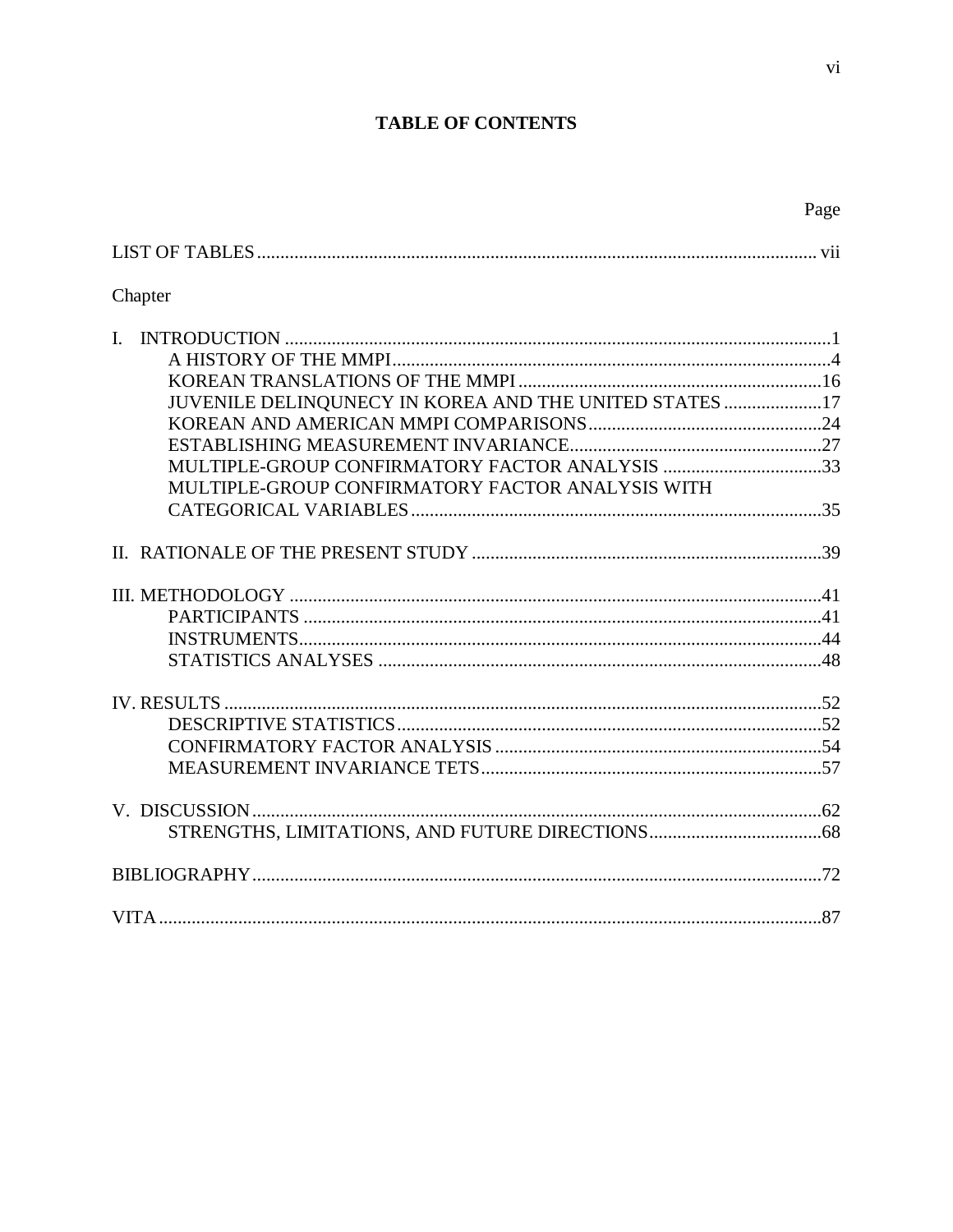# TABLE OF CONTENTS

| | Page |
|---|---|
| LIST OF TABLES | vii |
| Chapter | |
| I. INTRODUCTION | 1 |
| A HISTORY OF THE MMPI | 4 |
| KOREAN TRANSLATIONS OF THE MMPI | 16 |
| JUVENILE DELINQUNECY IN KOREA AND THE UNITED STATES | 17 |
| KOREAN AND AMERICAN MMPI COMPARISONS | 24 |
| ESTABLISHING MEASUREMENT INVARIANCE | 27 |
| MULTIPLE-GROUP CONFIRMATORY FACTOR ANALYSIS | 33 |
| MULTIPLE-GROUP CONFIRMATORY FACTOR ANALYSIS WITH CATEGORICAL VARIABLES | 35 |
| II. RATIONALE OF THE PRESENT STUDY | 39 |
| III. METHODOLOGY | 41 |
| PARTICIPANTS | 41 |
| INSTRUMENTS | 44 |
| STATISTICS ANALYSES | 48 |
| IV. RESULTS | 52 |
| DESCRIPTIVE STATISTICS | 52 |
| CONFIRMATORY FACTOR ANALYSIS | 54 |
| MEASUREMENT INVARIANCE TETS | 57 |
| V. DISCUSSION | 62 |
| STRENGTHS, LIMITATIONS, AND FUTURE DIRECTIONS | 68 |
| BIBLIOGRAPHY | 72 |
| VITA | 87 |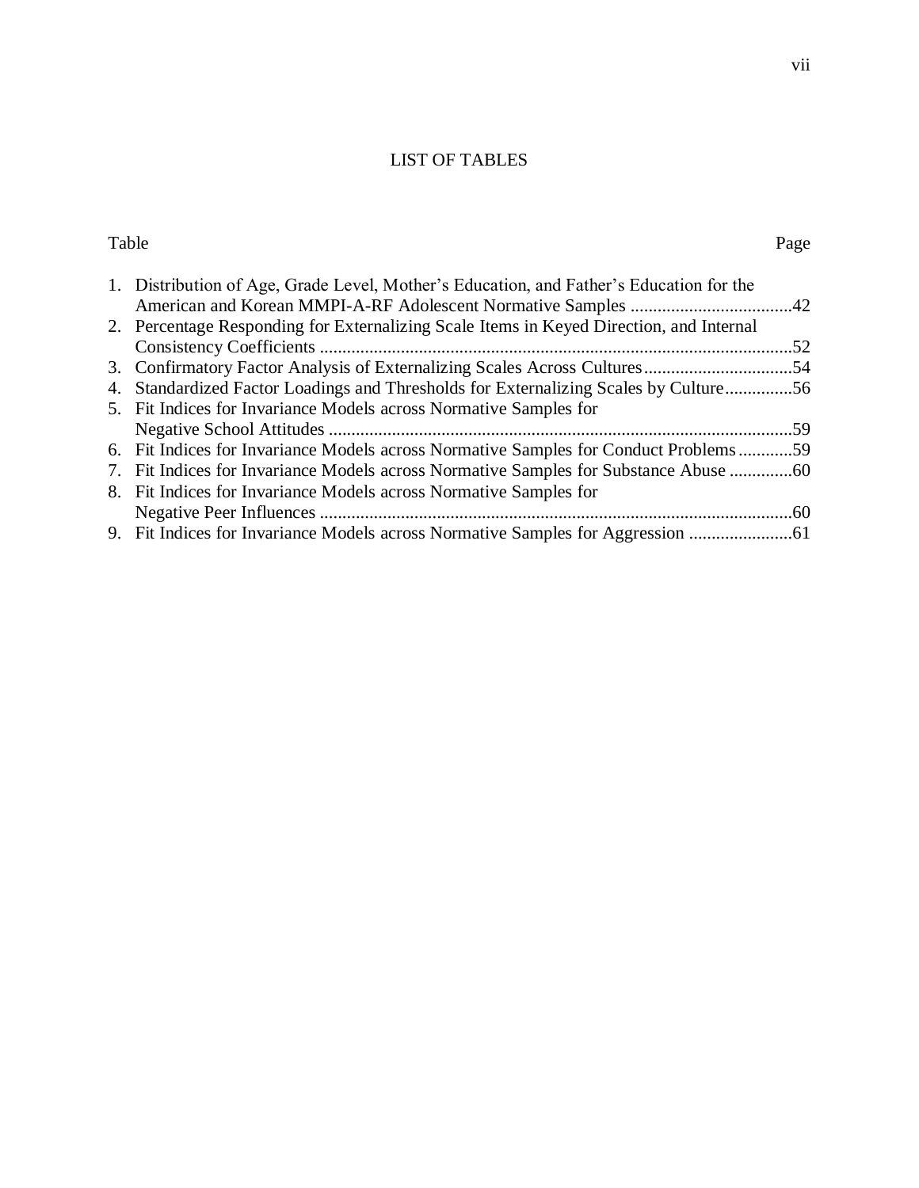# LIST OF TABLES

| Table | Page |
|---|---|
| 1. Distribution of Age, Grade Level, Mother's Education, and Father's Education for the American and Korean MMPI-A-RF Adolescent Normative Samples | 42 |
| 2. Percentage Responding for Externalizing Scale Items in Keyed Direction, and Internal Consistency Coefficients | 52 |
| 3. Confirmatory Factor Analysis of Externalizing Scales Across Cultures | 54 |
| 4. Standardized Factor Loadings and Thresholds for Externalizing Scales by Culture | 56 |
| 5. Fit Indices for Invariance Models across Normative Samples for Negative School Attitudes | 59 |
| 6. Fit Indices for Invariance Models across Normative Samples for Conduct Problems | 59 |
| 7. Fit Indices for Invariance Models across Normative Samples for Substance Abuse | 60 |
| 8. Fit Indices for Invariance Models across Normative Samples for Negative Peer Influences | 60 |
| 9. Fit Indices for Invariance Models across Normative Samples for Aggression | 61 |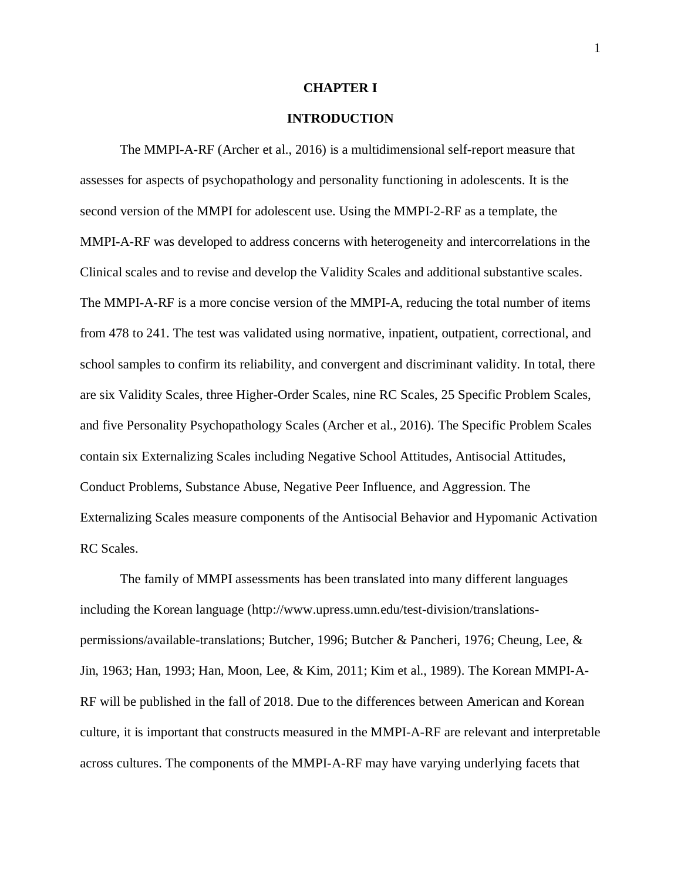# CHAPTER I

## INTRODUCTION

The MMPI-A-RF (Archer et al., 2016) is a multidimensional self-report measure that assesses for aspects of psychopathology and personality functioning in adolescents. It is the second version of the MMPI for adolescent use. Using the MMPI-2-RF as a template, the MMPI-A-RF was developed to address concerns with heterogeneity and intercorrelations in the Clinical scales and to revise and develop the Validity Scales and additional substantive scales. The MMPI-A-RF is a more concise version of the MMPI-A, reducing the total number of items from 478 to 241. The test was validated using normative, inpatient, outpatient, correctional, and school samples to confirm its reliability, and convergent and discriminant validity. In total, there are six Validity Scales, three Higher-Order Scales, nine RC Scales, 25 Specific Problem Scales, and five Personality Psychopathology Scales (Archer et al., 2016). The Specific Problem Scales contain six Externalizing Scales including Negative School Attitudes, Antisocial Attitudes, Conduct Problems, Substance Abuse, Negative Peer Influence, and Aggression. The Externalizing Scales measure components of the Antisocial Behavior and Hypomanic Activation RC Scales.

The family of MMPI assessments has been translated into many different languages including the Korean language (http://www.upress.umn.edu/test-division/translations-permissions/available-translations; Butcher, 1996; Butcher & Pancheri, 1976; Cheung, Lee, & Jin, 1963; Han, 1993; Han, Moon, Lee, & Kim, 2011; Kim et al., 1989). The Korean MMPI-A-RF will be published in the fall of 2018. Due to the differences between American and Korean culture, it is important that constructs measured in the MMPI-A-RF are relevant and interpretable across cultures. The components of the MMPI-A-RF may have varying underlying facets that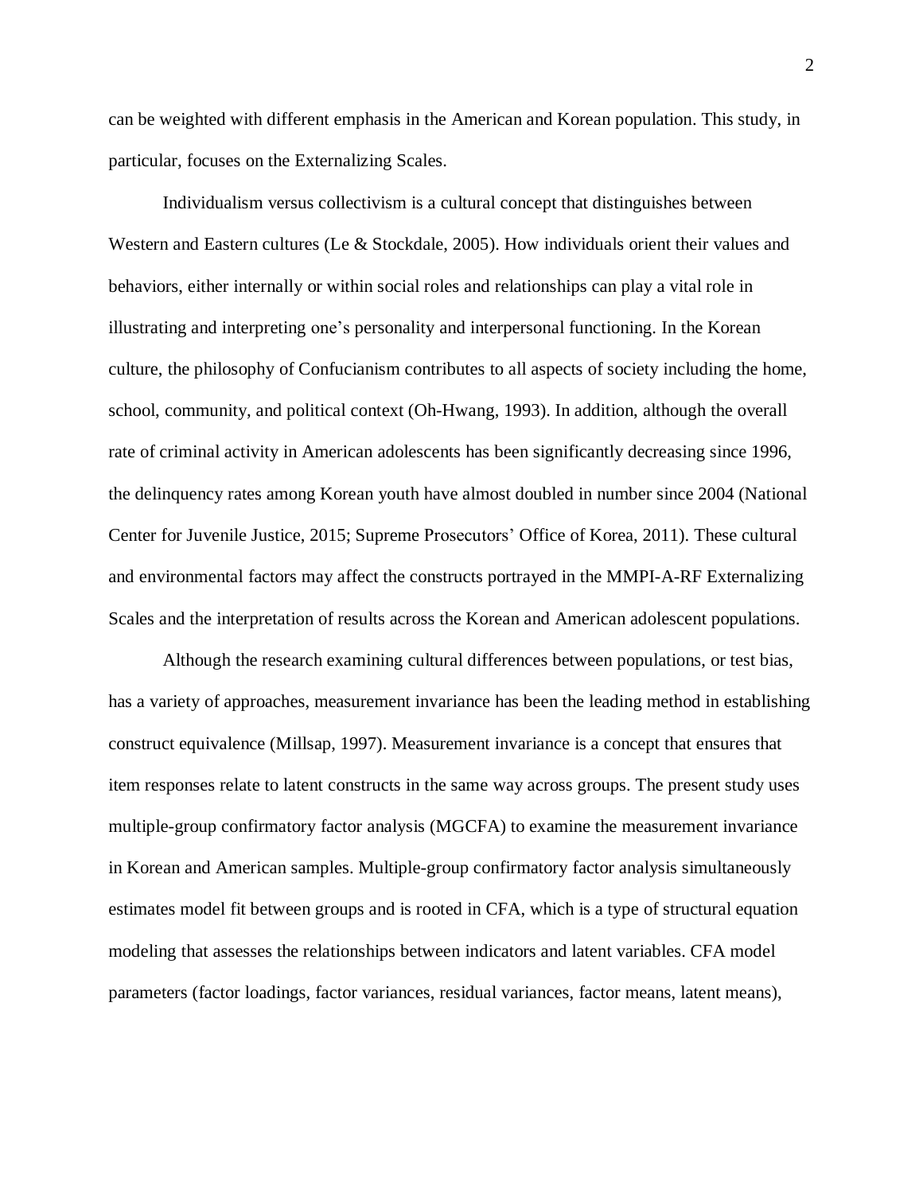can be weighted with different emphasis in the American and Korean population. This study, in particular, focuses on the Externalizing Scales.

Individualism versus collectivism is a cultural concept that distinguishes between Western and Eastern cultures (Le & Stockdale, 2005). How individuals orient their values and behaviors, either internally or within social roles and relationships can play a vital role in illustrating and interpreting one's personality and interpersonal functioning. In the Korean culture, the philosophy of Confucianism contributes to all aspects of society including the home, school, community, and political context (Oh-Hwang, 1993). In addition, although the overall rate of criminal activity in American adolescents has been significantly decreasing since 1996, the delinquency rates among Korean youth have almost doubled in number since 2004 (National Center for Juvenile Justice, 2015; Supreme Prosecutors' Office of Korea, 2011). These cultural and environmental factors may affect the constructs portrayed in the MMPI-A-RF Externalizing Scales and the interpretation of results across the Korean and American adolescent populations.

Although the research examining cultural differences between populations, or test bias, has a variety of approaches, measurement invariance has been the leading method in establishing construct equivalence (Millsap, 1997). Measurement invariance is a concept that ensures that item responses relate to latent constructs in the same way across groups. The present study uses multiple-group confirmatory factor analysis (MGCFA) to examine the measurement invariance in Korean and American samples. Multiple-group confirmatory factor analysis simultaneously estimates model fit between groups and is rooted in CFA, which is a type of structural equation modeling that assesses the relationships between indicators and latent variables. CFA model parameters (factor loadings, factor variances, residual variances, factor means, latent means),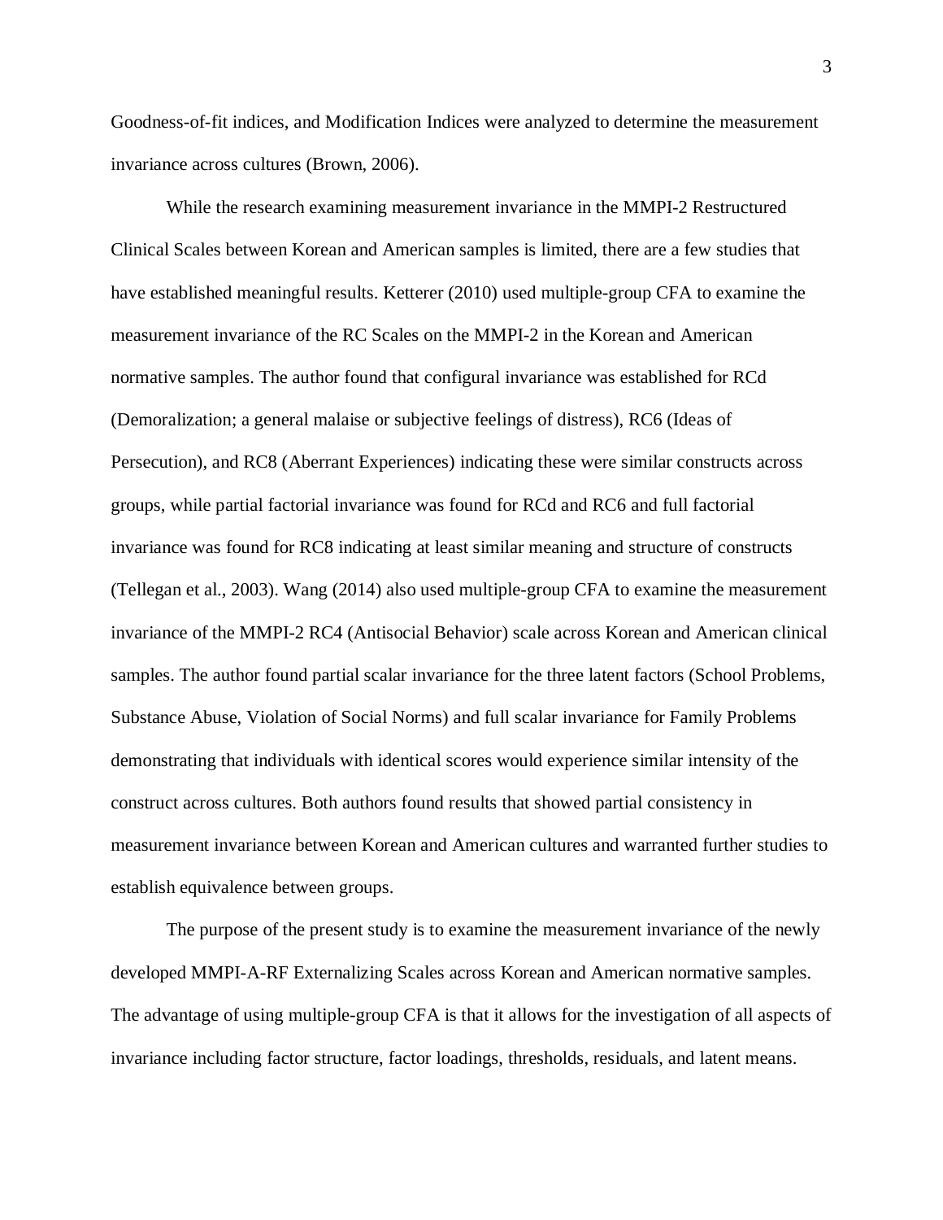Goodness-of-fit indices, and Modification Indices were analyzed to determine the measurement invariance across cultures (Brown, 2006).

While the research examining measurement invariance in the MMPI-2 Restructured Clinical Scales between Korean and American samples is limited, there are a few studies that have established meaningful results. Ketterer (2010) used multiple-group CFA to examine the measurement invariance of the RC Scales on the MMPI-2 in the Korean and American normative samples. The author found that configural invariance was established for RCd (Demoralization; a general malaise or subjective feelings of distress), RC6 (Ideas of Persecution), and RC8 (Aberrant Experiences) indicating these were similar constructs across groups, while partial factorial invariance was found for RCd and RC6 and full factorial invariance was found for RC8 indicating at least similar meaning and structure of constructs (Tellegan et al., 2003). Wang (2014) also used multiple-group CFA to examine the measurement invariance of the MMPI-2 RC4 (Antisocial Behavior) scale across Korean and American clinical samples. The author found partial scalar invariance for the three latent factors (School Problems, Substance Abuse, Violation of Social Norms) and full scalar invariance for Family Problems demonstrating that individuals with identical scores would experience similar intensity of the construct across cultures. Both authors found results that showed partial consistency in measurement invariance between Korean and American cultures and warranted further studies to establish equivalence between groups.

The purpose of the present study is to examine the measurement invariance of the newly developed MMPI-A-RF Externalizing Scales across Korean and American normative samples. The advantage of using multiple-group CFA is that it allows for the investigation of all aspects of invariance including factor structure, factor loadings, thresholds, residuals, and latent means.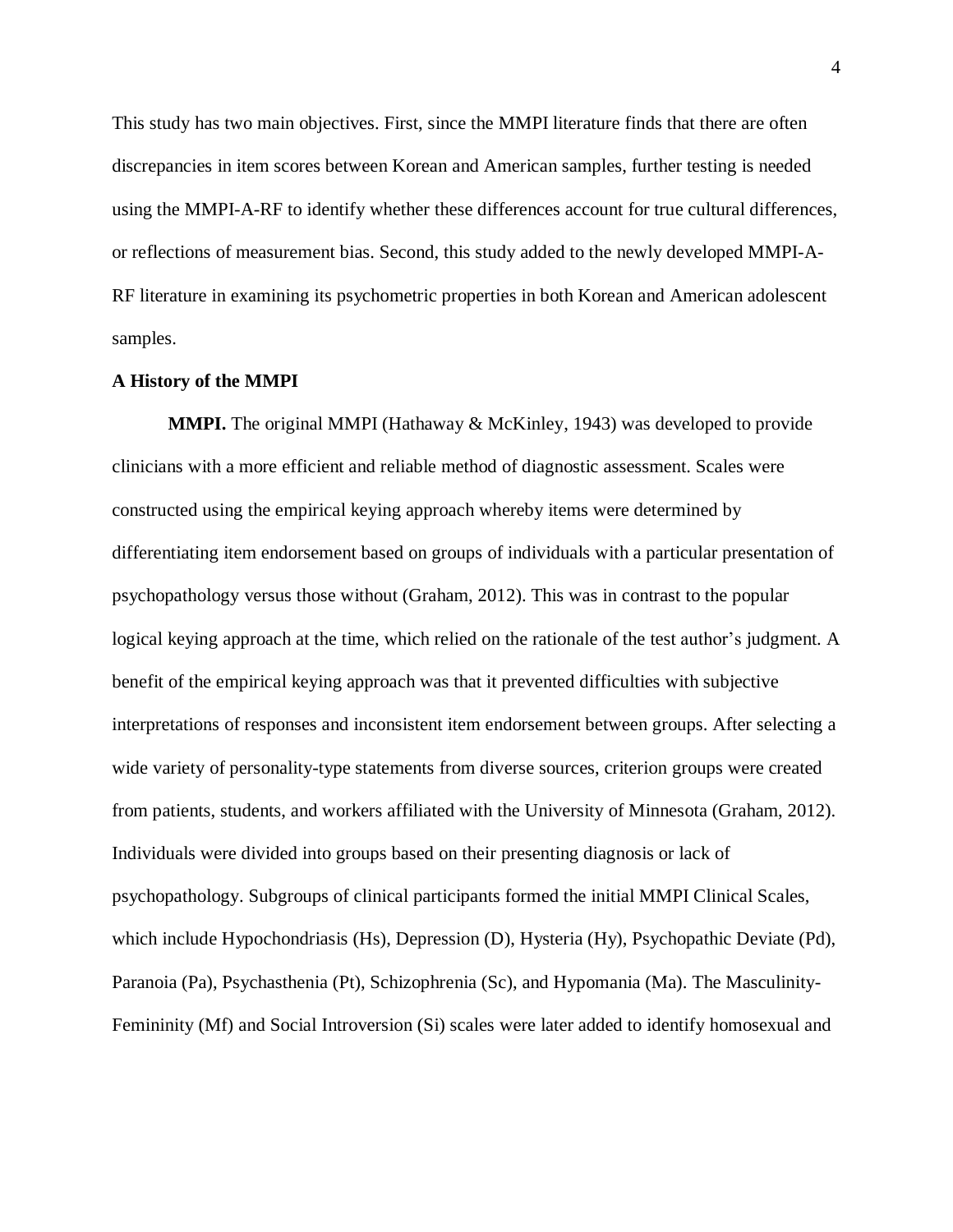This study has two main objectives. First, since the MMPI literature finds that there are often discrepancies in item scores between Korean and American samples, further testing is needed using the MMPI-A-RF to identify whether these differences account for true cultural differences, or reflections of measurement bias. Second, this study added to the newly developed MMPI-A-RF literature in examining its psychometric properties in both Korean and American adolescent samples.

## A History of the MMPI

**MMPI.** The original MMPI (Hathaway & McKinley, 1943) was developed to provide clinicians with a more efficient and reliable method of diagnostic assessment. Scales were constructed using the empirical keying approach whereby items were determined by differentiating item endorsement based on groups of individuals with a particular presentation of psychopathology versus those without (Graham, 2012). This was in contrast to the popular logical keying approach at the time, which relied on the rationale of the test author's judgment. A benefit of the empirical keying approach was that it prevented difficulties with subjective interpretations of responses and inconsistent item endorsement between groups. After selecting a wide variety of personality-type statements from diverse sources, criterion groups were created from patients, students, and workers affiliated with the University of Minnesota (Graham, 2012). Individuals were divided into groups based on their presenting diagnosis or lack of psychopathology. Subgroups of clinical participants formed the initial MMPI Clinical Scales, which include Hypochondriasis (Hs), Depression (D), Hysteria (Hy), Psychopathic Deviate (Pd), Paranoia (Pa), Psychasthenia (Pt), Schizophrenia (Sc), and Hypomania (Ma). The Masculinity-Femininity (Mf) and Social Introversion (Si) scales were later added to identify homosexual and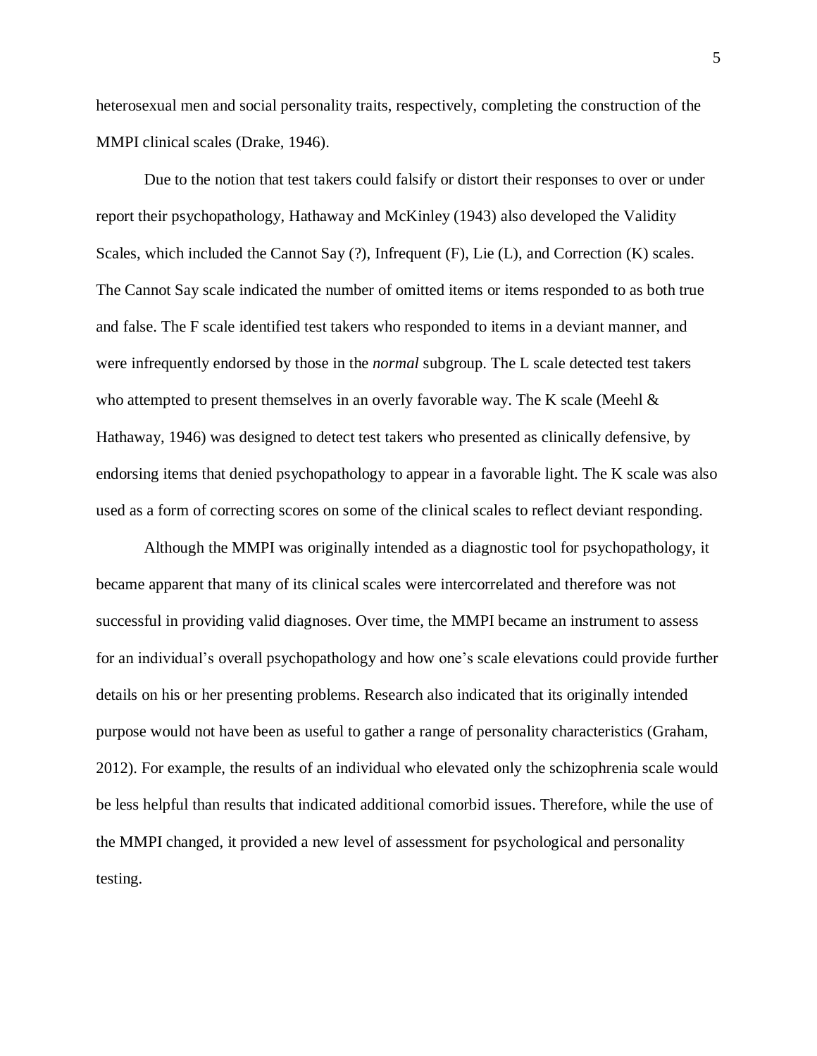heterosexual men and social personality traits, respectively, completing the construction of the MMPI clinical scales (Drake, 1946).

Due to the notion that test takers could falsify or distort their responses to over or under report their psychopathology, Hathaway and McKinley (1943) also developed the Validity Scales, which included the Cannot Say (?), Infrequent (F), Lie (L), and Correction (K) scales. The Cannot Say scale indicated the number of omitted items or items responded to as both true and false. The F scale identified test takers who responded to items in a deviant manner, and were infrequently endorsed by those in the *normal* subgroup. The L scale detected test takers who attempted to present themselves in an overly favorable way. The K scale (Meehl & Hathaway, 1946) was designed to detect test takers who presented as clinically defensive, by endorsing items that denied psychopathology to appear in a favorable light. The K scale was also used as a form of correcting scores on some of the clinical scales to reflect deviant responding.

Although the MMPI was originally intended as a diagnostic tool for psychopathology, it became apparent that many of its clinical scales were intercorrelated and therefore was not successful in providing valid diagnoses. Over time, the MMPI became an instrument to assess for an individual's overall psychopathology and how one's scale elevations could provide further details on his or her presenting problems. Research also indicated that its originally intended purpose would not have been as useful to gather a range of personality characteristics (Graham, 2012). For example, the results of an individual who elevated only the schizophrenia scale would be less helpful than results that indicated additional comorbid issues. Therefore, while the use of the MMPI changed, it provided a new level of assessment for psychological and personality testing.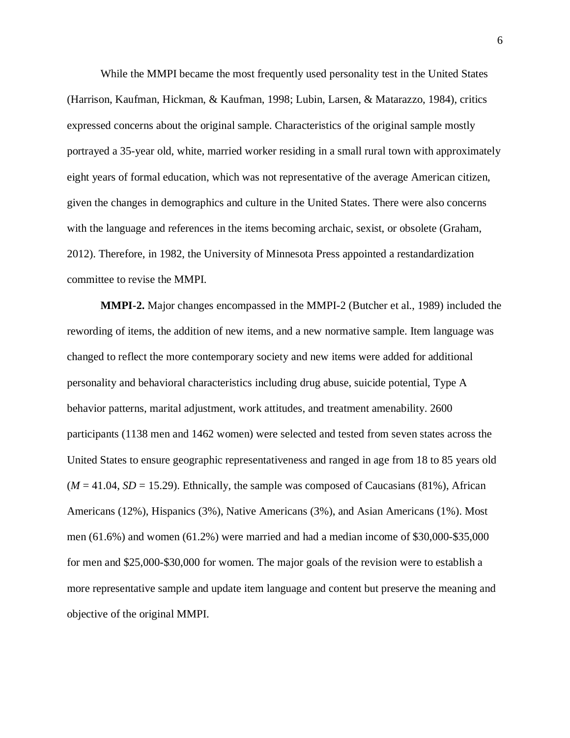While the MMPI became the most frequently used personality test in the United States (Harrison, Kaufman, Hickman, & Kaufman, 1998; Lubin, Larsen, & Matarazzo, 1984), critics expressed concerns about the original sample. Characteristics of the original sample mostly portrayed a 35-year old, white, married worker residing in a small rural town with approximately eight years of formal education, which was not representative of the average American citizen, given the changes in demographics and culture in the United States. There were also concerns with the language and references in the items becoming archaic, sexist, or obsolete (Graham, 2012). Therefore, in 1982, the University of Minnesota Press appointed a restandardization committee to revise the MMPI.

**MMPI-2.** Major changes encompassed in the MMPI-2 (Butcher et al., 1989) included the rewording of items, the addition of new items, and a new normative sample. Item language was changed to reflect the more contemporary society and new items were added for additional personality and behavioral characteristics including drug abuse, suicide potential, Type A behavior patterns, marital adjustment, work attitudes, and treatment amenability. 2600 participants (1138 men and 1462 women) were selected and tested from seven states across the United States to ensure geographic representativeness and ranged in age from 18 to 85 years old ($M$ = 41.04, $SD$ = 15.29). Ethnically, the sample was composed of Caucasians (81%), African Americans (12%), Hispanics (3%), Native Americans (3%), and Asian Americans (1%). Most men (61.6%) and women (61.2%) were married and had a median income of $30,000-$35,000 for men and $25,000-$30,000 for women. The major goals of the revision were to establish a more representative sample and update item language and content but preserve the meaning and objective of the original MMPI.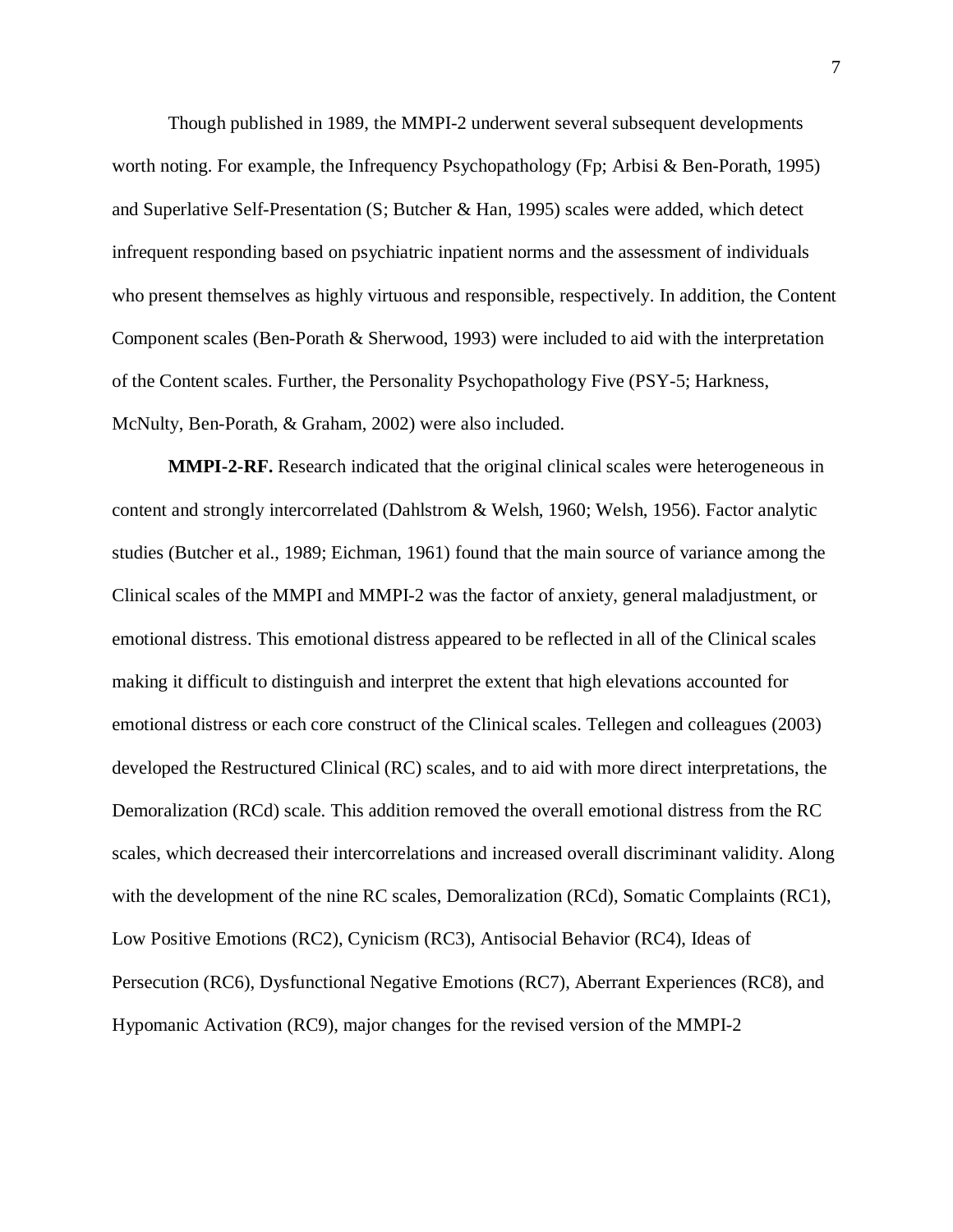Though published in 1989, the MMPI-2 underwent several subsequent developments worth noting. For example, the Infrequency Psychopathology (Fp; Arbisi & Ben-Porath, 1995) and Superlative Self-Presentation (S; Butcher & Han, 1995) scales were added, which detect infrequent responding based on psychiatric inpatient norms and the assessment of individuals who present themselves as highly virtuous and responsible, respectively. In addition, the Content Component scales (Ben-Porath & Sherwood, 1993) were included to aid with the interpretation of the Content scales. Further, the Personality Psychopathology Five (PSY-5; Harkness, McNulty, Ben-Porath, & Graham, 2002) were also included.

**MMPI-2-RF.** Research indicated that the original clinical scales were heterogeneous in content and strongly intercorrelated (Dahlstrom & Welsh, 1960; Welsh, 1956). Factor analytic studies (Butcher et al., 1989; Eichman, 1961) found that the main source of variance among the Clinical scales of the MMPI and MMPI-2 was the factor of anxiety, general maladjustment, or emotional distress. This emotional distress appeared to be reflected in all of the Clinical scales making it difficult to distinguish and interpret the extent that high elevations accounted for emotional distress or each core construct of the Clinical scales. Tellegen and colleagues (2003) developed the Restructured Clinical (RC) scales, and to aid with more direct interpretations, the Demoralization (RCd) scale. This addition removed the overall emotional distress from the RC scales, which decreased their intercorrelations and increased overall discriminant validity. Along with the development of the nine RC scales, Demoralization (RCd), Somatic Complaints (RC1), Low Positive Emotions (RC2), Cynicism (RC3), Antisocial Behavior (RC4), Ideas of Persecution (RC6), Dysfunctional Negative Emotions (RC7), Aberrant Experiences (RC8), and Hypomanic Activation (RC9), major changes for the revised version of the MMPI-2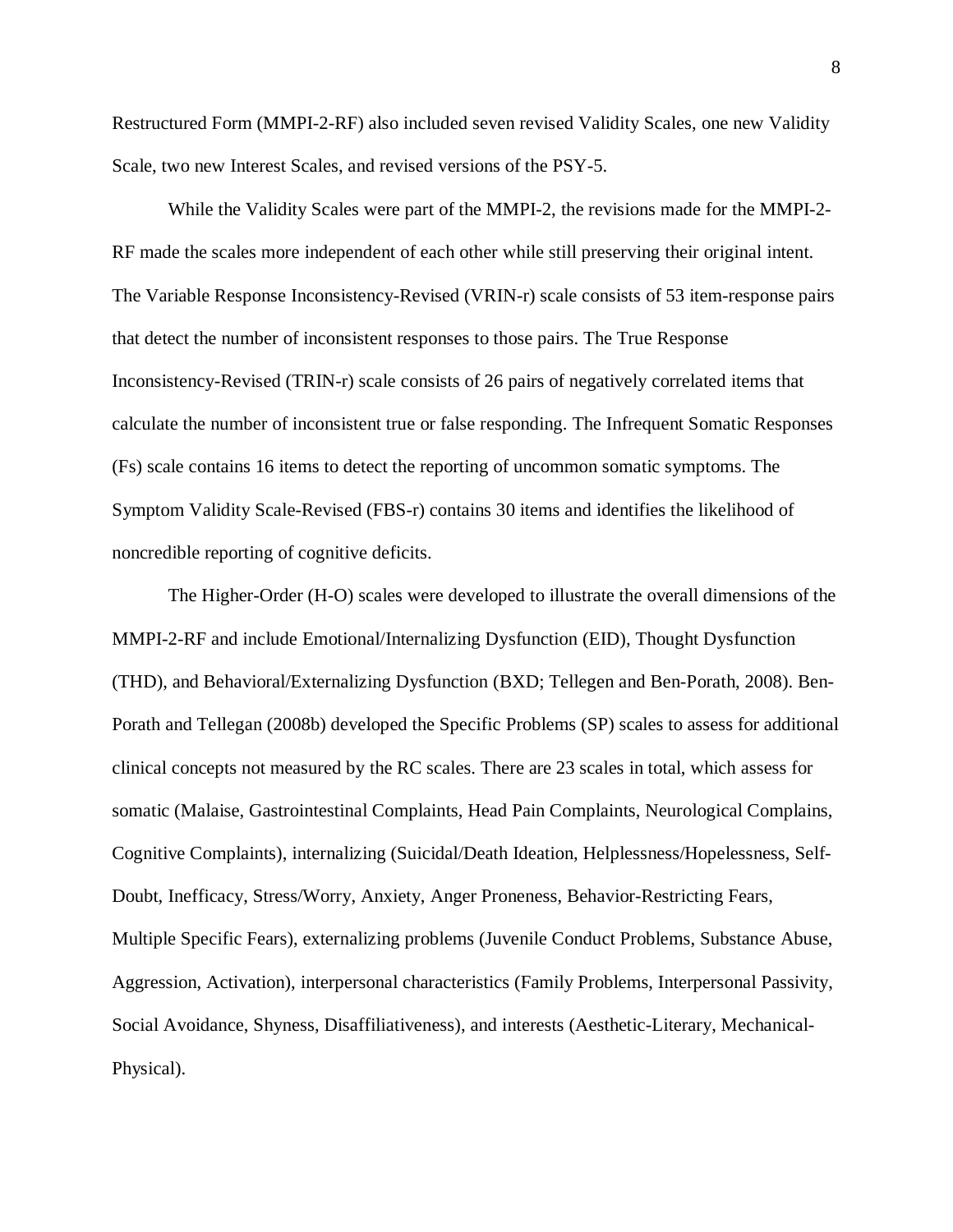Restructured Form (MMPI-2-RF) also included seven revised Validity Scales, one new Validity Scale, two new Interest Scales, and revised versions of the PSY-5.

While the Validity Scales were part of the MMPI-2, the revisions made for the MMPI-2-RF made the scales more independent of each other while still preserving their original intent. The Variable Response Inconsistency-Revised (VRIN-r) scale consists of 53 item-response pairs that detect the number of inconsistent responses to those pairs. The True Response Inconsistency-Revised (TRIN-r) scale consists of 26 pairs of negatively correlated items that calculate the number of inconsistent true or false responding. The Infrequent Somatic Responses (Fs) scale contains 16 items to detect the reporting of uncommon somatic symptoms. The Symptom Validity Scale-Revised (FBS-r) contains 30 items and identifies the likelihood of noncredible reporting of cognitive deficits.

The Higher-Order (H-O) scales were developed to illustrate the overall dimensions of the MMPI-2-RF and include Emotional/Internalizing Dysfunction (EID), Thought Dysfunction (THD), and Behavioral/Externalizing Dysfunction (BXD; Tellegen and Ben-Porath, 2008). Ben-Porath and Tellegan (2008b) developed the Specific Problems (SP) scales to assess for additional clinical concepts not measured by the RC scales. There are 23 scales in total, which assess for somatic (Malaise, Gastrointestinal Complaints, Head Pain Complaints, Neurological Complains, Cognitive Complaints), internalizing (Suicidal/Death Ideation, Helplessness/Hopelessness, Self-Doubt, Inefficacy, Stress/Worry, Anxiety, Anger Proneness, Behavior-Restricting Fears, Multiple Specific Fears), externalizing problems (Juvenile Conduct Problems, Substance Abuse, Aggression, Activation), interpersonal characteristics (Family Problems, Interpersonal Passivity, Social Avoidance, Shyness, Disaffiliativeness), and interests (Aesthetic-Literary, Mechanical-Physical).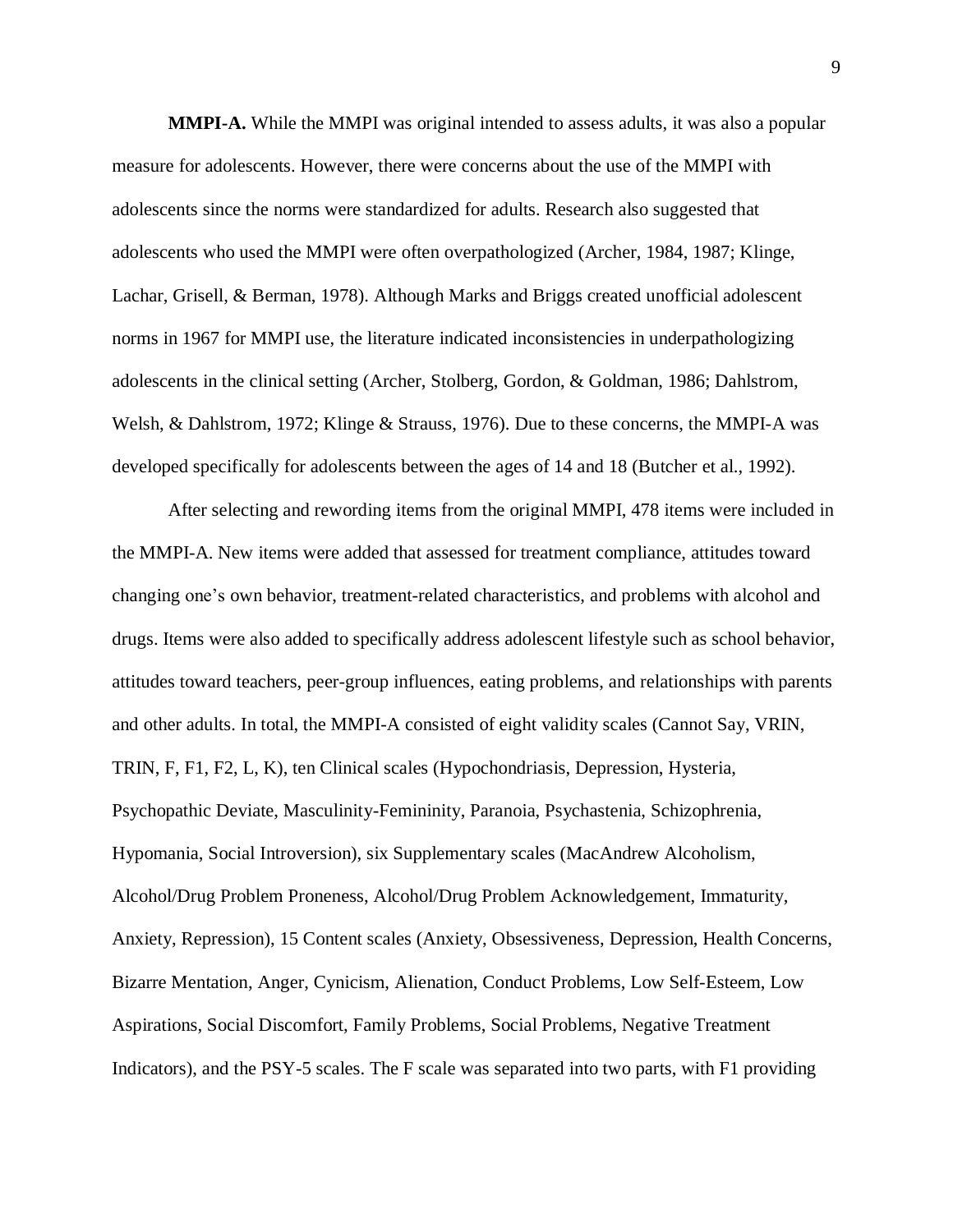**MMPI-A.** While the MMPI was original intended to assess adults, it was also a popular measure for adolescents. However, there were concerns about the use of the MMPI with adolescents since the norms were standardized for adults. Research also suggested that adolescents who used the MMPI were often overpathologized (Archer, 1984, 1987; Klinge, Lachar, Grisell, & Berman, 1978). Although Marks and Briggs created unofficial adolescent norms in 1967 for MMPI use, the literature indicated inconsistencies in underpathologizing adolescents in the clinical setting (Archer, Stolberg, Gordon, & Goldman, 1986; Dahlstrom, Welsh, & Dahlstrom, 1972; Klinge & Strauss, 1976). Due to these concerns, the MMPI-A was developed specifically for adolescents between the ages of 14 and 18 (Butcher et al., 1992).

After selecting and rewording items from the original MMPI, 478 items were included in the MMPI-A. New items were added that assessed for treatment compliance, attitudes toward changing one's own behavior, treatment-related characteristics, and problems with alcohol and drugs. Items were also added to specifically address adolescent lifestyle such as school behavior, attitudes toward teachers, peer-group influences, eating problems, and relationships with parents and other adults. In total, the MMPI-A consisted of eight validity scales (Cannot Say, VRIN, TRIN, F, F1, F2, L, K), ten Clinical scales (Hypochondriasis, Depression, Hysteria, Psychopathic Deviate, Masculinity-Femininity, Paranoia, Psychastenia, Schizophrenia, Hypomania, Social Introversion), six Supplementary scales (MacAndrew Alcoholism, Alcohol/Drug Problem Proneness, Alcohol/Drug Problem Acknowledgement, Immaturity, Anxiety, Repression), 15 Content scales (Anxiety, Obsessiveness, Depression, Health Concerns, Bizarre Mentation, Anger, Cynicism, Alienation, Conduct Problems, Low Self-Esteem, Low Aspirations, Social Discomfort, Family Problems, Social Problems, Negative Treatment Indicators), and the PSY-5 scales. The F scale was separated into two parts, with F1 providing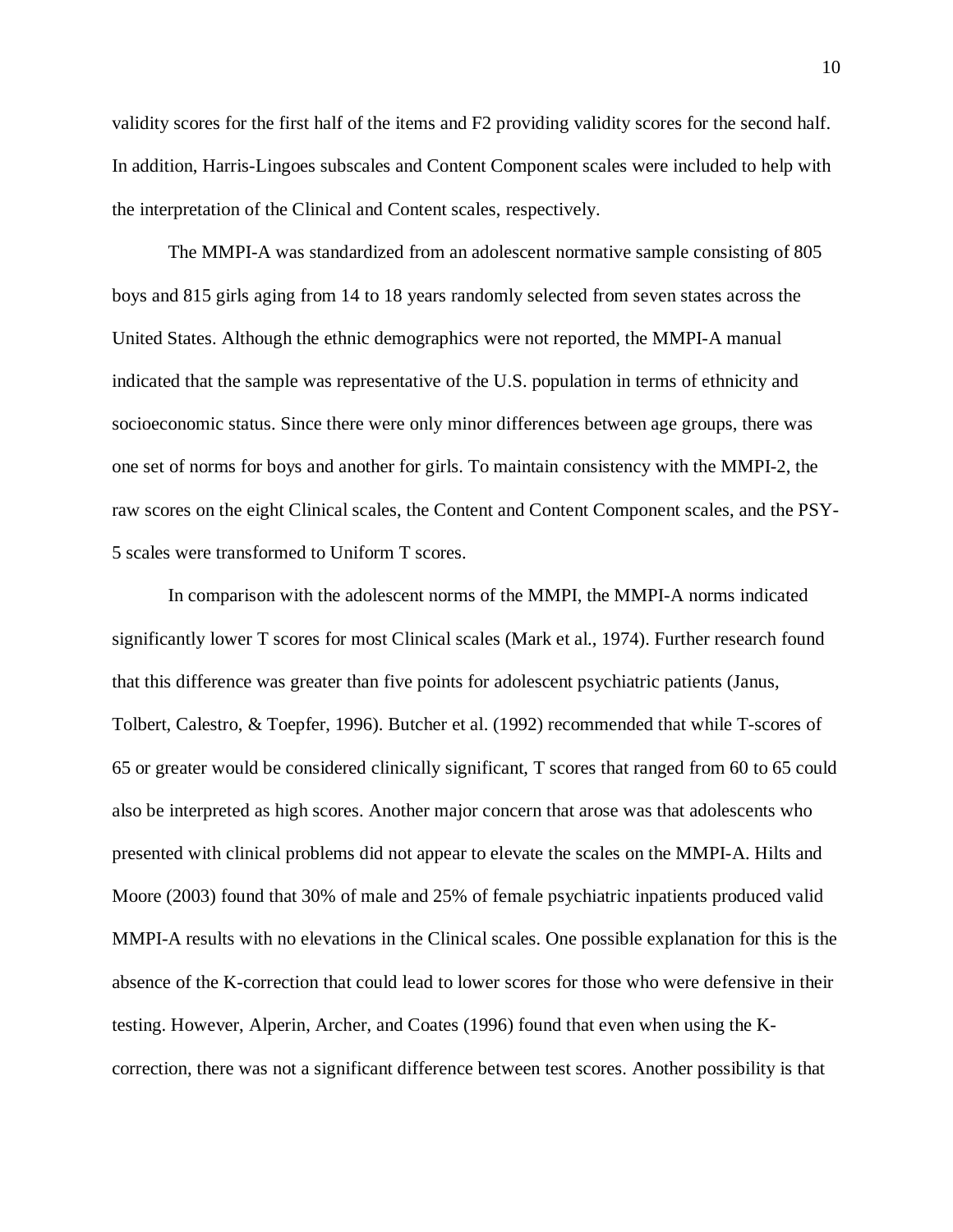validity scores for the first half of the items and F2 providing validity scores for the second half. In addition, Harris-Lingoes subscales and Content Component scales were included to help with the interpretation of the Clinical and Content scales, respectively.

The MMPI-A was standardized from an adolescent normative sample consisting of 805 boys and 815 girls aging from 14 to 18 years randomly selected from seven states across the United States. Although the ethnic demographics were not reported, the MMPI-A manual indicated that the sample was representative of the U.S. population in terms of ethnicity and socioeconomic status. Since there were only minor differences between age groups, there was one set of norms for boys and another for girls. To maintain consistency with the MMPI-2, the raw scores on the eight Clinical scales, the Content and Content Component scales, and the PSY-5 scales were transformed to Uniform T scores.

In comparison with the adolescent norms of the MMPI, the MMPI-A norms indicated significantly lower T scores for most Clinical scales (Mark et al., 1974). Further research found that this difference was greater than five points for adolescent psychiatric patients (Janus, Tolbert, Calestro, & Toepfer, 1996). Butcher et al. (1992) recommended that while T-scores of 65 or greater would be considered clinically significant, T scores that ranged from 60 to 65 could also be interpreted as high scores. Another major concern that arose was that adolescents who presented with clinical problems did not appear to elevate the scales on the MMPI-A. Hilts and Moore (2003) found that 30% of male and 25% of female psychiatric inpatients produced valid MMPI-A results with no elevations in the Clinical scales. One possible explanation for this is the absence of the K-correction that could lead to lower scores for those who were defensive in their testing. However, Alperin, Archer, and Coates (1996) found that even when using the K-correction, there was not a significant difference between test scores. Another possibility is that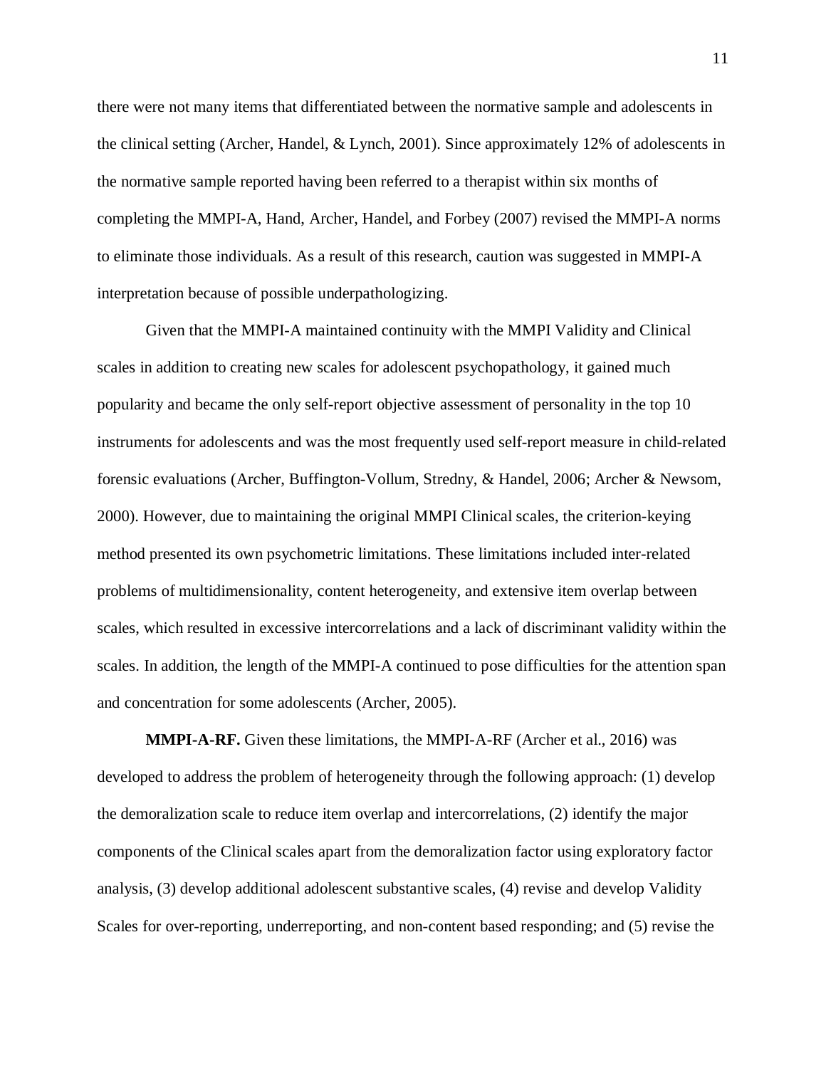there were not many items that differentiated between the normative sample and adolescents in the clinical setting (Archer, Handel, & Lynch, 2001). Since approximately 12% of adolescents in the normative sample reported having been referred to a therapist within six months of completing the MMPI-A, Hand, Archer, Handel, and Forbey (2007) revised the MMPI-A norms to eliminate those individuals. As a result of this research, caution was suggested in MMPI-A interpretation because of possible underpathologizing.

Given that the MMPI-A maintained continuity with the MMPI Validity and Clinical scales in addition to creating new scales for adolescent psychopathology, it gained much popularity and became the only self-report objective assessment of personality in the top 10 instruments for adolescents and was the most frequently used self-report measure in child-related forensic evaluations (Archer, Buffington-Vollum, Stredny, & Handel, 2006; Archer & Newsom, 2000). However, due to maintaining the original MMPI Clinical scales, the criterion-keying method presented its own psychometric limitations. These limitations included inter-related problems of multidimensionality, content heterogeneity, and extensive item overlap between scales, which resulted in excessive intercorrelations and a lack of discriminant validity within the scales. In addition, the length of the MMPI-A continued to pose difficulties for the attention span and concentration for some adolescents (Archer, 2005).

**MMPI-A-RF.** Given these limitations, the MMPI-A-RF (Archer et al., 2016) was developed to address the problem of heterogeneity through the following approach: (1) develop the demoralization scale to reduce item overlap and intercorrelations, (2) identify the major components of the Clinical scales apart from the demoralization factor using exploratory factor analysis, (3) develop additional adolescent substantive scales, (4) revise and develop Validity Scales for over-reporting, underreporting, and non-content based responding; and (5) revise the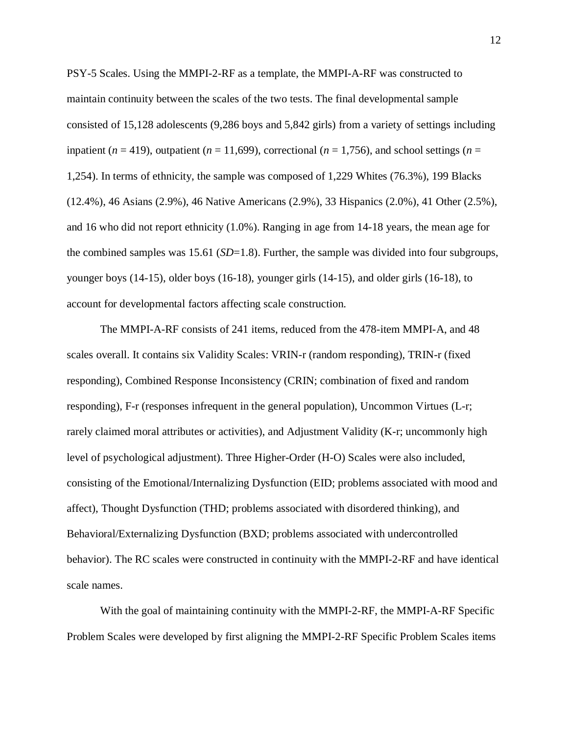PSY-5 Scales. Using the MMPI-2-RF as a template, the MMPI-A-RF was constructed to maintain continuity between the scales of the two tests. The final developmental sample consisted of 15,128 adolescents (9,286 boys and 5,842 girls) from a variety of settings including inpatient (*n* = 419), outpatient (*n* = 11,699), correctional (*n* = 1,756), and school settings (*n* = 1,254). In terms of ethnicity, the sample was composed of 1,229 Whites (76.3%), 199 Blacks (12.4%), 46 Asians (2.9%), 46 Native Americans (2.9%), 33 Hispanics (2.0%), 41 Other (2.5%), and 16 who did not report ethnicity (1.0%). Ranging in age from 14-18 years, the mean age for the combined samples was 15.61 (*SD*=1.8). Further, the sample was divided into four subgroups, younger boys (14-15), older boys (16-18), younger girls (14-15), and older girls (16-18), to account for developmental factors affecting scale construction.

The MMPI-A-RF consists of 241 items, reduced from the 478-item MMPI-A, and 48 scales overall. It contains six Validity Scales: VRIN-r (random responding), TRIN-r (fixed responding), Combined Response Inconsistency (CRIN; combination of fixed and random responding), F-r (responses infrequent in the general population), Uncommon Virtues (L-r; rarely claimed moral attributes or activities), and Adjustment Validity (K-r; uncommonly high level of psychological adjustment). Three Higher-Order (H-O) Scales were also included, consisting of the Emotional/Internalizing Dysfunction (EID; problems associated with mood and affect), Thought Dysfunction (THD; problems associated with disordered thinking), and Behavioral/Externalizing Dysfunction (BXD; problems associated with undercontrolled behavior). The RC scales were constructed in continuity with the MMPI-2-RF and have identical scale names.

With the goal of maintaining continuity with the MMPI-2-RF, the MMPI-A-RF Specific Problem Scales were developed by first aligning the MMPI-2-RF Specific Problem Scales items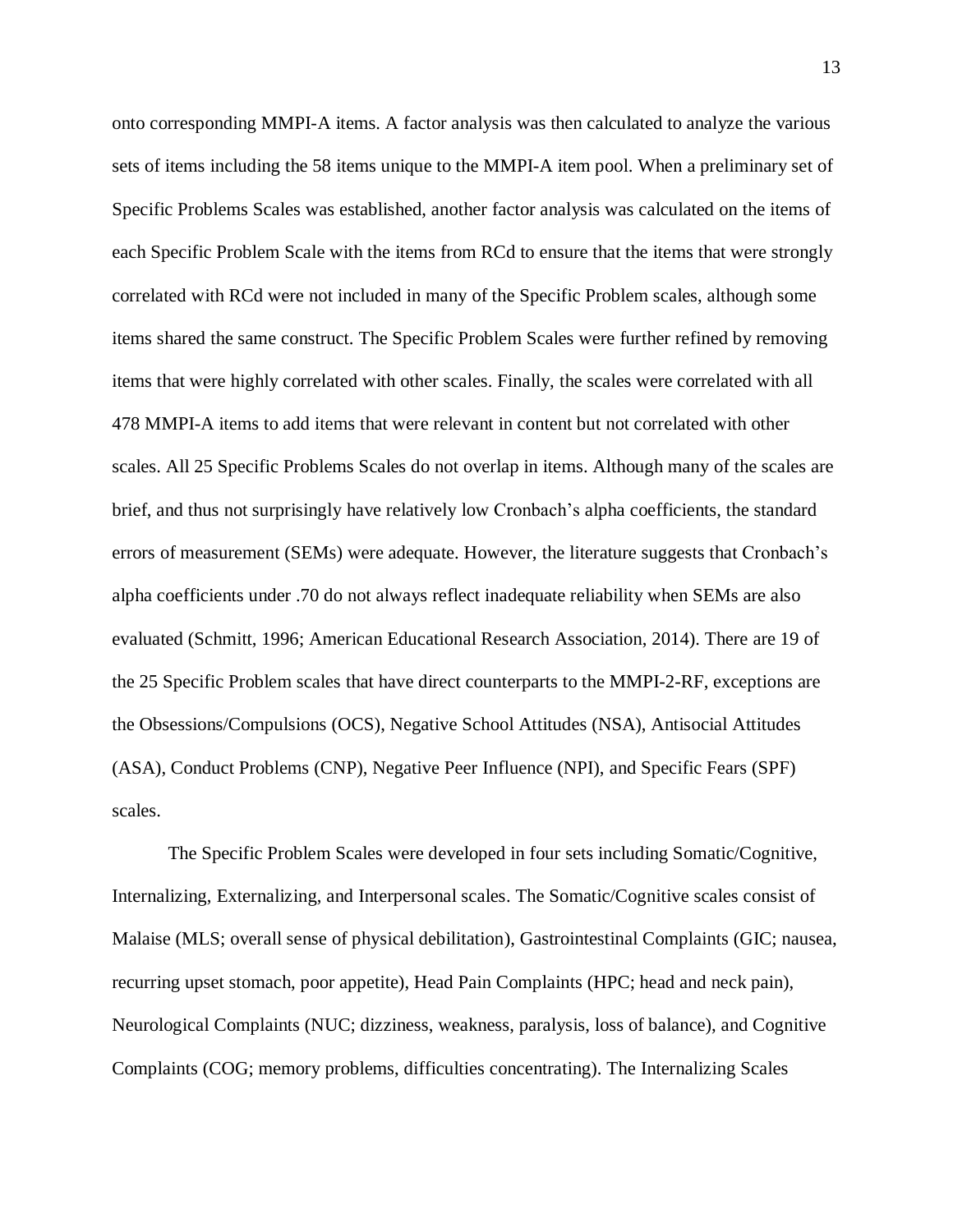onto corresponding MMPI-A items. A factor analysis was then calculated to analyze the various sets of items including the 58 items unique to the MMPI-A item pool. When a preliminary set of Specific Problems Scales was established, another factor analysis was calculated on the items of each Specific Problem Scale with the items from RCd to ensure that the items that were strongly correlated with RCd were not included in many of the Specific Problem scales, although some items shared the same construct. The Specific Problem Scales were further refined by removing items that were highly correlated with other scales. Finally, the scales were correlated with all 478 MMPI-A items to add items that were relevant in content but not correlated with other scales. All 25 Specific Problems Scales do not overlap in items. Although many of the scales are brief, and thus not surprisingly have relatively low Cronbach's alpha coefficients, the standard errors of measurement (SEMs) were adequate. However, the literature suggests that Cronbach's alpha coefficients under .70 do not always reflect inadequate reliability when SEMs are also evaluated (Schmitt, 1996; American Educational Research Association, 2014). There are 19 of the 25 Specific Problem scales that have direct counterparts to the MMPI-2-RF, exceptions are the Obsessions/Compulsions (OCS), Negative School Attitudes (NSA), Antisocial Attitudes (ASA), Conduct Problems (CNP), Negative Peer Influence (NPI), and Specific Fears (SPF) scales.

The Specific Problem Scales were developed in four sets including Somatic/Cognitive, Internalizing, Externalizing, and Interpersonal scales. The Somatic/Cognitive scales consist of Malaise (MLS; overall sense of physical debilitation), Gastrointestinal Complaints (GIC; nausea, recurring upset stomach, poor appetite), Head Pain Complaints (HPC; head and neck pain), Neurological Complaints (NUC; dizziness, weakness, paralysis, loss of balance), and Cognitive Complaints (COG; memory problems, difficulties concentrating). The Internalizing Scales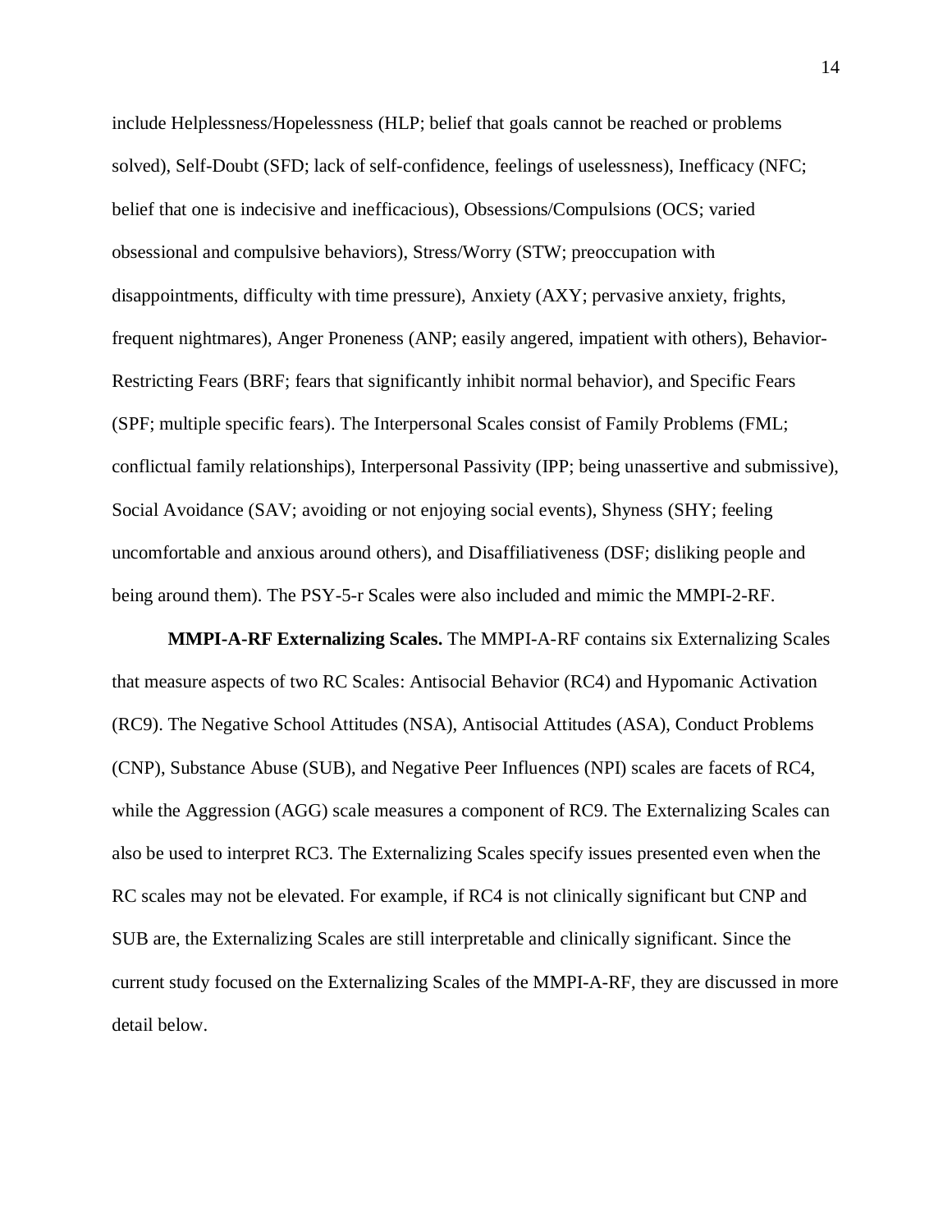include Helplessness/Hopelessness (HLP; belief that goals cannot be reached or problems solved), Self-Doubt (SFD; lack of self-confidence, feelings of uselessness), Inefficacy (NFC; belief that one is indecisive and inefficacious), Obsessions/Compulsions (OCS; varied obsessional and compulsive behaviors), Stress/Worry (STW; preoccupation with disappointments, difficulty with time pressure), Anxiety (AXY; pervasive anxiety, frights, frequent nightmares), Anger Proneness (ANP; easily angered, impatient with others), Behavior-Restricting Fears (BRF; fears that significantly inhibit normal behavior), and Specific Fears (SPF; multiple specific fears). The Interpersonal Scales consist of Family Problems (FML; conflictual family relationships), Interpersonal Passivity (IPP; being unassertive and submissive), Social Avoidance (SAV; avoiding or not enjoying social events), Shyness (SHY; feeling uncomfortable and anxious around others), and Disaffiliativeness (DSF; disliking people and being around them). The PSY-5-r Scales were also included and mimic the MMPI-2-RF.

**MMPI-A-RF Externalizing Scales.** The MMPI-A-RF contains six Externalizing Scales that measure aspects of two RC Scales: Antisocial Behavior (RC4) and Hypomanic Activation (RC9). The Negative School Attitudes (NSA), Antisocial Attitudes (ASA), Conduct Problems (CNP), Substance Abuse (SUB), and Negative Peer Influences (NPI) scales are facets of RC4, while the Aggression (AGG) scale measures a component of RC9. The Externalizing Scales can also be used to interpret RC3. The Externalizing Scales specify issues presented even when the RC scales may not be elevated. For example, if RC4 is not clinically significant but CNP and SUB are, the Externalizing Scales are still interpretable and clinically significant. Since the current study focused on the Externalizing Scales of the MMPI-A-RF, they are discussed in more detail below.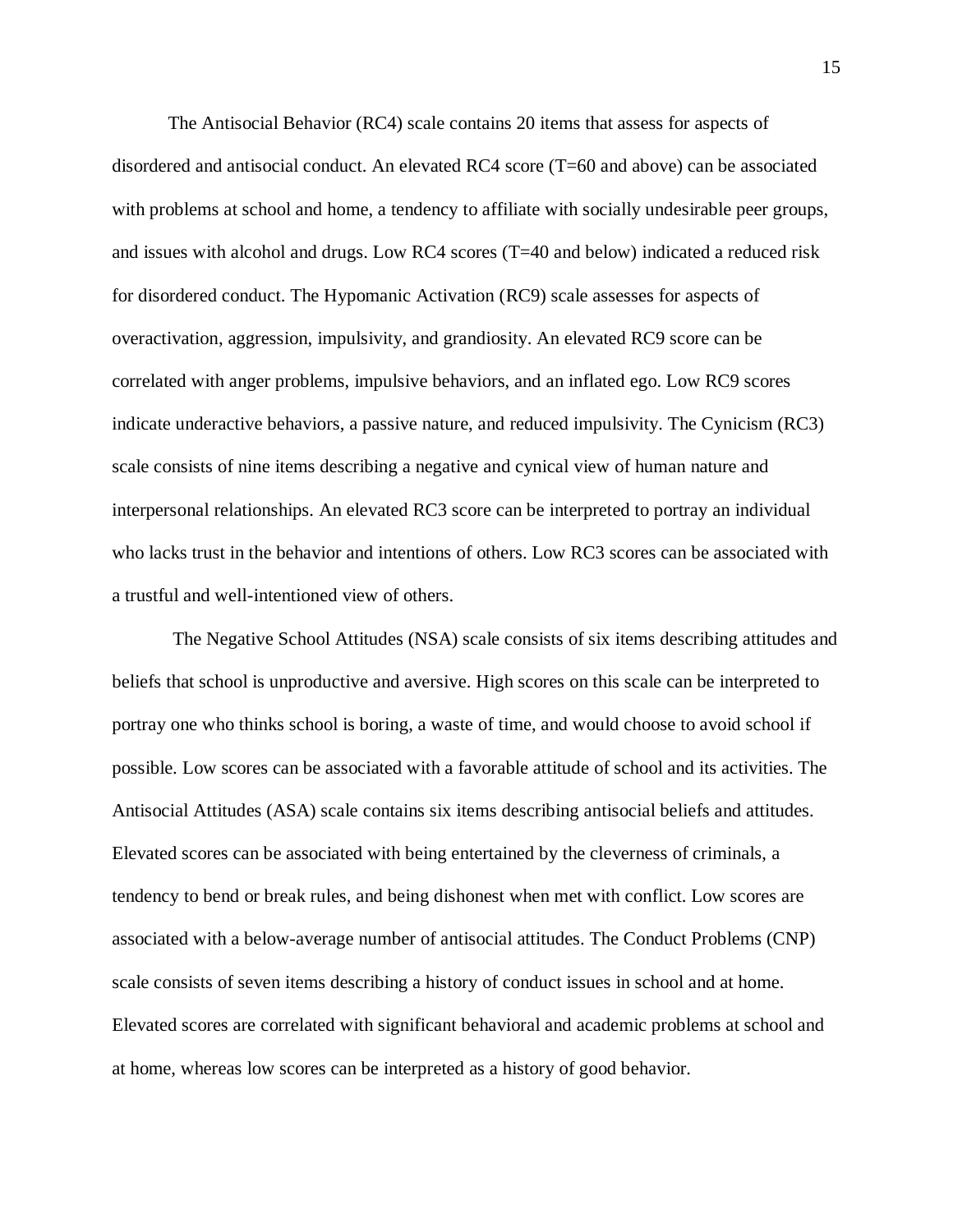The Antisocial Behavior (RC4) scale contains 20 items that assess for aspects of disordered and antisocial conduct. An elevated RC4 score (T=60 and above) can be associated with problems at school and home, a tendency to affiliate with socially undesirable peer groups, and issues with alcohol and drugs. Low RC4 scores (T=40 and below) indicated a reduced risk for disordered conduct. The Hypomanic Activation (RC9) scale assesses for aspects of overactivation, aggression, impulsivity, and grandiosity. An elevated RC9 score can be correlated with anger problems, impulsive behaviors, and an inflated ego. Low RC9 scores indicate underactive behaviors, a passive nature, and reduced impulsivity. The Cynicism (RC3) scale consists of nine items describing a negative and cynical view of human nature and interpersonal relationships. An elevated RC3 score can be interpreted to portray an individual who lacks trust in the behavior and intentions of others. Low RC3 scores can be associated with a trustful and well-intentioned view of others.

The Negative School Attitudes (NSA) scale consists of six items describing attitudes and beliefs that school is unproductive and aversive. High scores on this scale can be interpreted to portray one who thinks school is boring, a waste of time, and would choose to avoid school if possible. Low scores can be associated with a favorable attitude of school and its activities. The Antisocial Attitudes (ASA) scale contains six items describing antisocial beliefs and attitudes. Elevated scores can be associated with being entertained by the cleverness of criminals, a tendency to bend or break rules, and being dishonest when met with conflict. Low scores are associated with a below-average number of antisocial attitudes. The Conduct Problems (CNP) scale consists of seven items describing a history of conduct issues in school and at home. Elevated scores are correlated with significant behavioral and academic problems at school and at home, whereas low scores can be interpreted as a history of good behavior.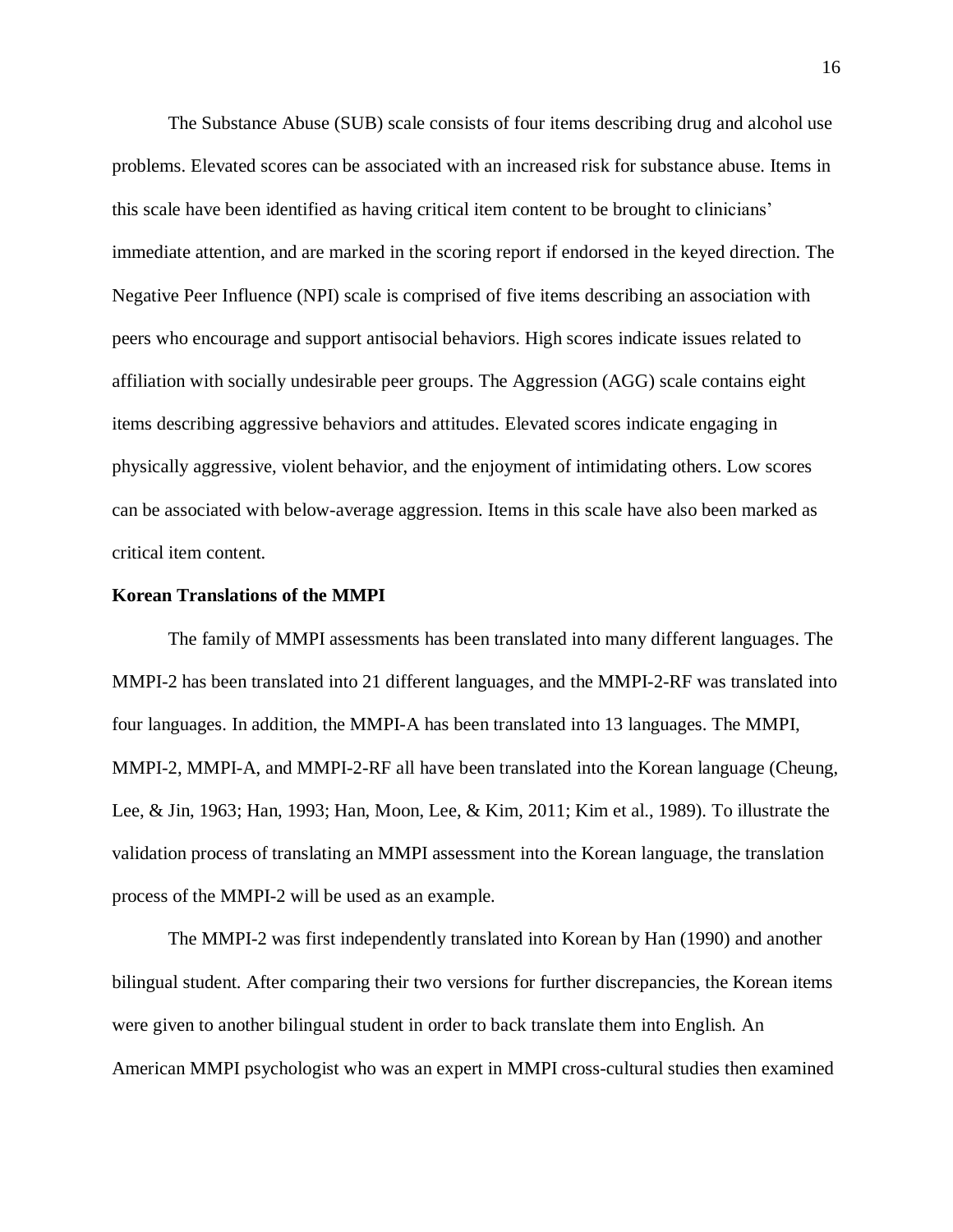The Substance Abuse (SUB) scale consists of four items describing drug and alcohol use problems. Elevated scores can be associated with an increased risk for substance abuse. Items in this scale have been identified as having critical item content to be brought to clinicians' immediate attention, and are marked in the scoring report if endorsed in the keyed direction. The Negative Peer Influence (NPI) scale is comprised of five items describing an association with peers who encourage and support antisocial behaviors. High scores indicate issues related to affiliation with socially undesirable peer groups. The Aggression (AGG) scale contains eight items describing aggressive behaviors and attitudes. Elevated scores indicate engaging in physically aggressive, violent behavior, and the enjoyment of intimidating others. Low scores can be associated with below-average aggression. Items in this scale have also been marked as critical item content.

**Korean Translations of the MMPI**

The family of MMPI assessments has been translated into many different languages. The MMPI-2 has been translated into 21 different languages, and the MMPI-2-RF was translated into four languages. In addition, the MMPI-A has been translated into 13 languages. The MMPI, MMPI-2, MMPI-A, and MMPI-2-RF all have been translated into the Korean language (Cheung, Lee, & Jin, 1963; Han, 1993; Han, Moon, Lee, & Kim, 2011; Kim et al., 1989). To illustrate the validation process of translating an MMPI assessment into the Korean language, the translation process of the MMPI-2 will be used as an example.

The MMPI-2 was first independently translated into Korean by Han (1990) and another bilingual student. After comparing their two versions for further discrepancies, the Korean items were given to another bilingual student in order to back translate them into English. An American MMPI psychologist who was an expert in MMPI cross-cultural studies then examined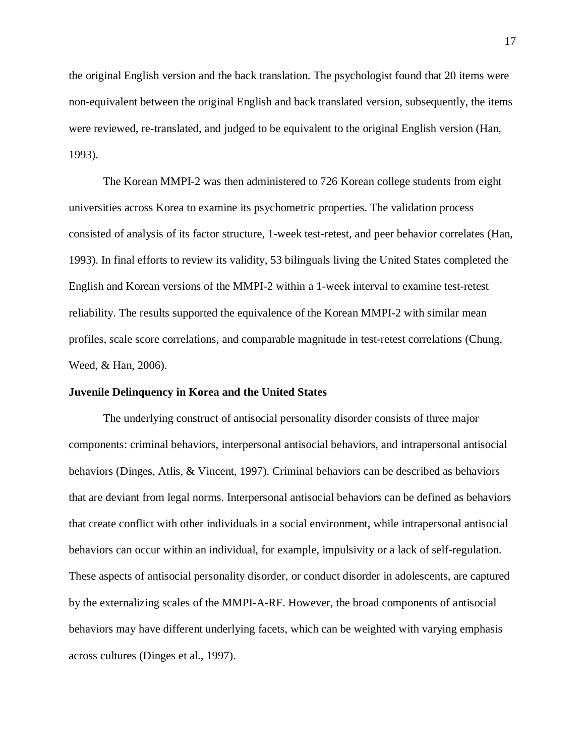the original English version and the back translation. The psychologist found that 20 items were non-equivalent between the original English and back translated version, subsequently, the items were reviewed, re-translated, and judged to be equivalent to the original English version (Han, 1993).

The Korean MMPI-2 was then administered to 726 Korean college students from eight universities across Korea to examine its psychometric properties. The validation process consisted of analysis of its factor structure, 1-week test-retest, and peer behavior correlates (Han, 1993). In final efforts to review its validity, 53 bilinguals living the United States completed the English and Korean versions of the MMPI-2 within a 1-week interval to examine test-retest reliability. The results supported the equivalence of the Korean MMPI-2 with similar mean profiles, scale score correlations, and comparable magnitude in test-retest correlations (Chung, Weed, & Han, 2006).

**Juvenile Delinquency in Korea and the United States**

The underlying construct of antisocial personality disorder consists of three major components: criminal behaviors, interpersonal antisocial behaviors, and intrapersonal antisocial behaviors (Dinges, Atlis, & Vincent, 1997). Criminal behaviors can be described as behaviors that are deviant from legal norms. Interpersonal antisocial behaviors can be defined as behaviors that create conflict with other individuals in a social environment, while intrapersonal antisocial behaviors can occur within an individual, for example, impulsivity or a lack of self-regulation. These aspects of antisocial personality disorder, or conduct disorder in adolescents, are captured by the externalizing scales of the MMPI-A-RF. However, the broad components of antisocial behaviors may have different underlying facets, which can be weighted with varying emphasis across cultures (Dinges et al., 1997).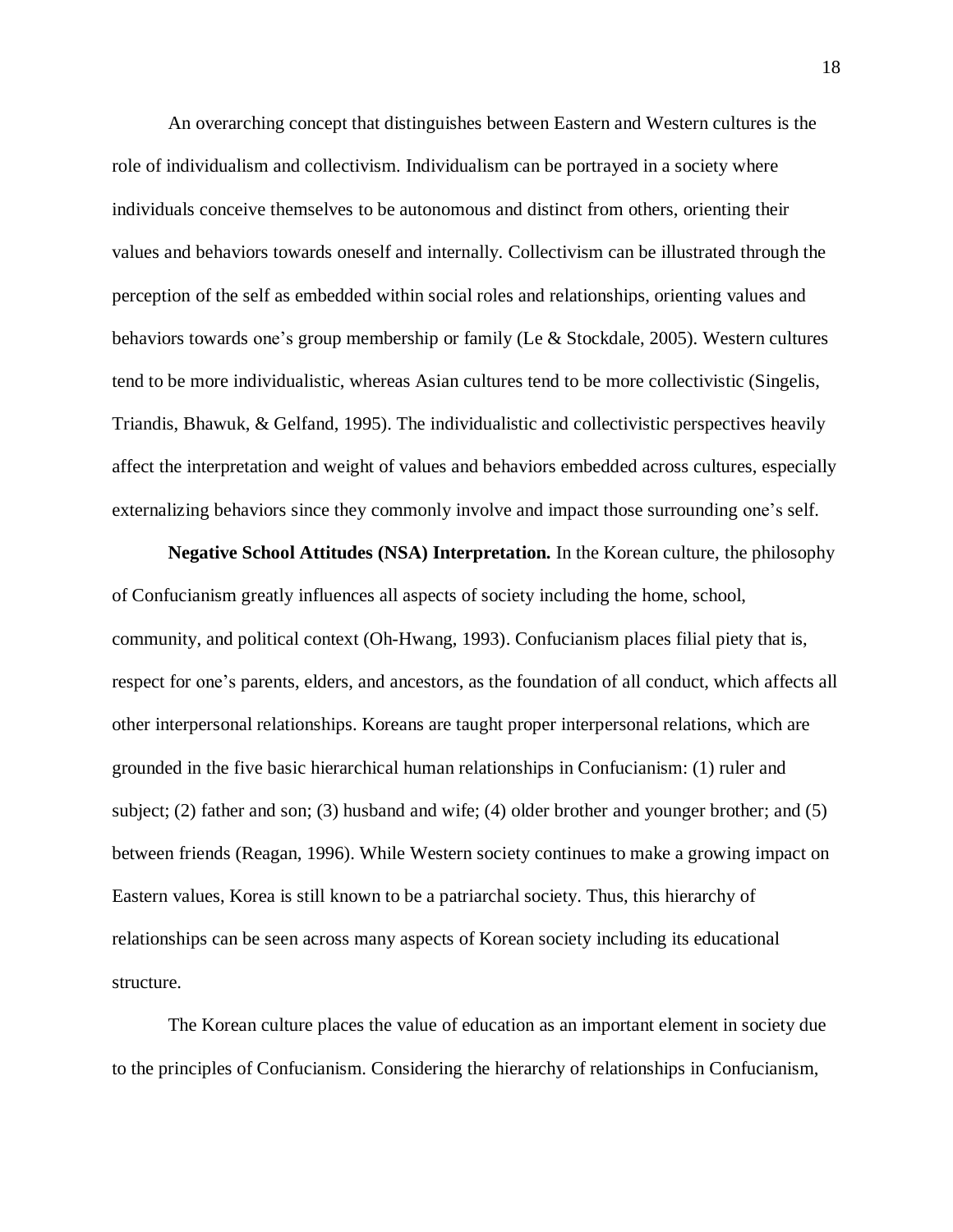An overarching concept that distinguishes between Eastern and Western cultures is the role of individualism and collectivism. Individualism can be portrayed in a society where individuals conceive themselves to be autonomous and distinct from others, orienting their values and behaviors towards oneself and internally. Collectivism can be illustrated through the perception of the self as embedded within social roles and relationships, orienting values and behaviors towards one's group membership or family (Le & Stockdale, 2005). Western cultures tend to be more individualistic, whereas Asian cultures tend to be more collectivistic (Singelis, Triandis, Bhawuk, & Gelfand, 1995). The individualistic and collectivistic perspectives heavily affect the interpretation and weight of values and behaviors embedded across cultures, especially externalizing behaviors since they commonly involve and impact those surrounding one's self.

**Negative School Attitudes (NSA) Interpretation.** In the Korean culture, the philosophy of Confucianism greatly influences all aspects of society including the home, school, community, and political context (Oh-Hwang, 1993). Confucianism places filial piety that is, respect for one's parents, elders, and ancestors, as the foundation of all conduct, which affects all other interpersonal relationships. Koreans are taught proper interpersonal relations, which are grounded in the five basic hierarchical human relationships in Confucianism: (1) ruler and subject; (2) father and son; (3) husband and wife; (4) older brother and younger brother; and (5) between friends (Reagan, 1996). While Western society continues to make a growing impact on Eastern values, Korea is still known to be a patriarchal society. Thus, this hierarchy of relationships can be seen across many aspects of Korean society including its educational structure.

The Korean culture places the value of education as an important element in society due to the principles of Confucianism. Considering the hierarchy of relationships in Confucianism,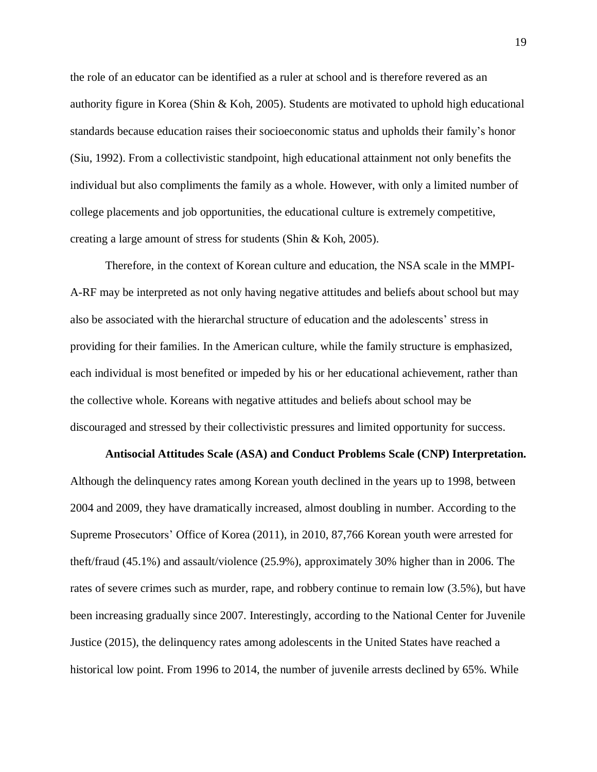the role of an educator can be identified as a ruler at school and is therefore revered as an authority figure in Korea (Shin & Koh, 2005). Students are motivated to uphold high educational standards because education raises their socioeconomic status and upholds their family's honor (Siu, 1992). From a collectivistic standpoint, high educational attainment not only benefits the individual but also compliments the family as a whole. However, with only a limited number of college placements and job opportunities, the educational culture is extremely competitive, creating a large amount of stress for students (Shin & Koh, 2005).

Therefore, in the context of Korean culture and education, the NSA scale in the MMPI-A-RF may be interpreted as not only having negative attitudes and beliefs about school but may also be associated with the hierarchal structure of education and the adolescents' stress in providing for their families. In the American culture, while the family structure is emphasized, each individual is most benefited or impeded by his or her educational achievement, rather than the collective whole. Koreans with negative attitudes and beliefs about school may be discouraged and stressed by their collectivistic pressures and limited opportunity for success.

**Antisocial Attitudes Scale (ASA) and Conduct Problems Scale (CNP) Interpretation.** Although the delinquency rates among Korean youth declined in the years up to 1998, between 2004 and 2009, they have dramatically increased, almost doubling in number. According to the Supreme Prosecutors' Office of Korea (2011), in 2010, 87,766 Korean youth were arrested for theft/fraud (45.1%) and assault/violence (25.9%), approximately 30% higher than in 2006. The rates of severe crimes such as murder, rape, and robbery continue to remain low (3.5%), but have been increasing gradually since 2007. Interestingly, according to the National Center for Juvenile Justice (2015), the delinquency rates among adolescents in the United States have reached a historical low point. From 1996 to 2014, the number of juvenile arrests declined by 65%. While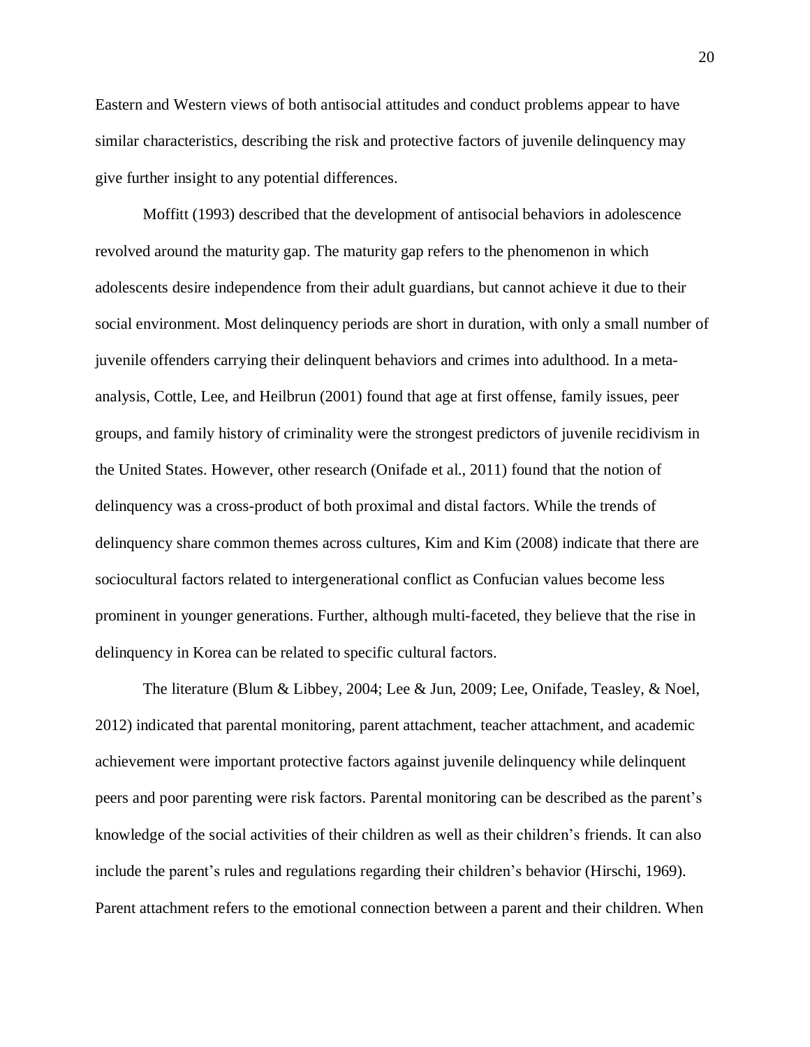Eastern and Western views of both antisocial attitudes and conduct problems appear to have similar characteristics, describing the risk and protective factors of juvenile delinquency may give further insight to any potential differences.

Moffitt (1993) described that the development of antisocial behaviors in adolescence revolved around the maturity gap. The maturity gap refers to the phenomenon in which adolescents desire independence from their adult guardians, but cannot achieve it due to their social environment. Most delinquency periods are short in duration, with only a small number of juvenile offenders carrying their delinquent behaviors and crimes into adulthood. In a meta-analysis, Cottle, Lee, and Heilbrun (2001) found that age at first offense, family issues, peer groups, and family history of criminality were the strongest predictors of juvenile recidivism in the United States. However, other research (Onifade et al., 2011) found that the notion of delinquency was a cross-product of both proximal and distal factors. While the trends of delinquency share common themes across cultures, Kim and Kim (2008) indicate that there are sociocultural factors related to intergenerational conflict as Confucian values become less prominent in younger generations. Further, although multi-faceted, they believe that the rise in delinquency in Korea can be related to specific cultural factors.

The literature (Blum & Libbey, 2004; Lee & Jun, 2009; Lee, Onifade, Teasley, & Noel, 2012) indicated that parental monitoring, parent attachment, teacher attachment, and academic achievement were important protective factors against juvenile delinquency while delinquent peers and poor parenting were risk factors. Parental monitoring can be described as the parent's knowledge of the social activities of their children as well as their children's friends. It can also include the parent's rules and regulations regarding their children's behavior (Hirschi, 1969). Parent attachment refers to the emotional connection between a parent and their children. When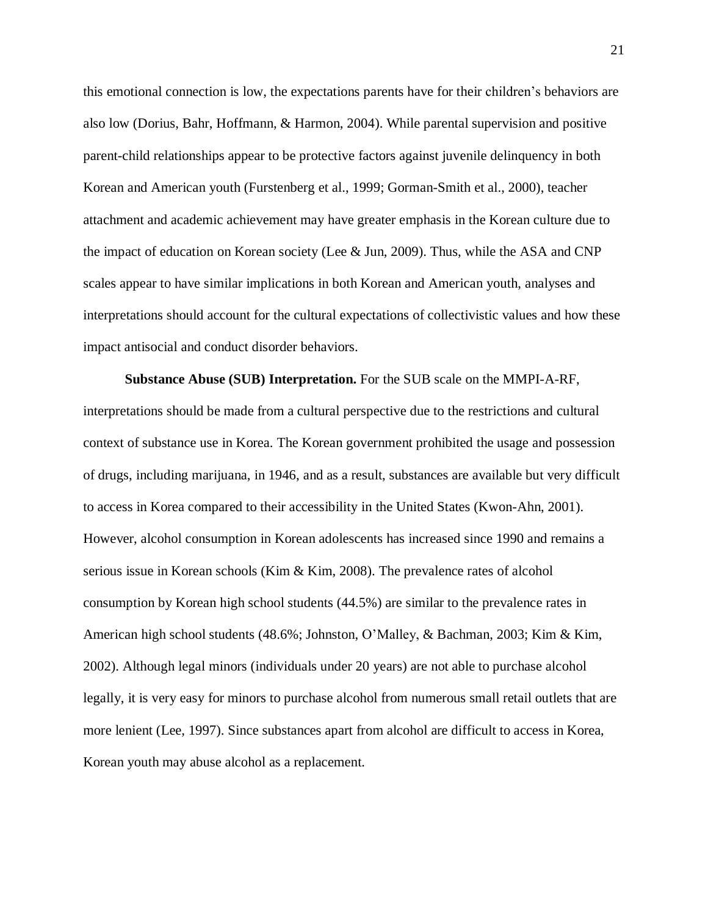this emotional connection is low, the expectations parents have for their children's behaviors are also low (Dorius, Bahr, Hoffmann, & Harmon, 2004). While parental supervision and positive parent-child relationships appear to be protective factors against juvenile delinquency in both Korean and American youth (Furstenberg et al., 1999; Gorman-Smith et al., 2000), teacher attachment and academic achievement may have greater emphasis in the Korean culture due to the impact of education on Korean society (Lee & Jun, 2009). Thus, while the ASA and CNP scales appear to have similar implications in both Korean and American youth, analyses and interpretations should account for the cultural expectations of collectivistic values and how these impact antisocial and conduct disorder behaviors.

**Substance Abuse (SUB) Interpretation.** For the SUB scale on the MMPI-A-RF, interpretations should be made from a cultural perspective due to the restrictions and cultural context of substance use in Korea. The Korean government prohibited the usage and possession of drugs, including marijuana, in 1946, and as a result, substances are available but very difficult to access in Korea compared to their accessibility in the United States (Kwon-Ahn, 2001). However, alcohol consumption in Korean adolescents has increased since 1990 and remains a serious issue in Korean schools (Kim & Kim, 2008). The prevalence rates of alcohol consumption by Korean high school students (44.5%) are similar to the prevalence rates in American high school students (48.6%; Johnston, O'Malley, & Bachman, 2003; Kim & Kim, 2002). Although legal minors (individuals under 20 years) are not able to purchase alcohol legally, it is very easy for minors to purchase alcohol from numerous small retail outlets that are more lenient (Lee, 1997). Since substances apart from alcohol are difficult to access in Korea, Korean youth may abuse alcohol as a replacement.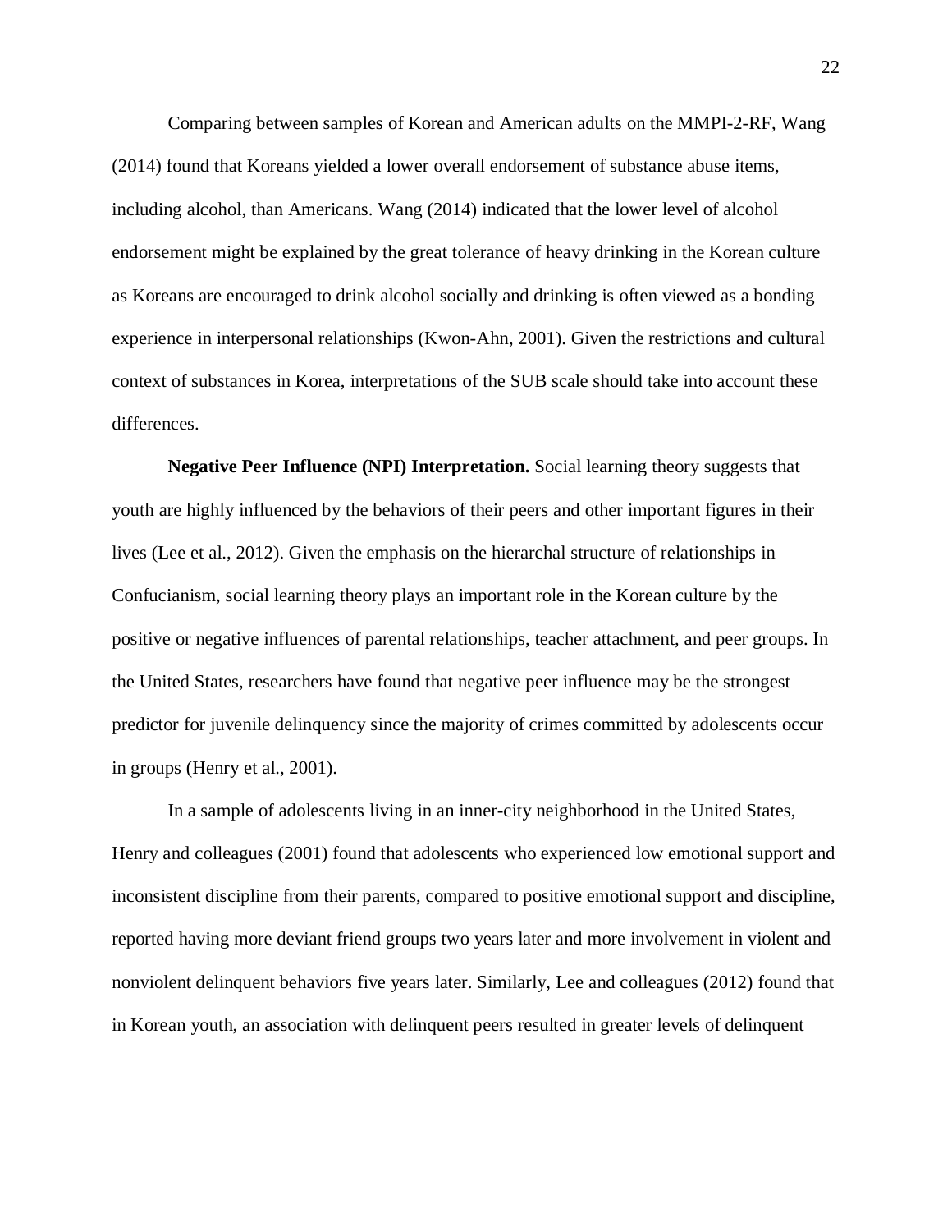Comparing between samples of Korean and American adults on the MMPI-2-RF, Wang (2014) found that Koreans yielded a lower overall endorsement of substance abuse items, including alcohol, than Americans. Wang (2014) indicated that the lower level of alcohol endorsement might be explained by the great tolerance of heavy drinking in the Korean culture as Koreans are encouraged to drink alcohol socially and drinking is often viewed as a bonding experience in interpersonal relationships (Kwon-Ahn, 2001). Given the restrictions and cultural context of substances in Korea, interpretations of the SUB scale should take into account these differences.

**Negative Peer Influence (NPI) Interpretation.** Social learning theory suggests that youth are highly influenced by the behaviors of their peers and other important figures in their lives (Lee et al., 2012). Given the emphasis on the hierarchal structure of relationships in Confucianism, social learning theory plays an important role in the Korean culture by the positive or negative influences of parental relationships, teacher attachment, and peer groups. In the United States, researchers have found that negative peer influence may be the strongest predictor for juvenile delinquency since the majority of crimes committed by adolescents occur in groups (Henry et al., 2001).

In a sample of adolescents living in an inner-city neighborhood in the United States, Henry and colleagues (2001) found that adolescents who experienced low emotional support and inconsistent discipline from their parents, compared to positive emotional support and discipline, reported having more deviant friend groups two years later and more involvement in violent and nonviolent delinquent behaviors five years later. Similarly, Lee and colleagues (2012) found that in Korean youth, an association with delinquent peers resulted in greater levels of delinquent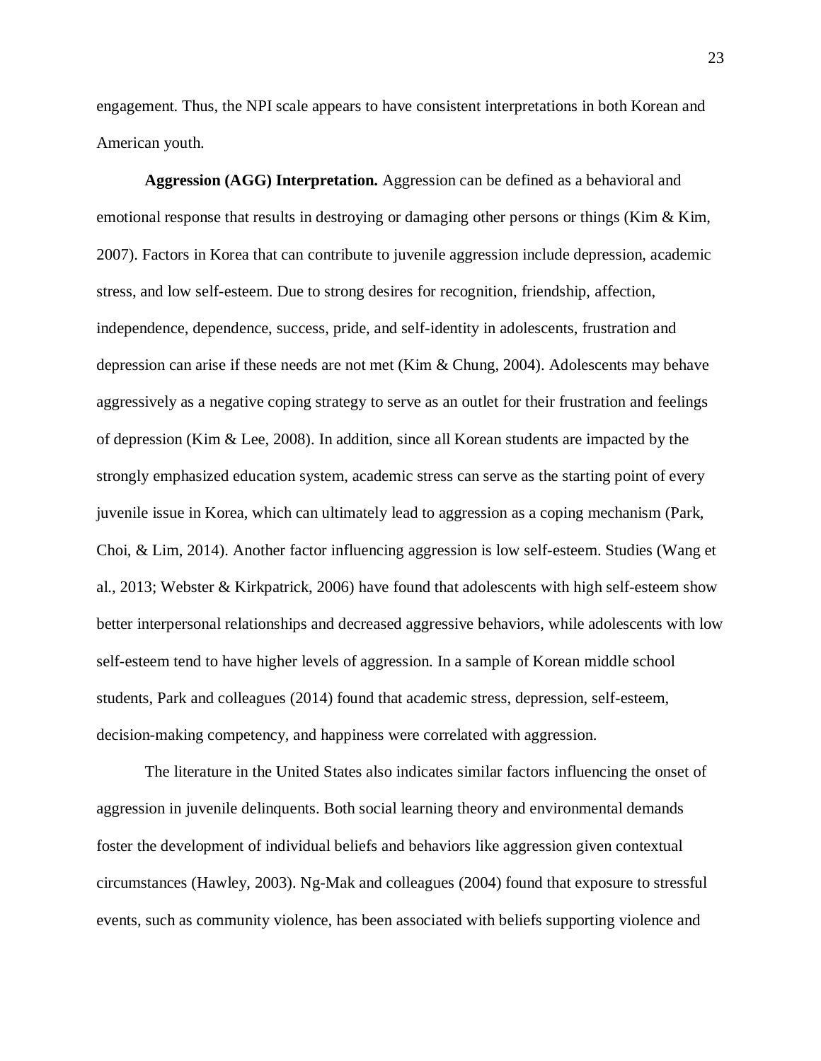engagement. Thus, the NPI scale appears to have consistent interpretations in both Korean and American youth.

**Aggression (AGG) Interpretation.** Aggression can be defined as a behavioral and emotional response that results in destroying or damaging other persons or things (Kim & Kim, 2007). Factors in Korea that can contribute to juvenile aggression include depression, academic stress, and low self-esteem. Due to strong desires for recognition, friendship, affection, independence, dependence, success, pride, and self-identity in adolescents, frustration and depression can arise if these needs are not met (Kim & Chung, 2004). Adolescents may behave aggressively as a negative coping strategy to serve as an outlet for their frustration and feelings of depression (Kim & Lee, 2008). In addition, since all Korean students are impacted by the strongly emphasized education system, academic stress can serve as the starting point of every juvenile issue in Korea, which can ultimately lead to aggression as a coping mechanism (Park, Choi, & Lim, 2014). Another factor influencing aggression is low self-esteem. Studies (Wang et al., 2013; Webster & Kirkpatrick, 2006) have found that adolescents with high self-esteem show better interpersonal relationships and decreased aggressive behaviors, while adolescents with low self-esteem tend to have higher levels of aggression. In a sample of Korean middle school students, Park and colleagues (2014) found that academic stress, depression, self-esteem, decision-making competency, and happiness were correlated with aggression.

The literature in the United States also indicates similar factors influencing the onset of aggression in juvenile delinquents. Both social learning theory and environmental demands foster the development of individual beliefs and behaviors like aggression given contextual circumstances (Hawley, 2003). Ng-Mak and colleagues (2004) found that exposure to stressful events, such as community violence, has been associated with beliefs supporting violence and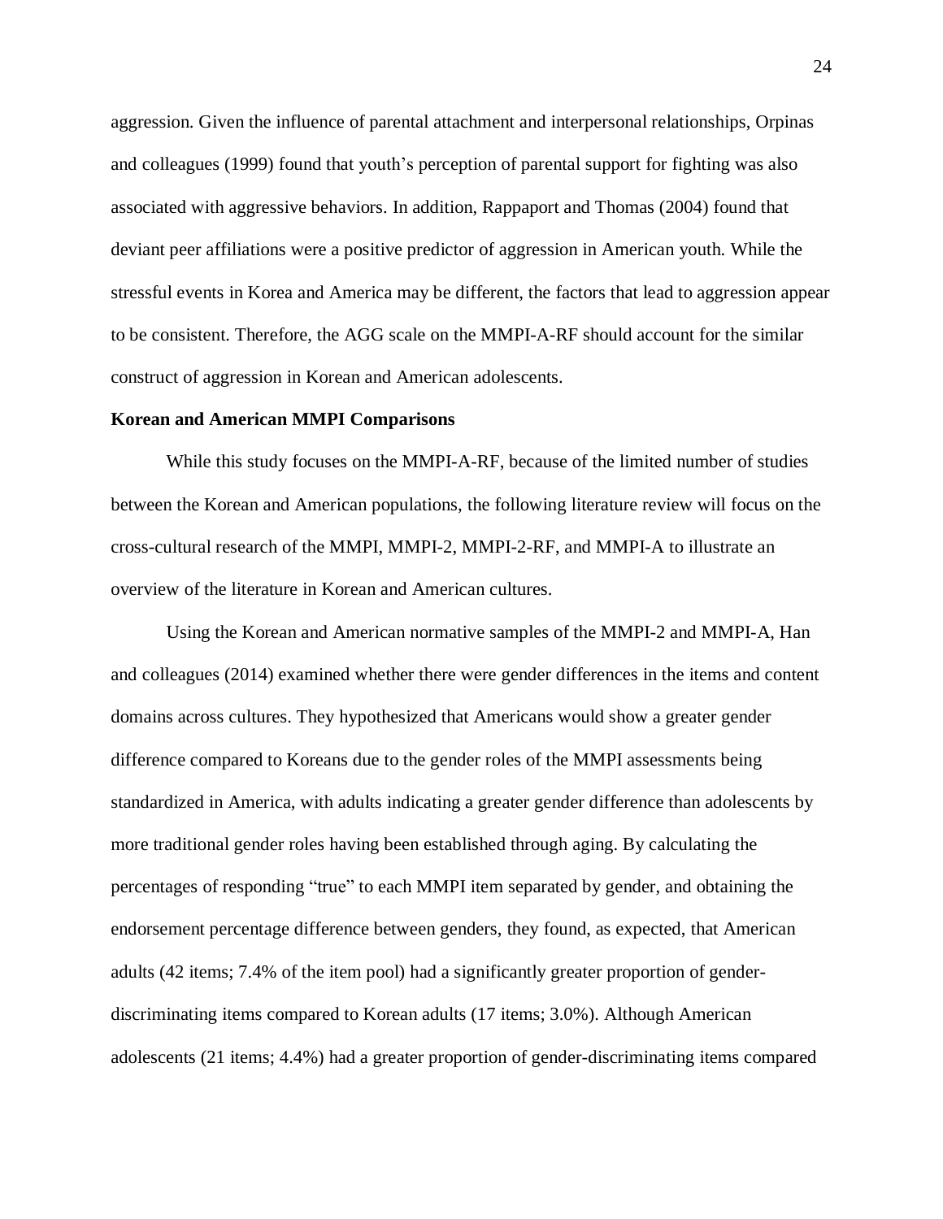aggression. Given the influence of parental attachment and interpersonal relationships, Orpinas and colleagues (1999) found that youth's perception of parental support for fighting was also associated with aggressive behaviors. In addition, Rappaport and Thomas (2004) found that deviant peer affiliations were a positive predictor of aggression in American youth. While the stressful events in Korea and America may be different, the factors that lead to aggression appear to be consistent. Therefore, the AGG scale on the MMPI-A-RF should account for the similar construct of aggression in Korean and American adolescents.

**Korean and American MMPI Comparisons**

While this study focuses on the MMPI-A-RF, because of the limited number of studies between the Korean and American populations, the following literature review will focus on the cross-cultural research of the MMPI, MMPI-2, MMPI-2-RF, and MMPI-A to illustrate an overview of the literature in Korean and American cultures.

Using the Korean and American normative samples of the MMPI-2 and MMPI-A, Han and colleagues (2014) examined whether there were gender differences in the items and content domains across cultures. They hypothesized that Americans would show a greater gender difference compared to Koreans due to the gender roles of the MMPI assessments being standardized in America, with adults indicating a greater gender difference than adolescents by more traditional gender roles having been established through aging. By calculating the percentages of responding "true" to each MMPI item separated by gender, and obtaining the endorsement percentage difference between genders, they found, as expected, that American adults (42 items; 7.4% of the item pool) had a significantly greater proportion of gender-discriminating items compared to Korean adults (17 items; 3.0%). Although American adolescents (21 items; 4.4%) had a greater proportion of gender-discriminating items compared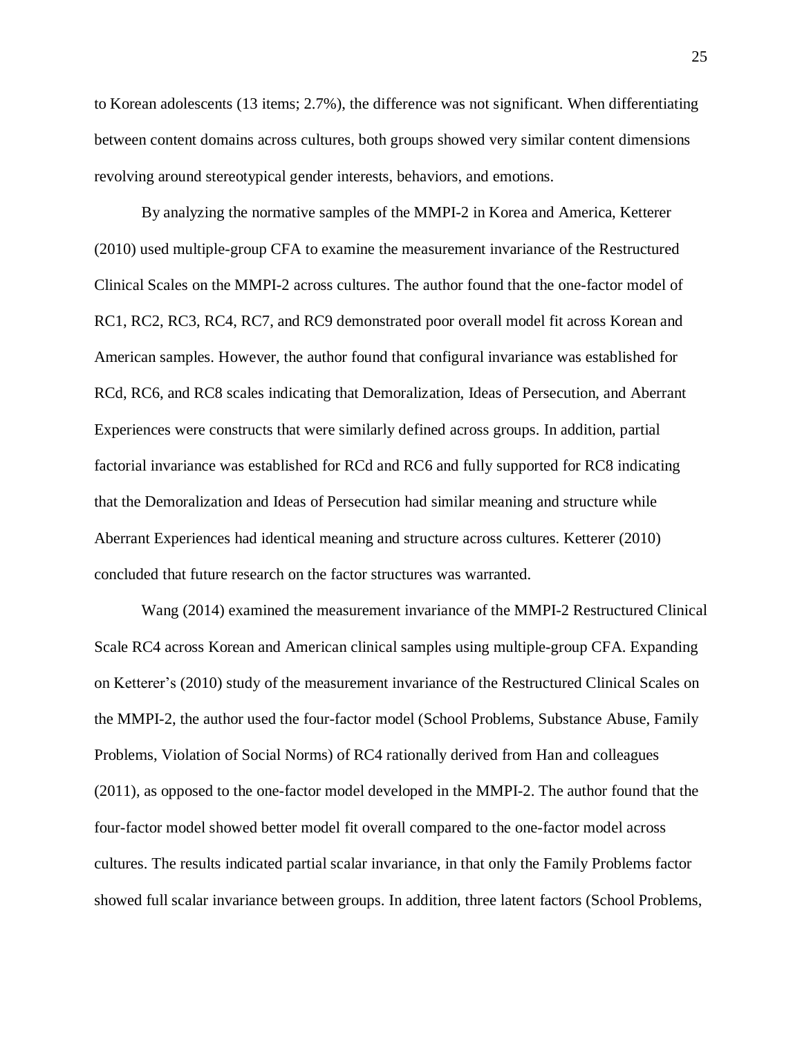to Korean adolescents (13 items; 2.7%), the difference was not significant. When differentiating between content domains across cultures, both groups showed very similar content dimensions revolving around stereotypical gender interests, behaviors, and emotions.

By analyzing the normative samples of the MMPI-2 in Korea and America, Ketterer (2010) used multiple-group CFA to examine the measurement invariance of the Restructured Clinical Scales on the MMPI-2 across cultures. The author found that the one-factor model of RC1, RC2, RC3, RC4, RC7, and RC9 demonstrated poor overall model fit across Korean and American samples. However, the author found that configural invariance was established for RCd, RC6, and RC8 scales indicating that Demoralization, Ideas of Persecution, and Aberrant Experiences were constructs that were similarly defined across groups. In addition, partial factorial invariance was established for RCd and RC6 and fully supported for RC8 indicating that the Demoralization and Ideas of Persecution had similar meaning and structure while Aberrant Experiences had identical meaning and structure across cultures. Ketterer (2010) concluded that future research on the factor structures was warranted.

Wang (2014) examined the measurement invariance of the MMPI-2 Restructured Clinical Scale RC4 across Korean and American clinical samples using multiple-group CFA. Expanding on Ketterer's (2010) study of the measurement invariance of the Restructured Clinical Scales on the MMPI-2, the author used the four-factor model (School Problems, Substance Abuse, Family Problems, Violation of Social Norms) of RC4 rationally derived from Han and colleagues (2011), as opposed to the one-factor model developed in the MMPI-2. The author found that the four-factor model showed better model fit overall compared to the one-factor model across cultures. The results indicated partial scalar invariance, in that only the Family Problems factor showed full scalar invariance between groups. In addition, three latent factors (School Problems,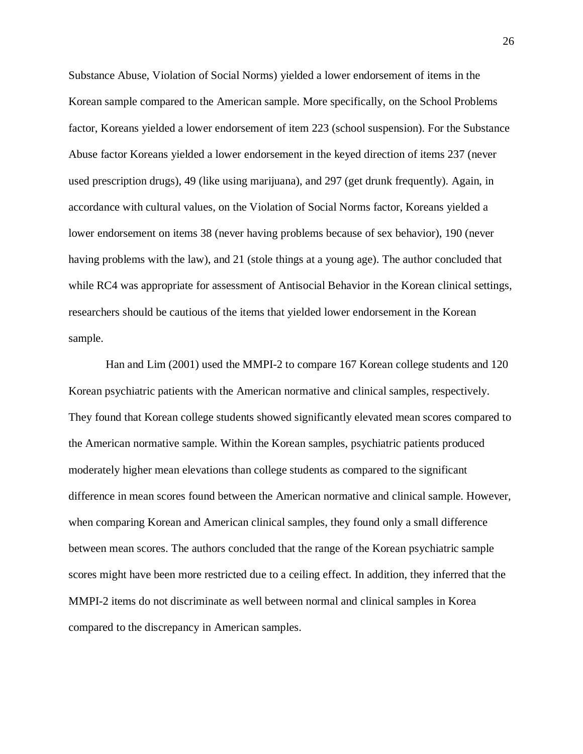Substance Abuse, Violation of Social Norms) yielded a lower endorsement of items in the Korean sample compared to the American sample. More specifically, on the School Problems factor, Koreans yielded a lower endorsement of item 223 (school suspension). For the Substance Abuse factor Koreans yielded a lower endorsement in the keyed direction of items 237 (never used prescription drugs), 49 (like using marijuana), and 297 (get drunk frequently). Again, in accordance with cultural values, on the Violation of Social Norms factor, Koreans yielded a lower endorsement on items 38 (never having problems because of sex behavior), 190 (never having problems with the law), and 21 (stole things at a young age). The author concluded that while RC4 was appropriate for assessment of Antisocial Behavior in the Korean clinical settings, researchers should be cautious of the items that yielded lower endorsement in the Korean sample.

Han and Lim (2001) used the MMPI-2 to compare 167 Korean college students and 120 Korean psychiatric patients with the American normative and clinical samples, respectively. They found that Korean college students showed significantly elevated mean scores compared to the American normative sample. Within the Korean samples, psychiatric patients produced moderately higher mean elevations than college students as compared to the significant difference in mean scores found between the American normative and clinical sample. However, when comparing Korean and American clinical samples, they found only a small difference between mean scores. The authors concluded that the range of the Korean psychiatric sample scores might have been more restricted due to a ceiling effect. In addition, they inferred that the MMPI-2 items do not discriminate as well between normal and clinical samples in Korea compared to the discrepancy in American samples.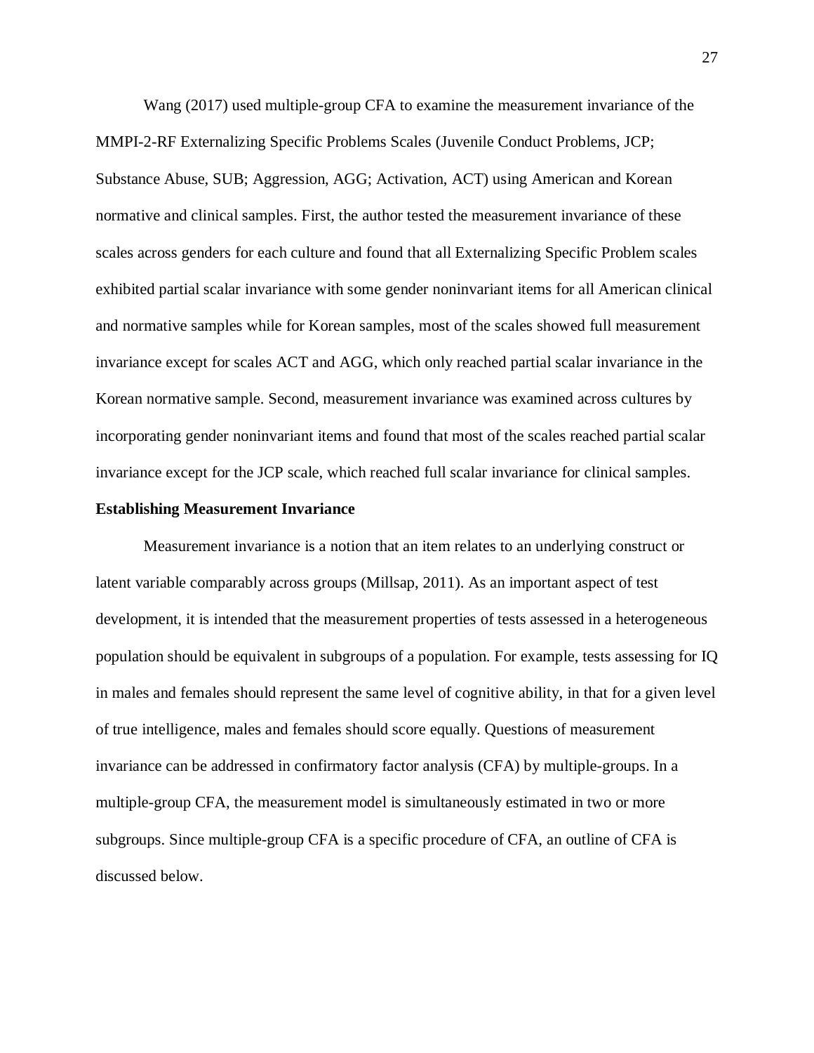Wang (2017) used multiple-group CFA to examine the measurement invariance of the MMPI-2-RF Externalizing Specific Problems Scales (Juvenile Conduct Problems, JCP; Substance Abuse, SUB; Aggression, AGG; Activation, ACT) using American and Korean normative and clinical samples. First, the author tested the measurement invariance of these scales across genders for each culture and found that all Externalizing Specific Problem scales exhibited partial scalar invariance with some gender noninvariant items for all American clinical and normative samples while for Korean samples, most of the scales showed full measurement invariance except for scales ACT and AGG, which only reached partial scalar invariance in the Korean normative sample. Second, measurement invariance was examined across cultures by incorporating gender noninvariant items and found that most of the scales reached partial scalar invariance except for the JCP scale, which reached full scalar invariance for clinical samples.

**Establishing Measurement Invariance**

Measurement invariance is a notion that an item relates to an underlying construct or latent variable comparably across groups (Millsap, 2011). As an important aspect of test development, it is intended that the measurement properties of tests assessed in a heterogeneous population should be equivalent in subgroups of a population. For example, tests assessing for IQ in males and females should represent the same level of cognitive ability, in that for a given level of true intelligence, males and females should score equally. Questions of measurement invariance can be addressed in confirmatory factor analysis (CFA) by multiple-groups. In a multiple-group CFA, the measurement model is simultaneously estimated in two or more subgroups. Since multiple-group CFA is a specific procedure of CFA, an outline of CFA is discussed below.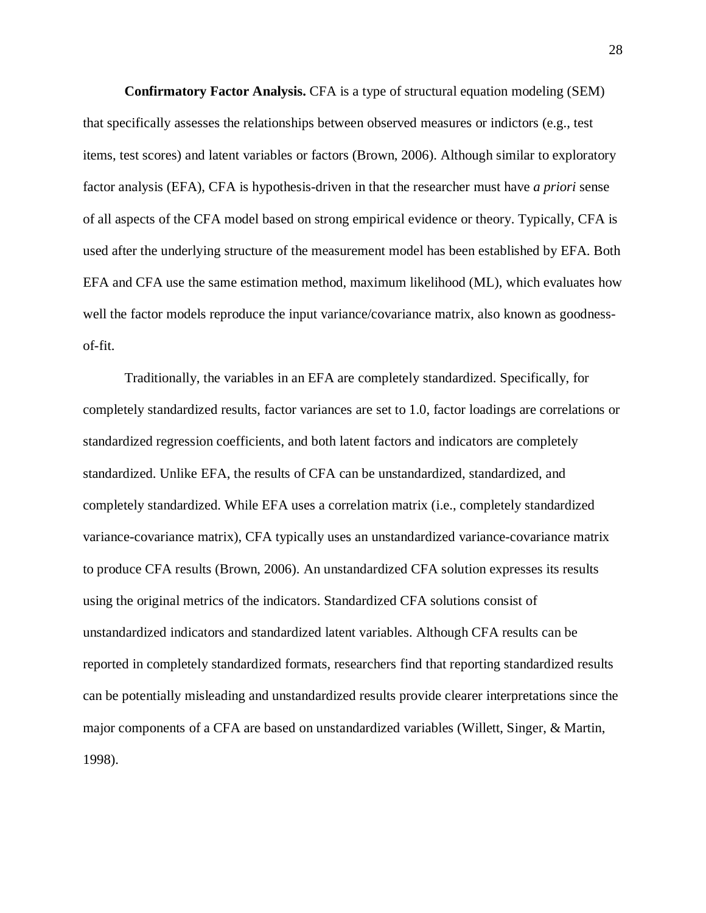**Confirmatory Factor Analysis.** CFA is a type of structural equation modeling (SEM) that specifically assesses the relationships between observed measures or indictors (e.g., test items, test scores) and latent variables or factors (Brown, 2006). Although similar to exploratory factor analysis (EFA), CFA is hypothesis-driven in that the researcher must have *a priori* sense of all aspects of the CFA model based on strong empirical evidence or theory. Typically, CFA is used after the underlying structure of the measurement model has been established by EFA. Both EFA and CFA use the same estimation method, maximum likelihood (ML), which evaluates how well the factor models reproduce the input variance/covariance matrix, also known as goodness-of-fit.

Traditionally, the variables in an EFA are completely standardized. Specifically, for completely standardized results, factor variances are set to 1.0, factor loadings are correlations or standardized regression coefficients, and both latent factors and indicators are completely standardized. Unlike EFA, the results of CFA can be unstandardized, standardized, and completely standardized. While EFA uses a correlation matrix (i.e., completely standardized variance-covariance matrix), CFA typically uses an unstandardized variance-covariance matrix to produce CFA results (Brown, 2006). An unstandardized CFA solution expresses its results using the original metrics of the indicators. Standardized CFA solutions consist of unstandardized indicators and standardized latent variables. Although CFA results can be reported in completely standardized formats, researchers find that reporting standardized results can be potentially misleading and unstandardized results provide clearer interpretations since the major components of a CFA are based on unstandardized variables (Willett, Singer, & Martin, 1998).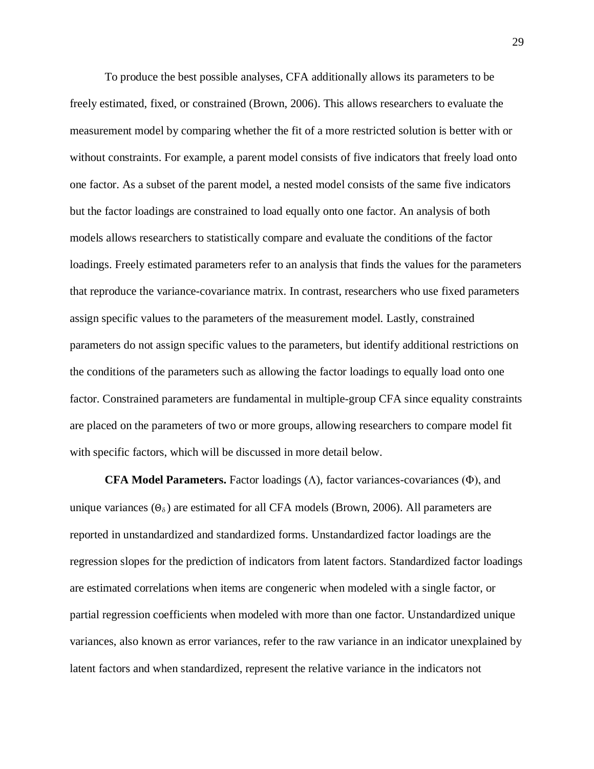To produce the best possible analyses, CFA additionally allows its parameters to be freely estimated, fixed, or constrained (Brown, 2006). This allows researchers to evaluate the measurement model by comparing whether the fit of a more restricted solution is better with or without constraints. For example, a parent model consists of five indicators that freely load onto one factor. As a subset of the parent model, a nested model consists of the same five indicators but the factor loadings are constrained to load equally onto one factor. An analysis of both models allows researchers to statistically compare and evaluate the conditions of the factor loadings. Freely estimated parameters refer to an analysis that finds the values for the parameters that reproduce the variance-covariance matrix. In contrast, researchers who use fixed parameters assign specific values to the parameters of the measurement model. Lastly, constrained parameters do not assign specific values to the parameters, but identify additional restrictions on the conditions of the parameters such as allowing the factor loadings to equally load onto one factor. Constrained parameters are fundamental in multiple-group CFA since equality constraints are placed on the parameters of two or more groups, allowing researchers to compare model fit with specific factors, which will be discussed in more detail below.

**CFA Model Parameters.** Factor loadings ($\Lambda$), factor variances-covariances ($\Phi$), and unique variances ($\Theta_{\delta}$) are estimated for all CFA models (Brown, 2006). All parameters are reported in unstandardized and standardized forms. Unstandardized factor loadings are the regression slopes for the prediction of indicators from latent factors. Standardized factor loadings are estimated correlations when items are congeneric when modeled with a single factor, or partial regression coefficients when modeled with more than one factor. Unstandardized unique variances, also known as error variances, refer to the raw variance in an indicator unexplained by latent factors and when standardized, represent the relative variance in the indicators not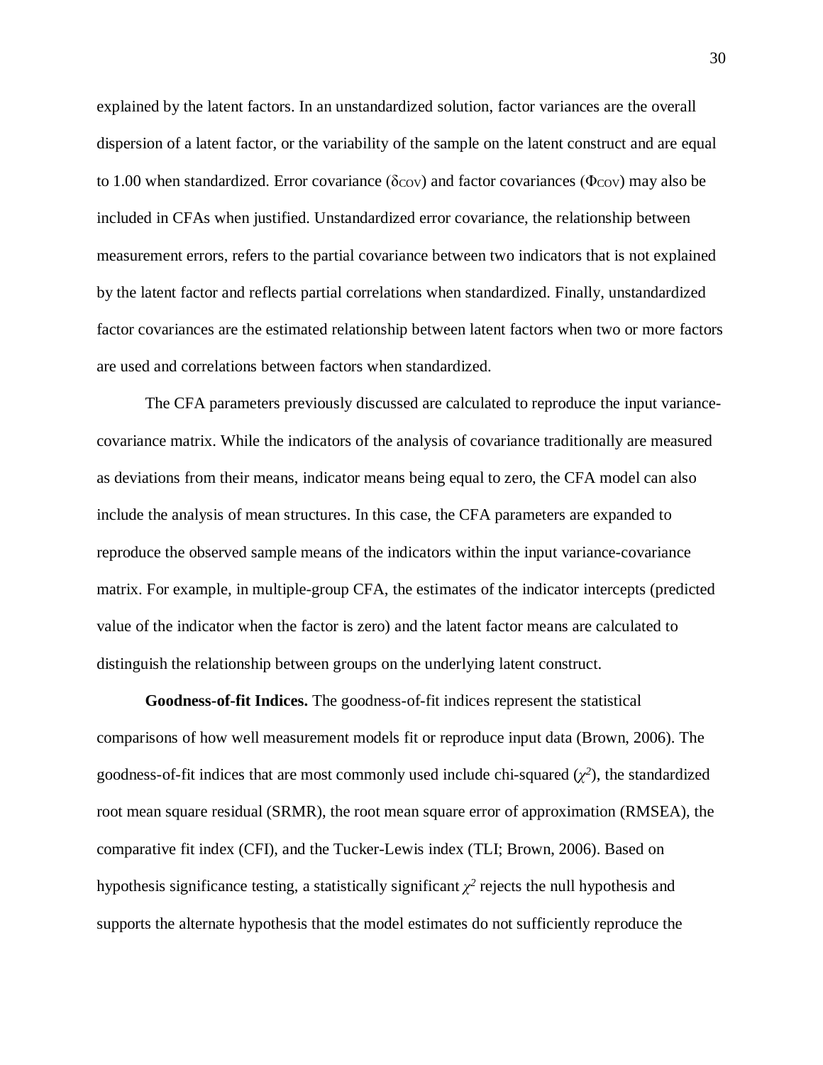explained by the latent factors. In an unstandardized solution, factor variances are the overall dispersion of a latent factor, or the variability of the sample on the latent construct and are equal to 1.00 when standardized. Error covariance ($\delta_{COV}$) and factor covariances ($\Phi_{COV}$) may also be included in CFAs when justified. Unstandardized error covariance, the relationship between measurement errors, refers to the partial covariance between two indicators that is not explained by the latent factor and reflects partial correlations when standardized. Finally, unstandardized factor covariances are the estimated relationship between latent factors when two or more factors are used and correlations between factors when standardized.

The CFA parameters previously discussed are calculated to reproduce the input variance-covariance matrix. While the indicators of the analysis of covariance traditionally are measured as deviations from their means, indicator means being equal to zero, the CFA model can also include the analysis of mean structures. In this case, the CFA parameters are expanded to reproduce the observed sample means of the indicators within the input variance-covariance matrix. For example, in multiple-group CFA, the estimates of the indicator intercepts (predicted value of the indicator when the factor is zero) and the latent factor means are calculated to distinguish the relationship between groups on the underlying latent construct.

**Goodness-of-fit Indices.** The goodness-of-fit indices represent the statistical comparisons of how well measurement models fit or reproduce input data (Brown, 2006). The goodness-of-fit indices that are most commonly used include chi-squared ($\chi^2$), the standardized root mean square residual (SRMR), the root mean square error of approximation (RMSEA), the comparative fit index (CFI), and the Tucker-Lewis index (TLI; Brown, 2006). Based on hypothesis significance testing, a statistically significant $\chi^2$ rejects the null hypothesis and supports the alternate hypothesis that the model estimates do not sufficiently reproduce the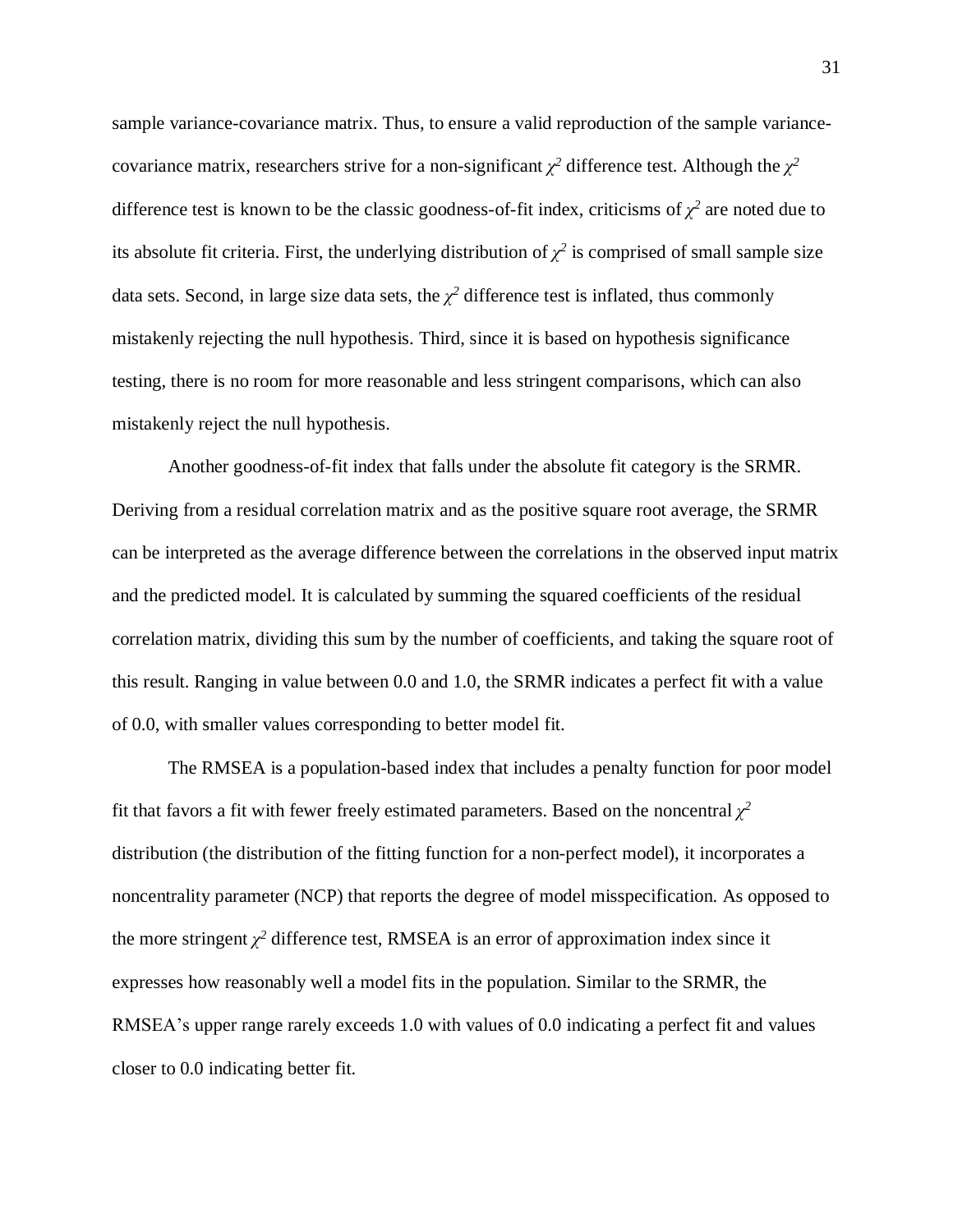sample variance-covariance matrix. Thus, to ensure a valid reproduction of the sample variance-covariance matrix, researchers strive for a non-significant $\chi^2$ difference test. Although the $\chi^2$ difference test is known to be the classic goodness-of-fit index, criticisms of $\chi^2$ are noted due to its absolute fit criteria. First, the underlying distribution of $\chi^2$ is comprised of small sample size data sets. Second, in large size data sets, the $\chi^2$ difference test is inflated, thus commonly mistakenly rejecting the null hypothesis. Third, since it is based on hypothesis significance testing, there is no room for more reasonable and less stringent comparisons, which can also mistakenly reject the null hypothesis.

Another goodness-of-fit index that falls under the absolute fit category is the SRMR. Deriving from a residual correlation matrix and as the positive square root average, the SRMR can be interpreted as the average difference between the correlations in the observed input matrix and the predicted model. It is calculated by summing the squared coefficients of the residual correlation matrix, dividing this sum by the number of coefficients, and taking the square root of this result. Ranging in value between 0.0 and 1.0, the SRMR indicates a perfect fit with a value of 0.0, with smaller values corresponding to better model fit.

The RMSEA is a population-based index that includes a penalty function for poor model fit that favors a fit with fewer freely estimated parameters. Based on the noncentral $\chi^2$ distribution (the distribution of the fitting function for a non-perfect model), it incorporates a noncentrality parameter (NCP) that reports the degree of model misspecification. As opposed to the more stringent $\chi^2$ difference test, RMSEA is an error of approximation index since it expresses how reasonably well a model fits in the population. Similar to the SRMR, the RMSEA's upper range rarely exceeds 1.0 with values of 0.0 indicating a perfect fit and values closer to 0.0 indicating better fit.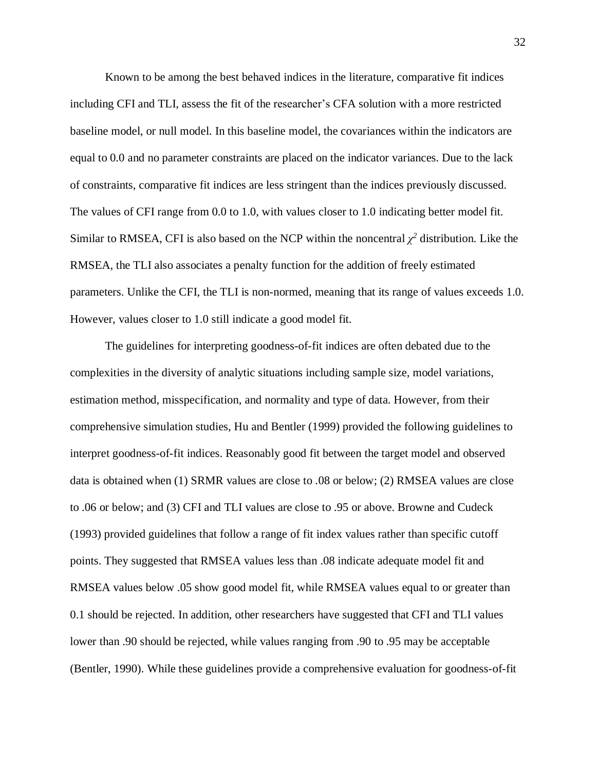Known to be among the best behaved indices in the literature, comparative fit indices including CFI and TLI, assess the fit of the researcher's CFA solution with a more restricted baseline model, or null model. In this baseline model, the covariances within the indicators are equal to 0.0 and no parameter constraints are placed on the indicator variances. Due to the lack of constraints, comparative fit indices are less stringent than the indices previously discussed. The values of CFI range from 0.0 to 1.0, with values closer to 1.0 indicating better model fit. Similar to RMSEA, CFI is also based on the NCP within the noncentral $\chi^2$ distribution. Like the RMSEA, the TLI also associates a penalty function for the addition of freely estimated parameters. Unlike the CFI, the TLI is non-normed, meaning that its range of values exceeds 1.0. However, values closer to 1.0 still indicate a good model fit.

The guidelines for interpreting goodness-of-fit indices are often debated due to the complexities in the diversity of analytic situations including sample size, model variations, estimation method, misspecification, and normality and type of data. However, from their comprehensive simulation studies, Hu and Bentler (1999) provided the following guidelines to interpret goodness-of-fit indices. Reasonably good fit between the target model and observed data is obtained when (1) SRMR values are close to .08 or below; (2) RMSEA values are close to .06 or below; and (3) CFI and TLI values are close to .95 or above. Browne and Cudeck (1993) provided guidelines that follow a range of fit index values rather than specific cutoff points. They suggested that RMSEA values less than .08 indicate adequate model fit and RMSEA values below .05 show good model fit, while RMSEA values equal to or greater than 0.1 should be rejected. In addition, other researchers have suggested that CFI and TLI values lower than .90 should be rejected, while values ranging from .90 to .95 may be acceptable (Bentler, 1990). While these guidelines provide a comprehensive evaluation for goodness-of-fit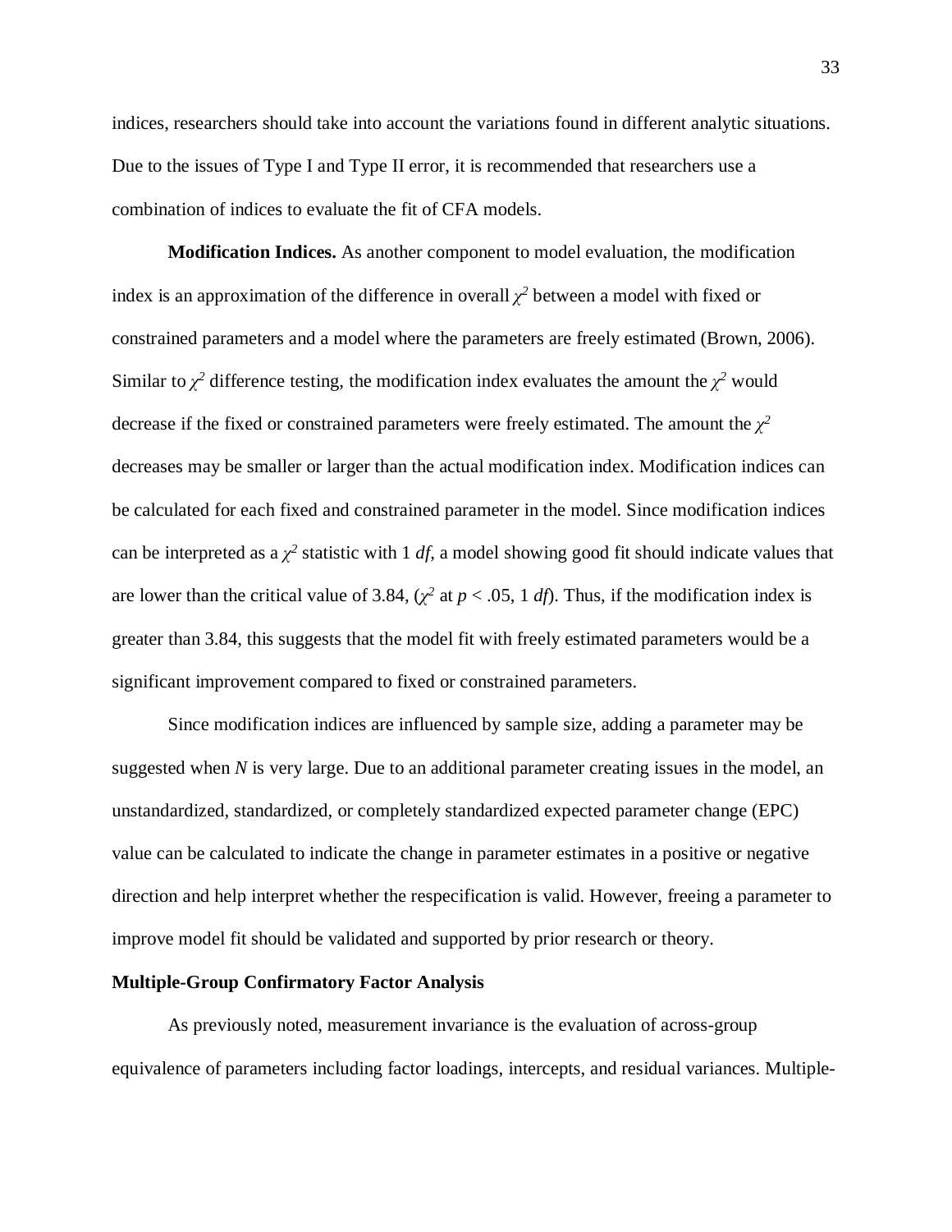indices, researchers should take into account the variations found in different analytic situations. Due to the issues of Type I and Type II error, it is recommended that researchers use a combination of indices to evaluate the fit of CFA models.

**Modification Indices.** As another component to model evaluation, the modification index is an approximation of the difference in overall $\chi^2$ between a model with fixed or constrained parameters and a model where the parameters are freely estimated (Brown, 2006). Similar to $\chi^2$ difference testing, the modification index evaluates the amount the $\chi^2$ would decrease if the fixed or constrained parameters were freely estimated. The amount the $\chi^2$ decreases may be smaller or larger than the actual modification index. Modification indices can be calculated for each fixed and constrained parameter in the model. Since modification indices can be interpreted as a $\chi^2$ statistic with 1 *df*, a model showing good fit should indicate values that are lower than the critical value of 3.84, ($\chi^2$ at $p < .05$, 1 *df*). Thus, if the modification index is greater than 3.84, this suggests that the model fit with freely estimated parameters would be a significant improvement compared to fixed or constrained parameters.

Since modification indices are influenced by sample size, adding a parameter may be suggested when *N* is very large. Due to an additional parameter creating issues in the model, an unstandardized, standardized, or completely standardized expected parameter change (EPC) value can be calculated to indicate the change in parameter estimates in a positive or negative direction and help interpret whether the respecification is valid. However, freeing a parameter to improve model fit should be validated and supported by prior research or theory.

## Multiple-Group Confirmatory Factor Analysis

As previously noted, measurement invariance is the evaluation of across-group equivalence of parameters including factor loadings, intercepts, and residual variances. Multiple-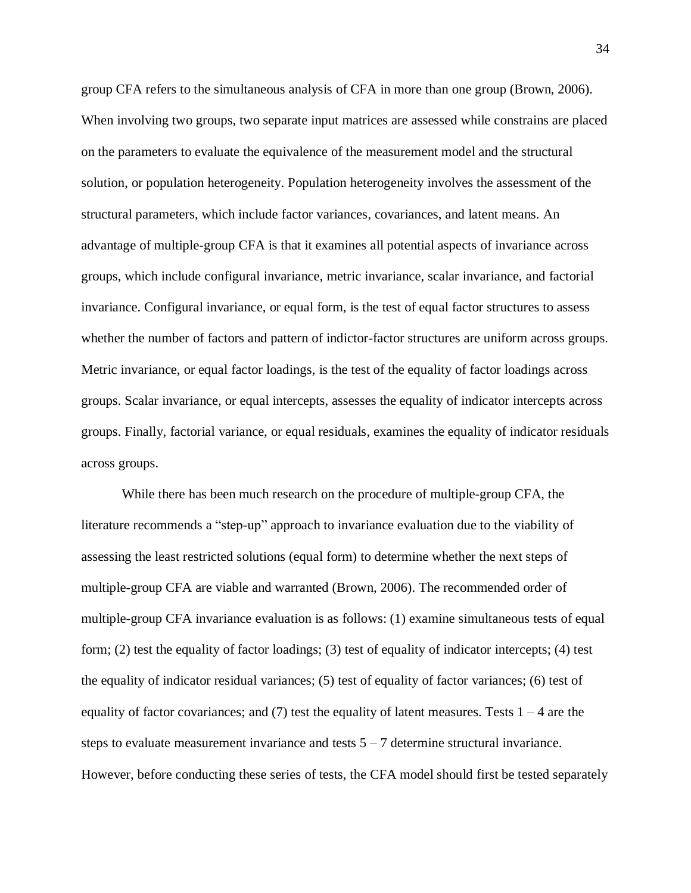group CFA refers to the simultaneous analysis of CFA in more than one group (Brown, 2006). When involving two groups, two separate input matrices are assessed while constrains are placed on the parameters to evaluate the equivalence of the measurement model and the structural solution, or population heterogeneity. Population heterogeneity involves the assessment of the structural parameters, which include factor variances, covariances, and latent means. An advantage of multiple-group CFA is that it examines all potential aspects of invariance across groups, which include configural invariance, metric invariance, scalar invariance, and factorial invariance. Configural invariance, or equal form, is the test of equal factor structures to assess whether the number of factors and pattern of indictor-factor structures are uniform across groups. Metric invariance, or equal factor loadings, is the test of the equality of factor loadings across groups. Scalar invariance, or equal intercepts, assesses the equality of indicator intercepts across groups. Finally, factorial variance, or equal residuals, examines the equality of indicator residuals across groups.

While there has been much research on the procedure of multiple-group CFA, the literature recommends a "step-up" approach to invariance evaluation due to the viability of assessing the least restricted solutions (equal form) to determine whether the next steps of multiple-group CFA are viable and warranted (Brown, 2006). The recommended order of multiple-group CFA invariance evaluation is as follows: (1) examine simultaneous tests of equal form; (2) test the equality of factor loadings; (3) test of equality of indicator intercepts; (4) test the equality of indicator residual variances; (5) test of equality of factor variances; (6) test of equality of factor covariances; and (7) test the equality of latent measures. Tests 1 – 4 are the steps to evaluate measurement invariance and tests 5 – 7 determine structural invariance. However, before conducting these series of tests, the CFA model should first be tested separately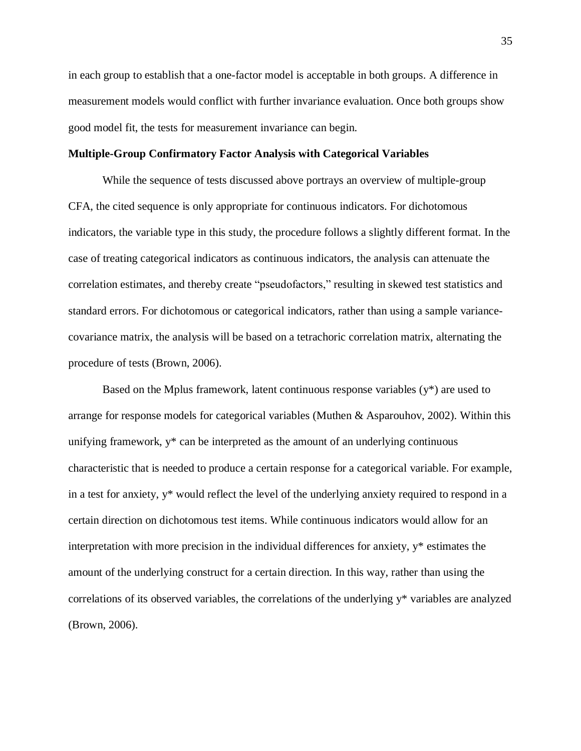in each group to establish that a one-factor model is acceptable in both groups. A difference in measurement models would conflict with further invariance evaluation. Once both groups show good model fit, the tests for measurement invariance can begin.

**Multiple-Group Confirmatory Factor Analysis with Categorical Variables**

While the sequence of tests discussed above portrays an overview of multiple-group CFA, the cited sequence is only appropriate for continuous indicators. For dichotomous indicators, the variable type in this study, the procedure follows a slightly different format. In the case of treating categorical indicators as continuous indicators, the analysis can attenuate the correlation estimates, and thereby create "pseudofactors," resulting in skewed test statistics and standard errors. For dichotomous or categorical indicators, rather than using a sample variance-covariance matrix, the analysis will be based on a tetrachoric correlation matrix, alternating the procedure of tests (Brown, 2006).

Based on the Mplus framework, latent continuous response variables ($y^*$) are used to arrange for response models for categorical variables (Muthen & Asparouhov, 2002). Within this unifying framework, $y^*$ can be interpreted as the amount of an underlying continuous characteristic that is needed to produce a certain response for a categorical variable. For example, in a test for anxiety, $y^*$ would reflect the level of the underlying anxiety required to respond in a certain direction on dichotomous test items. While continuous indicators would allow for an interpretation with more precision in the individual differences for anxiety, $y^*$ estimates the amount of the underlying construct for a certain direction. In this way, rather than using the correlations of its observed variables, the correlations of the underlying $y^*$ variables are analyzed (Brown, 2006).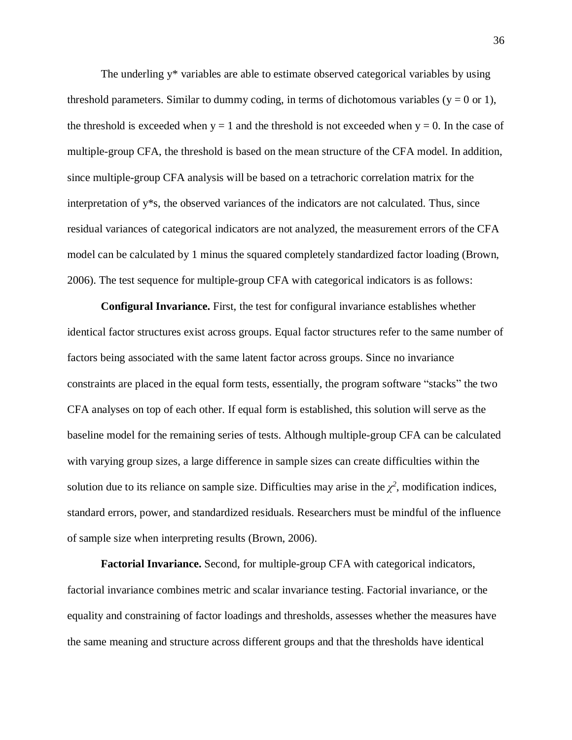The underling y* variables are able to estimate observed categorical variables by using threshold parameters. Similar to dummy coding, in terms of dichotomous variables ($y = 0$ or 1), the threshold is exceeded when $y = 1$ and the threshold is not exceeded when $y = 0$. In the case of multiple-group CFA, the threshold is based on the mean structure of the CFA model. In addition, since multiple-group CFA analysis will be based on a tetrachoric correlation matrix for the interpretation of y*s, the observed variances of the indicators are not calculated. Thus, since residual variances of categorical indicators are not analyzed, the measurement errors of the CFA model can be calculated by 1 minus the squared completely standardized factor loading (Brown, 2006). The test sequence for multiple-group CFA with categorical indicators is as follows:

**Configural Invariance.** First, the test for configural invariance establishes whether identical factor structures exist across groups. Equal factor structures refer to the same number of factors being associated with the same latent factor across groups. Since no invariance constraints are placed in the equal form tests, essentially, the program software "stacks" the two CFA analyses on top of each other. If equal form is established, this solution will serve as the baseline model for the remaining series of tests. Although multiple-group CFA can be calculated with varying group sizes, a large difference in sample sizes can create difficulties within the solution due to its reliance on sample size. Difficulties may arise in the $\chi^2$, modification indices, standard errors, power, and standardized residuals. Researchers must be mindful of the influence of sample size when interpreting results (Brown, 2006).

**Factorial Invariance.** Second, for multiple-group CFA with categorical indicators, factorial invariance combines metric and scalar invariance testing. Factorial invariance, or the equality and constraining of factor loadings and thresholds, assesses whether the measures have the same meaning and structure across different groups and that the thresholds have identical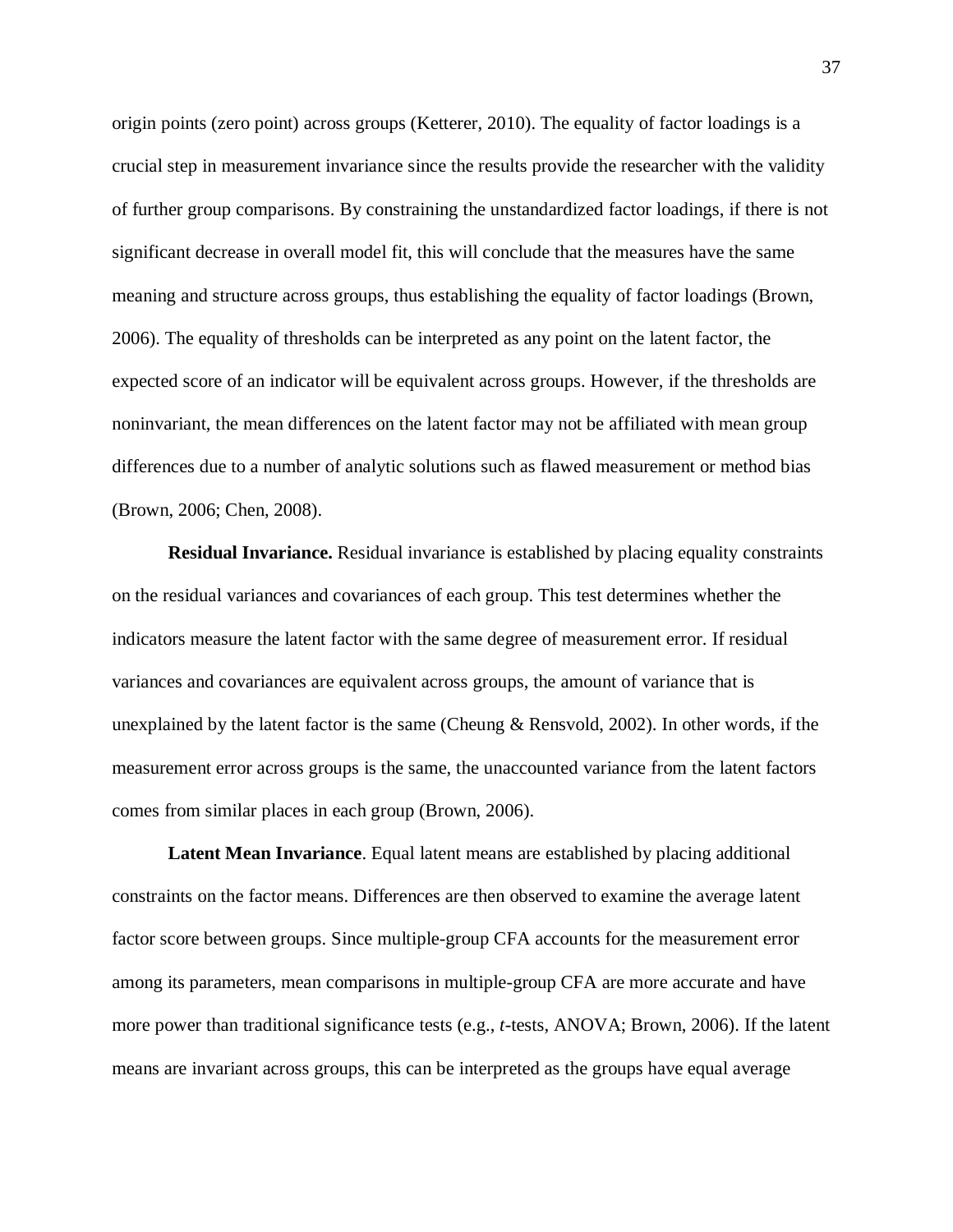origin points (zero point) across groups (Ketterer, 2010). The equality of factor loadings is a crucial step in measurement invariance since the results provide the researcher with the validity of further group comparisons. By constraining the unstandardized factor loadings, if there is not significant decrease in overall model fit, this will conclude that the measures have the same meaning and structure across groups, thus establishing the equality of factor loadings (Brown, 2006). The equality of thresholds can be interpreted as any point on the latent factor, the expected score of an indicator will be equivalent across groups. However, if the thresholds are noninvariant, the mean differences on the latent factor may not be affiliated with mean group differences due to a number of analytic solutions such as flawed measurement or method bias (Brown, 2006; Chen, 2008).

**Residual Invariance.** Residual invariance is established by placing equality constraints on the residual variances and covariances of each group. This test determines whether the indicators measure the latent factor with the same degree of measurement error. If residual variances and covariances are equivalent across groups, the amount of variance that is unexplained by the latent factor is the same (Cheung & Rensvold, 2002). In other words, if the measurement error across groups is the same, the unaccounted variance from the latent factors comes from similar places in each group (Brown, 2006).

**Latent Mean Invariance**. Equal latent means are established by placing additional constraints on the factor means. Differences are then observed to examine the average latent factor score between groups. Since multiple-group CFA accounts for the measurement error among its parameters, mean comparisons in multiple-group CFA are more accurate and have more power than traditional significance tests (e.g., *t*-tests, ANOVA; Brown, 2006). If the latent means are invariant across groups, this can be interpreted as the groups have equal average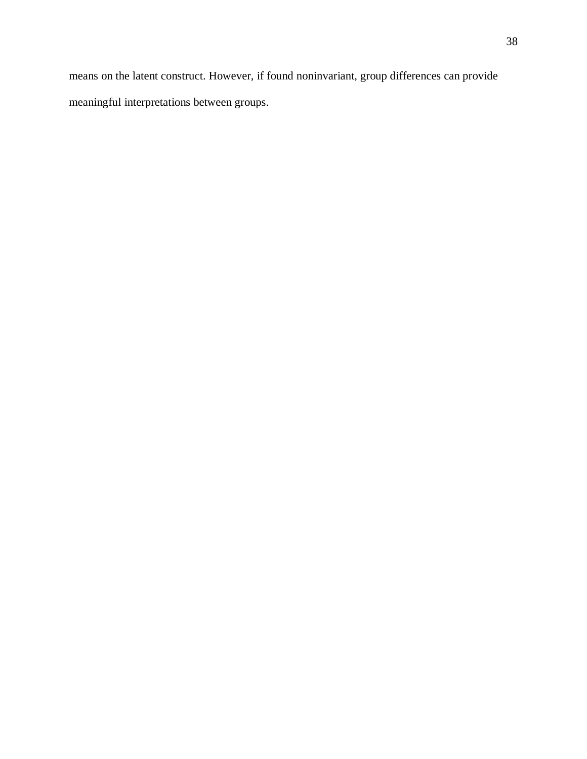means on the latent construct. However, if found noninvariant, group differences can provide meaningful interpretations between groups.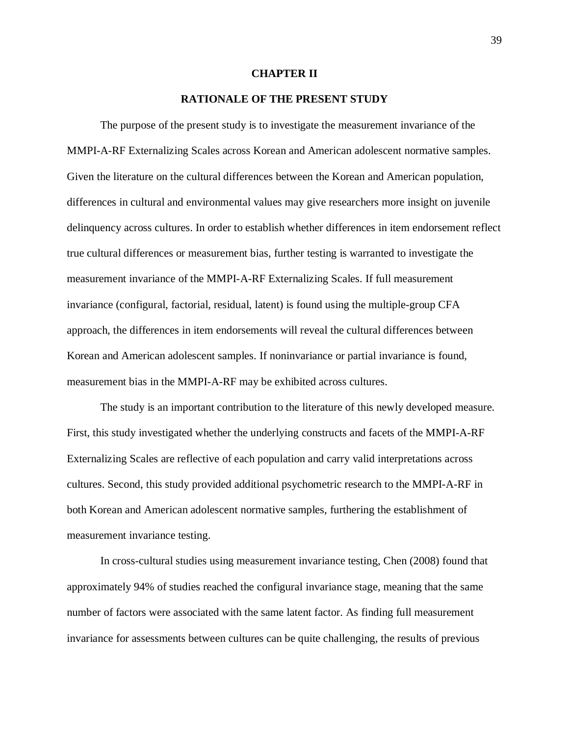# CHAPTER II

## RATIONALE OF THE PRESENT STUDY

The purpose of the present study is to investigate the measurement invariance of the MMPI-A-RF Externalizing Scales across Korean and American adolescent normative samples. Given the literature on the cultural differences between the Korean and American population, differences in cultural and environmental values may give researchers more insight on juvenile delinquency across cultures. In order to establish whether differences in item endorsement reflect true cultural differences or measurement bias, further testing is warranted to investigate the measurement invariance of the MMPI-A-RF Externalizing Scales. If full measurement invariance (configural, factorial, residual, latent) is found using the multiple-group CFA approach, the differences in item endorsements will reveal the cultural differences between Korean and American adolescent samples. If noninvariance or partial invariance is found, measurement bias in the MMPI-A-RF may be exhibited across cultures.

The study is an important contribution to the literature of this newly developed measure. First, this study investigated whether the underlying constructs and facets of the MMPI-A-RF Externalizing Scales are reflective of each population and carry valid interpretations across cultures. Second, this study provided additional psychometric research to the MMPI-A-RF in both Korean and American adolescent normative samples, furthering the establishment of measurement invariance testing.

In cross-cultural studies using measurement invariance testing, Chen (2008) found that approximately 94% of studies reached the configural invariance stage, meaning that the same number of factors were associated with the same latent factor. As finding full measurement invariance for assessments between cultures can be quite challenging, the results of previous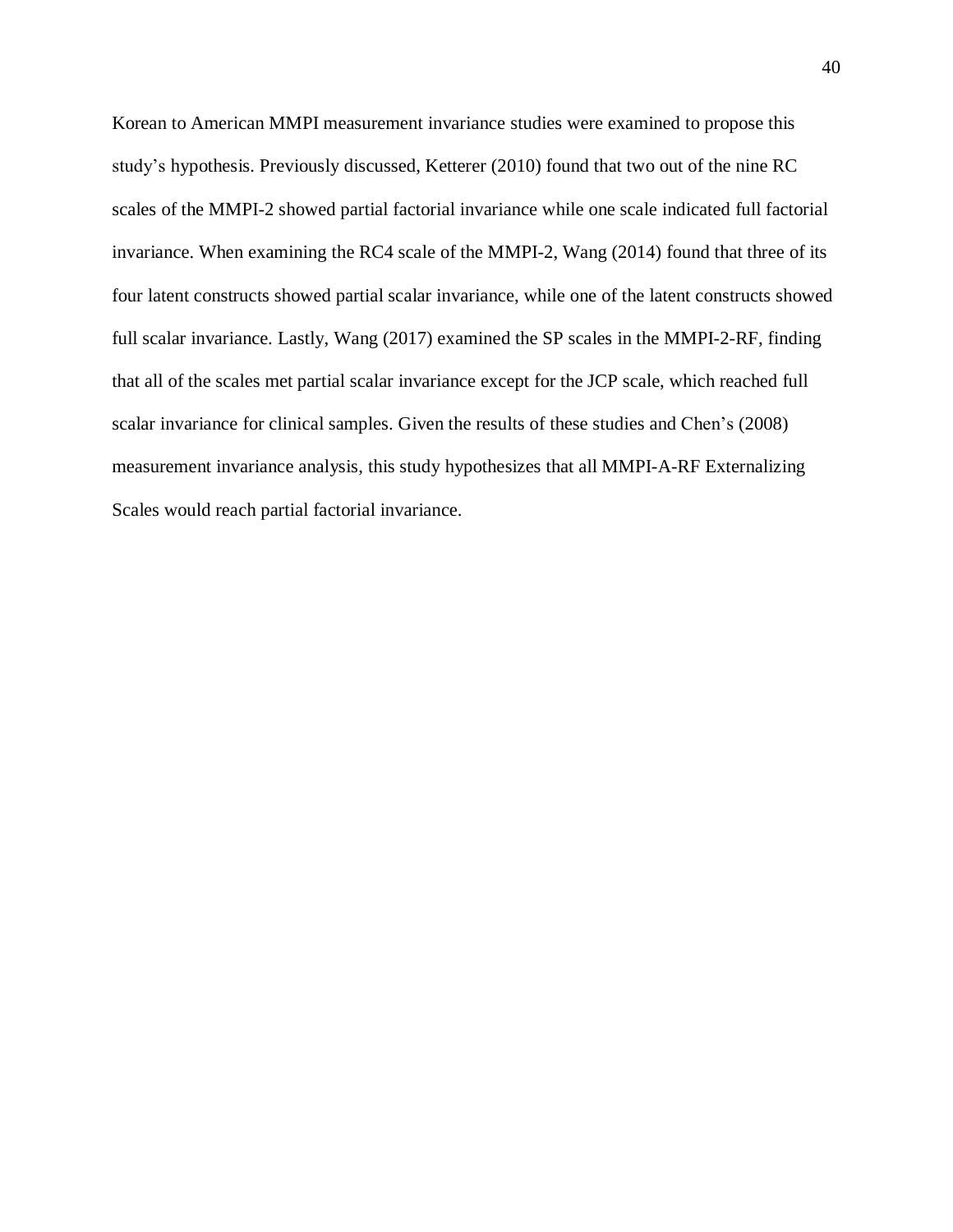Korean to American MMPI measurement invariance studies were examined to propose this study's hypothesis. Previously discussed, Ketterer (2010) found that two out of the nine RC scales of the MMPI-2 showed partial factorial invariance while one scale indicated full factorial invariance. When examining the RC4 scale of the MMPI-2, Wang (2014) found that three of its four latent constructs showed partial scalar invariance, while one of the latent constructs showed full scalar invariance. Lastly, Wang (2017) examined the SP scales in the MMPI-2-RF, finding that all of the scales met partial scalar invariance except for the JCP scale, which reached full scalar invariance for clinical samples. Given the results of these studies and Chen's (2008) measurement invariance analysis, this study hypothesizes that all MMPI-A-RF Externalizing Scales would reach partial factorial invariance.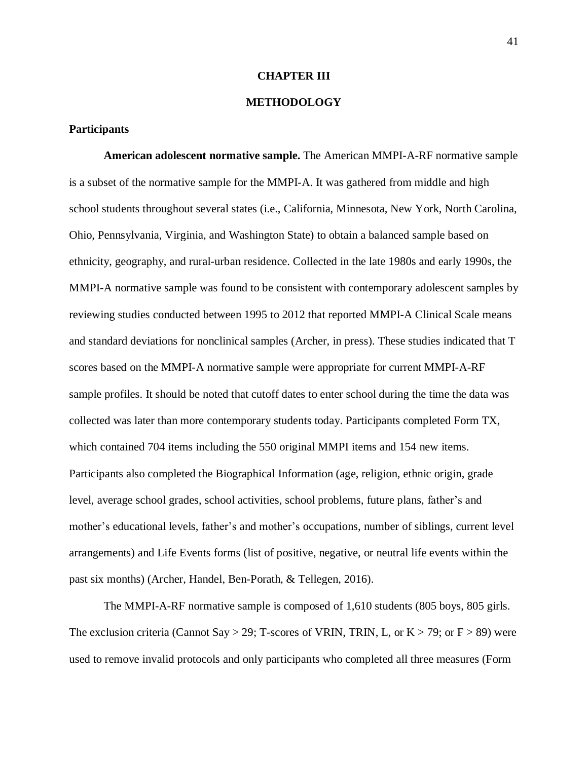# CHAPTER III

# METHODOLOGY

## Participants

**American adolescent normative sample.** The American MMPI-A-RF normative sample is a subset of the normative sample for the MMPI-A. It was gathered from middle and high school students throughout several states (i.e., California, Minnesota, New York, North Carolina, Ohio, Pennsylvania, Virginia, and Washington State) to obtain a balanced sample based on ethnicity, geography, and rural-urban residence. Collected in the late 1980s and early 1990s, the MMPI-A normative sample was found to be consistent with contemporary adolescent samples by reviewing studies conducted between 1995 to 2012 that reported MMPI-A Clinical Scale means and standard deviations for nonclinical samples (Archer, in press). These studies indicated that T scores based on the MMPI-A normative sample were appropriate for current MMPI-A-RF sample profiles. It should be noted that cutoff dates to enter school during the time the data was collected was later than more contemporary students today. Participants completed Form TX, which contained 704 items including the 550 original MMPI items and 154 new items. Participants also completed the Biographical Information (age, religion, ethnic origin, grade level, average school grades, school activities, school problems, future plans, father's and mother's educational levels, father's and mother's occupations, number of siblings, current level arrangements) and Life Events forms (list of positive, negative, or neutral life events within the past six months) (Archer, Handel, Ben-Porath, & Tellegen, 2016).

The MMPI-A-RF normative sample is composed of 1,610 students (805 boys, 805 girls. The exclusion criteria (Cannot Say > 29; T-scores of VRIN, TRIN, L, or K > 79; or F > 89) were used to remove invalid protocols and only participants who completed all three measures (Form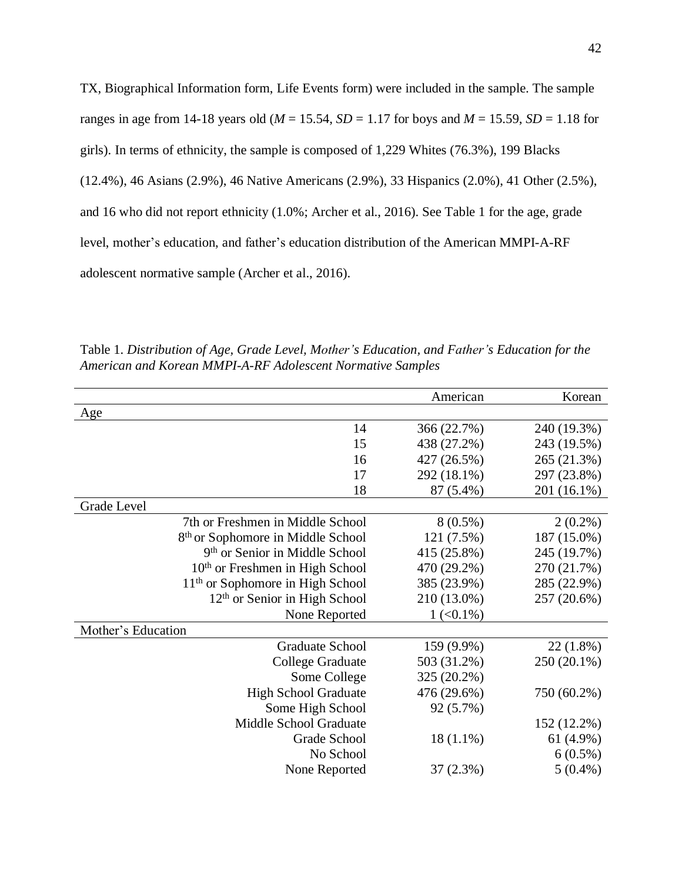TX, Biographical Information form, Life Events form) were included in the sample. The sample ranges in age from 14-18 years old (*M* = 15.54, *SD* = 1.17 for boys and *M* = 15.59, *SD* = 1.18 for girls). In terms of ethnicity, the sample is composed of 1,229 Whites (76.3%), 199 Blacks (12.4%), 46 Asians (2.9%), 46 Native Americans (2.9%), 33 Hispanics (2.0%), 41 Other (2.5%), and 16 who did not report ethnicity (1.0%; Archer et al., 2016). See Table 1 for the age, grade level, mother's education, and father's education distribution of the American MMPI-A-RF adolescent normative sample (Archer et al., 2016).

Table 1. *Distribution of Age, Grade Level, Mother's Education, and Father's Education for the American and Korean MMPI-A-RF Adolescent Normative Samples*

| | American | Korean |
|---|---|---|
| Age | | |
| 14 | 366 (22.7%) | 240 (19.3%) |
| 15 | 438 (27.2%) | 243 (19.5%) |
| 16 | 427 (26.5%) | 265 (21.3%) |
| 17 | 292 (18.1%) | 297 (23.8%) |
| 18 | 87 (5.4%) | 201 (16.1%) |
| Grade Level | | |
| 7th or Freshmen in Middle School | 8 (0.5%) | 2 (0.2%) |
| 8th or Sophomore in Middle School | 121 (7.5%) | 187 (15.0%) |
| 9th or Senior in Middle School | 415 (25.8%) | 245 (19.7%) |
| 10th or Freshmen in High School | 470 (29.2%) | 270 (21.7%) |
| 11th or Sophomore in High School | 385 (23.9%) | 285 (22.9%) |
| 12th or Senior in High School | 210 (13.0%) | 257 (20.6%) |
| None Reported | 1 (<0.1%) | |
| Mother's Education | | |
| Graduate School | 159 (9.9%) | 22 (1.8%) |
| College Graduate | 503 (31.2%) | 250 (20.1%) |
| Some College | 325 (20.2%) | |
| High School Graduate | 476 (29.6%) | 750 (60.2%) |
| Some High School | 92 (5.7%) | |
| Middle School Graduate | | 152 (12.2%) |
| Grade School | 18 (1.1%) | 61 (4.9%) |
| No School | | 6 (0.5%) |
| None Reported | 37 (2.3%) | 5 (0.4%) |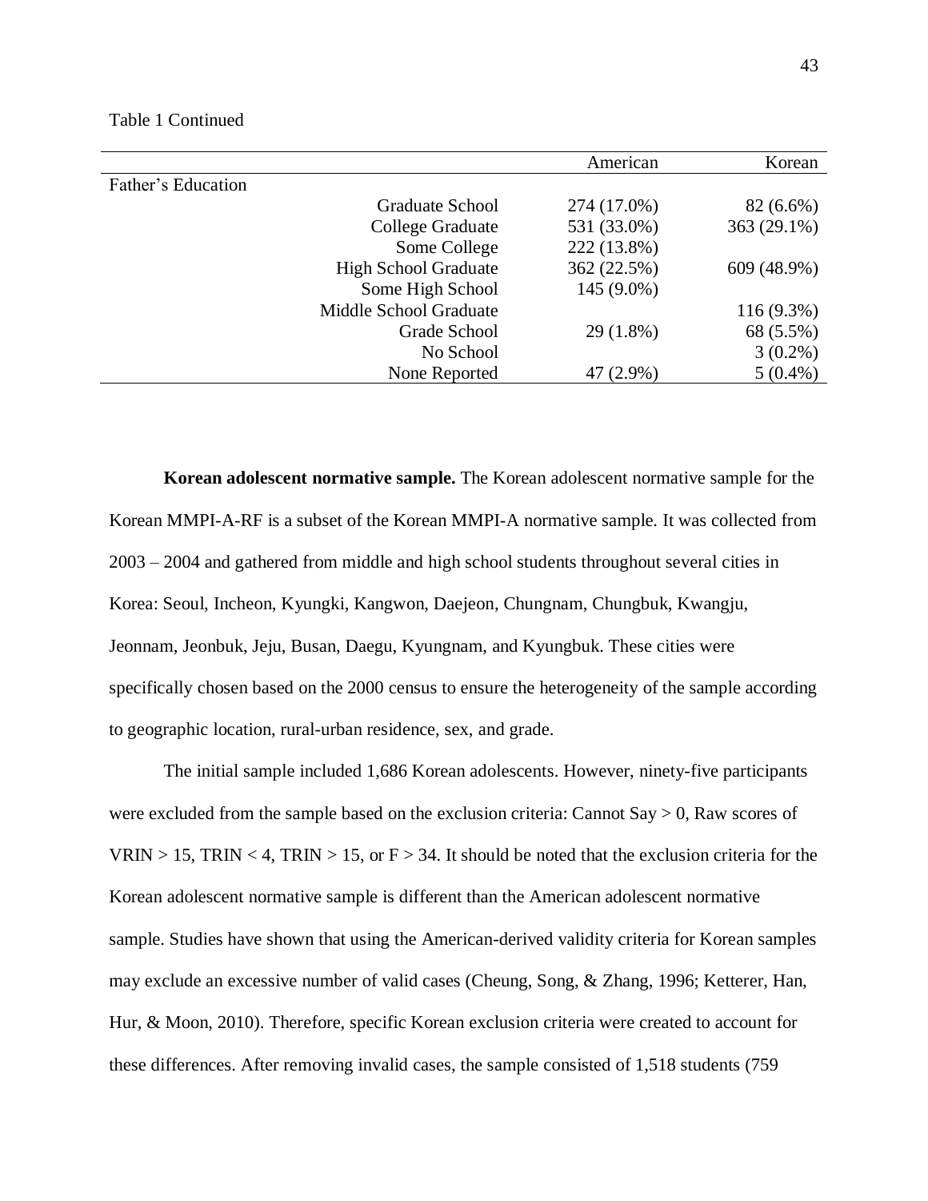Table 1 Continued

| | | American | Korean |
|---|---|---|---|
| Father's Education | | | |
| | Graduate School | 274 (17.0%) | 82 (6.6%) |
| | College Graduate | 531 (33.0%) | 363 (29.1%) |
| | Some College | 222 (13.8%) | |
| | High School Graduate | 362 (22.5%) | 609 (48.9%) |
| | Some High School | 145 (9.0%) | |
| | Middle School Graduate | | 116 (9.3%) |
| | Grade School | 29 (1.8%) | 68 (5.5%) |
| | No School | | 3 (0.2%) |
| | None Reported | 47 (2.9%) | 5 (0.4%) |

**Korean adolescent normative sample.** The Korean adolescent normative sample for the Korean MMPI-A-RF is a subset of the Korean MMPI-A normative sample. It was collected from 2003 – 2004 and gathered from middle and high school students throughout several cities in Korea: Seoul, Incheon, Kyungki, Kangwon, Daejeon, Chungnam, Chungbuk, Kwangju, Jeonnam, Jeonbuk, Jeju, Busan, Daegu, Kyungnam, and Kyungbuk. These cities were specifically chosen based on the 2000 census to ensure the heterogeneity of the sample according to geographic location, rural-urban residence, sex, and grade.

The initial sample included 1,686 Korean adolescents. However, ninety-five participants were excluded from the sample based on the exclusion criteria: Cannot Say > 0, Raw scores of VRIN > 15, TRIN < 4, TRIN > 15, or F > 34. It should be noted that the exclusion criteria for the Korean adolescent normative sample is different than the American adolescent normative sample. Studies have shown that using the American-derived validity criteria for Korean samples may exclude an excessive number of valid cases (Cheung, Song, & Zhang, 1996; Ketterer, Han, Hur, & Moon, 2010). Therefore, specific Korean exclusion criteria were created to account for these differences. After removing invalid cases, the sample consisted of 1,518 students (759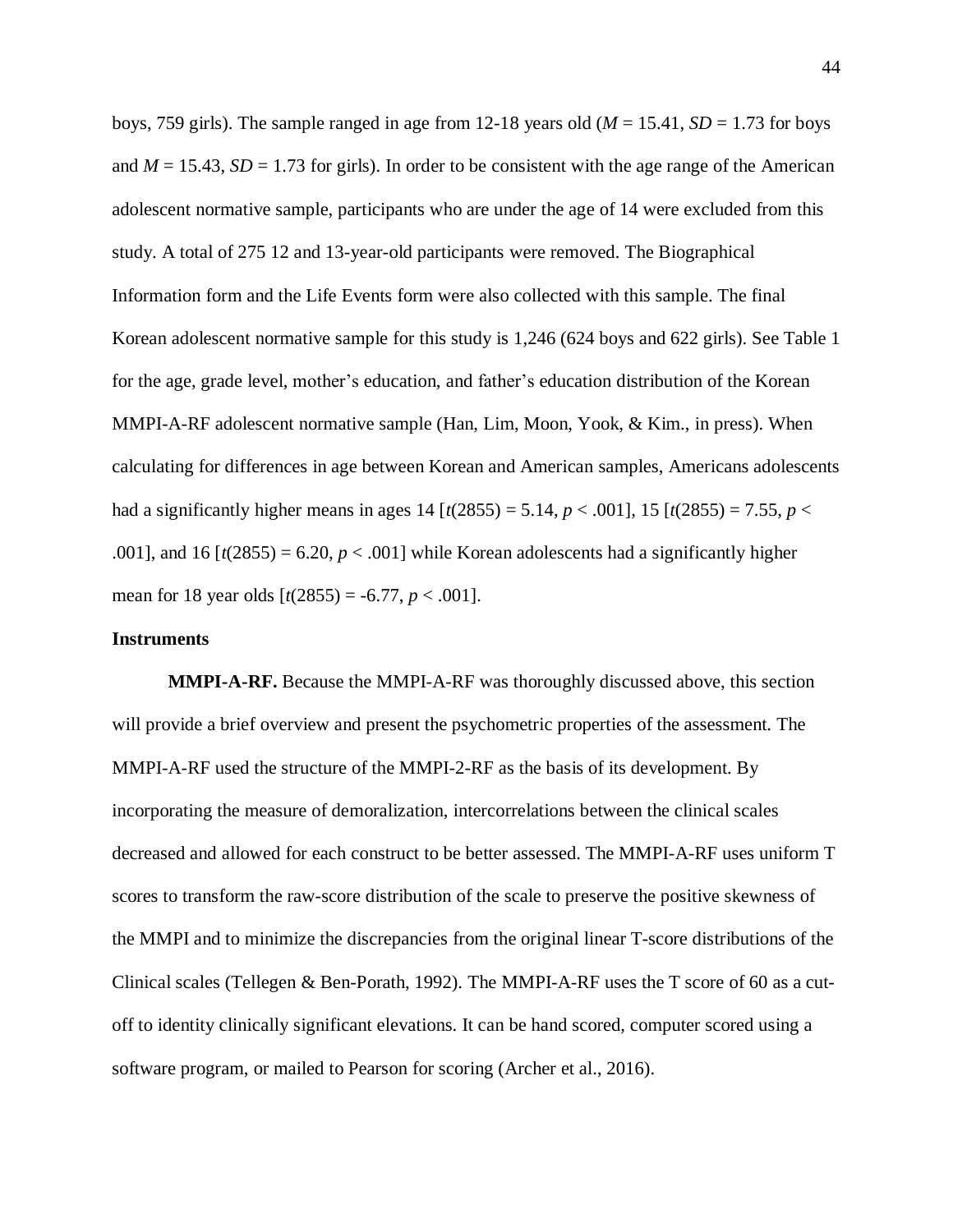boys, 759 girls). The sample ranged in age from 12-18 years old ($M$ = 15.41, $SD$ = 1.73 for boys and $M$ = 15.43, $SD$ = 1.73 for girls). In order to be consistent with the age range of the American adolescent normative sample, participants who are under the age of 14 were excluded from this study. A total of 275 12 and 13-year-old participants were removed. The Biographical Information form and the Life Events form were also collected with this sample. The final Korean adolescent normative sample for this study is 1,246 (624 boys and 622 girls). See Table 1 for the age, grade level, mother's education, and father's education distribution of the Korean MMPI-A-RF adolescent normative sample (Han, Lim, Moon, Yook, & Kim., in press). When calculating for differences in age between Korean and American samples, Americans adolescents had a significantly higher means in ages 14 [$t(2855) = 5.14$, $p < .001$], 15 [$t(2855) = 7.55$, $p < .001$], and 16 [$t(2855) = 6.20$, $p < .001$] while Korean adolescents had a significantly higher mean for 18 year olds [$t(2855) = -6.77$, $p < .001$].

**Instruments**

**MMPI-A-RF.** Because the MMPI-A-RF was thoroughly discussed above, this section will provide a brief overview and present the psychometric properties of the assessment. The MMPI-A-RF used the structure of the MMPI-2-RF as the basis of its development. By incorporating the measure of demoralization, intercorrelations between the clinical scales decreased and allowed for each construct to be better assessed. The MMPI-A-RF uses uniform T scores to transform the raw-score distribution of the scale to preserve the positive skewness of the MMPI and to minimize the discrepancies from the original linear T-score distributions of the Clinical scales (Tellegen & Ben-Porath, 1992). The MMPI-A-RF uses the T score of 60 as a cut-off to identity clinically significant elevations. It can be hand scored, computer scored using a software program, or mailed to Pearson for scoring (Archer et al., 2016).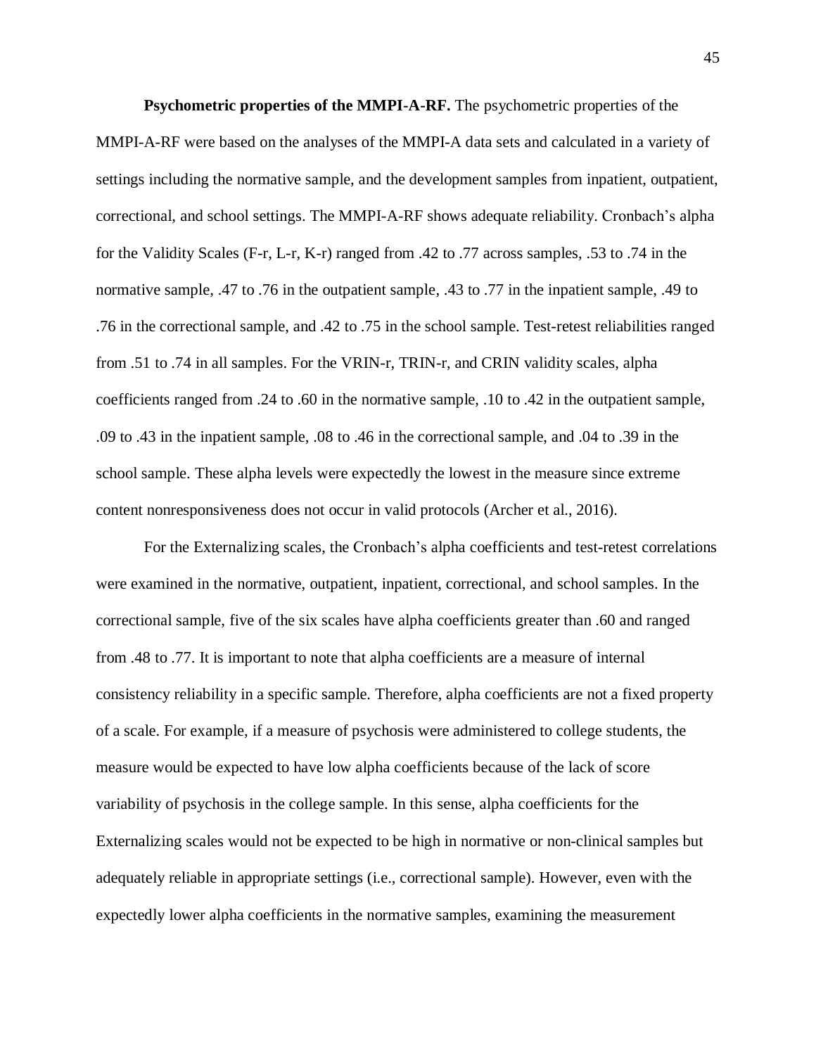**Psychometric properties of the MMPI-A-RF.** The psychometric properties of the MMPI-A-RF were based on the analyses of the MMPI-A data sets and calculated in a variety of settings including the normative sample, and the development samples from inpatient, outpatient, correctional, and school settings. The MMPI-A-RF shows adequate reliability. Cronbach's alpha for the Validity Scales (F-r, L-r, K-r) ranged from .42 to .77 across samples, .53 to .74 in the normative sample, .47 to .76 in the outpatient sample, .43 to .77 in the inpatient sample, .49 to .76 in the correctional sample, and .42 to .75 in the school sample. Test-retest reliabilities ranged from .51 to .74 in all samples. For the VRIN-r, TRIN-r, and CRIN validity scales, alpha coefficients ranged from .24 to .60 in the normative sample, .10 to .42 in the outpatient sample, .09 to .43 in the inpatient sample, .08 to .46 in the correctional sample, and .04 to .39 in the school sample. These alpha levels were expectedly the lowest in the measure since extreme content nonresponsiveness does not occur in valid protocols (Archer et al., 2016).

For the Externalizing scales, the Cronbach's alpha coefficients and test-retest correlations were examined in the normative, outpatient, inpatient, correctional, and school samples. In the correctional sample, five of the six scales have alpha coefficients greater than .60 and ranged from .48 to .77. It is important to note that alpha coefficients are a measure of internal consistency reliability in a specific sample. Therefore, alpha coefficients are not a fixed property of a scale. For example, if a measure of psychosis were administered to college students, the measure would be expected to have low alpha coefficients because of the lack of score variability of psychosis in the college sample. In this sense, alpha coefficients for the Externalizing scales would not be expected to be high in normative or non-clinical samples but adequately reliable in appropriate settings (i.e., correctional sample). However, even with the expectedly lower alpha coefficients in the normative samples, examining the measurement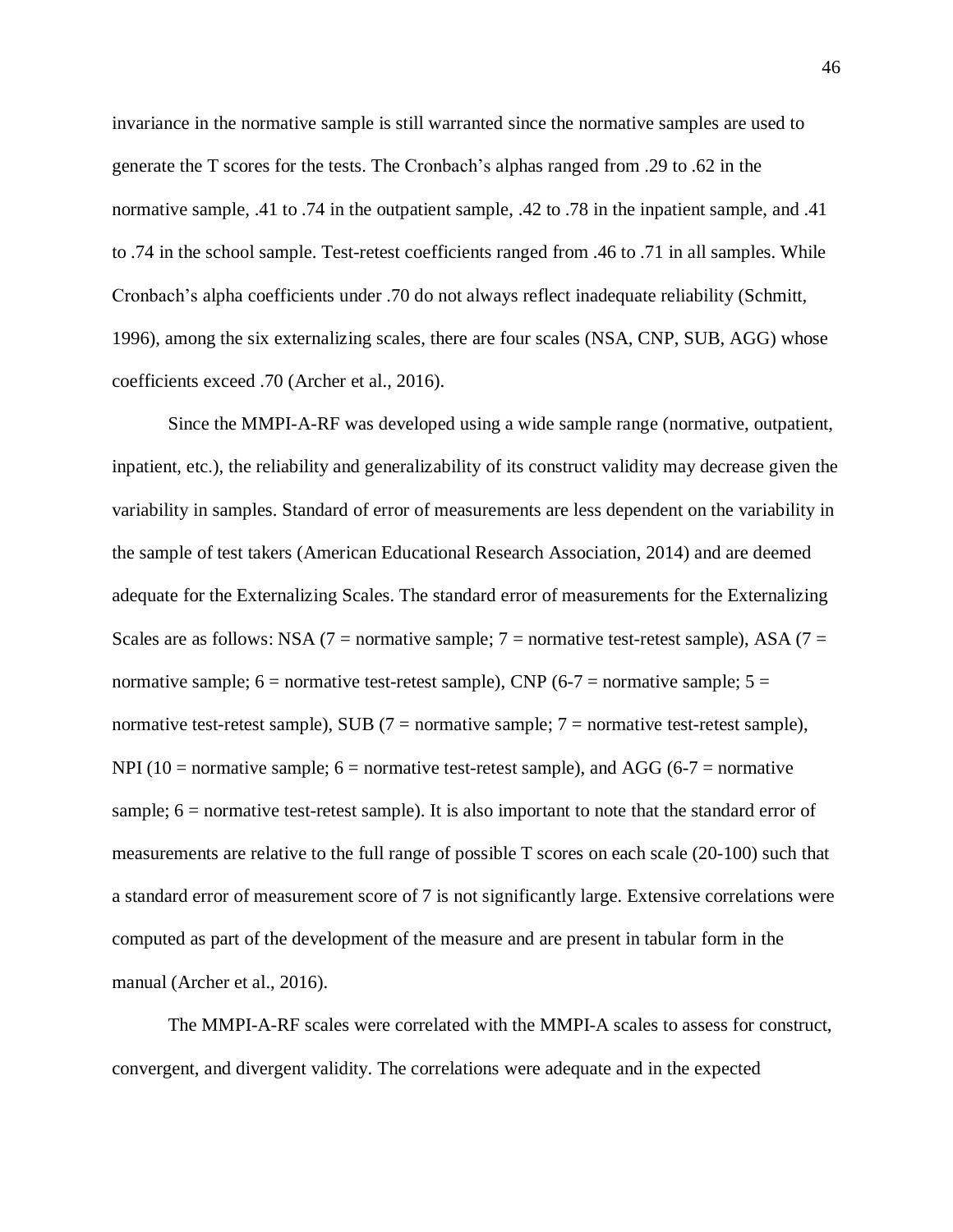invariance in the normative sample is still warranted since the normative samples are used to generate the T scores for the tests. The Cronbach's alphas ranged from .29 to .62 in the normative sample, .41 to .74 in the outpatient sample, .42 to .78 in the inpatient sample, and .41 to .74 in the school sample. Test-retest coefficients ranged from .46 to .71 in all samples. While Cronbach's alpha coefficients under .70 do not always reflect inadequate reliability (Schmitt, 1996), among the six externalizing scales, there are four scales (NSA, CNP, SUB, AGG) whose coefficients exceed .70 (Archer et al., 2016).

Since the MMPI-A-RF was developed using a wide sample range (normative, outpatient, inpatient, etc.), the reliability and generalizability of its construct validity may decrease given the variability in samples. Standard of error of measurements are less dependent on the variability in the sample of test takers (American Educational Research Association, 2014) and are deemed adequate for the Externalizing Scales. The standard error of measurements for the Externalizing Scales are as follows: NSA (7 = normative sample; 7 = normative test-retest sample), ASA (7 = normative sample; 6 = normative test-retest sample), CNP (6-7 = normative sample; 5 = normative test-retest sample), SUB (7 = normative sample; 7 = normative test-retest sample), NPI (10 = normative sample; 6 = normative test-retest sample), and AGG (6-7 = normative sample; 6 = normative test-retest sample). It is also important to note that the standard error of measurements are relative to the full range of possible T scores on each scale (20-100) such that a standard error of measurement score of 7 is not significantly large. Extensive correlations were computed as part of the development of the measure and are present in tabular form in the manual (Archer et al., 2016).

The MMPI-A-RF scales were correlated with the MMPI-A scales to assess for construct, convergent, and divergent validity. The correlations were adequate and in the expected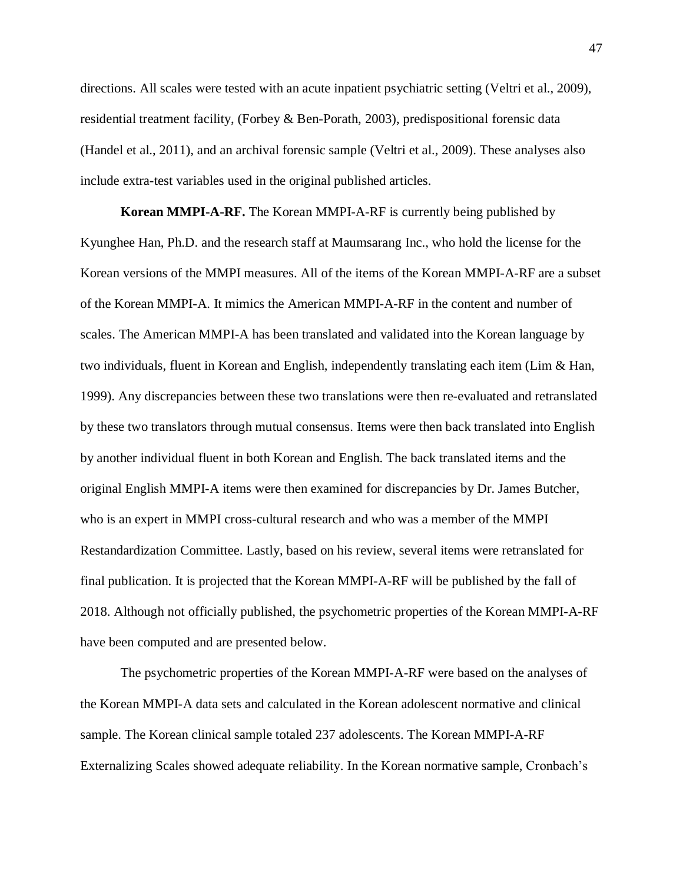directions. All scales were tested with an acute inpatient psychiatric setting (Veltri et al., 2009), residential treatment facility, (Forbey & Ben-Porath, 2003), predispositional forensic data (Handel et al., 2011), and an archival forensic sample (Veltri et al., 2009). These analyses also include extra-test variables used in the original published articles.

**Korean MMPI-A-RF.** The Korean MMPI-A-RF is currently being published by Kyunghee Han, Ph.D. and the research staff at Maumsarang Inc., who hold the license for the Korean versions of the MMPI measures. All of the items of the Korean MMPI-A-RF are a subset of the Korean MMPI-A. It mimics the American MMPI-A-RF in the content and number of scales. The American MMPI-A has been translated and validated into the Korean language by two individuals, fluent in Korean and English, independently translating each item (Lim & Han, 1999). Any discrepancies between these two translations were then re-evaluated and retranslated by these two translators through mutual consensus. Items were then back translated into English by another individual fluent in both Korean and English. The back translated items and the original English MMPI-A items were then examined for discrepancies by Dr. James Butcher, who is an expert in MMPI cross-cultural research and who was a member of the MMPI Restandardization Committee. Lastly, based on his review, several items were retranslated for final publication. It is projected that the Korean MMPI-A-RF will be published by the fall of 2018. Although not officially published, the psychometric properties of the Korean MMPI-A-RF have been computed and are presented below.

The psychometric properties of the Korean MMPI-A-RF were based on the analyses of the Korean MMPI-A data sets and calculated in the Korean adolescent normative and clinical sample. The Korean clinical sample totaled 237 adolescents. The Korean MMPI-A-RF Externalizing Scales showed adequate reliability. In the Korean normative sample, Cronbach's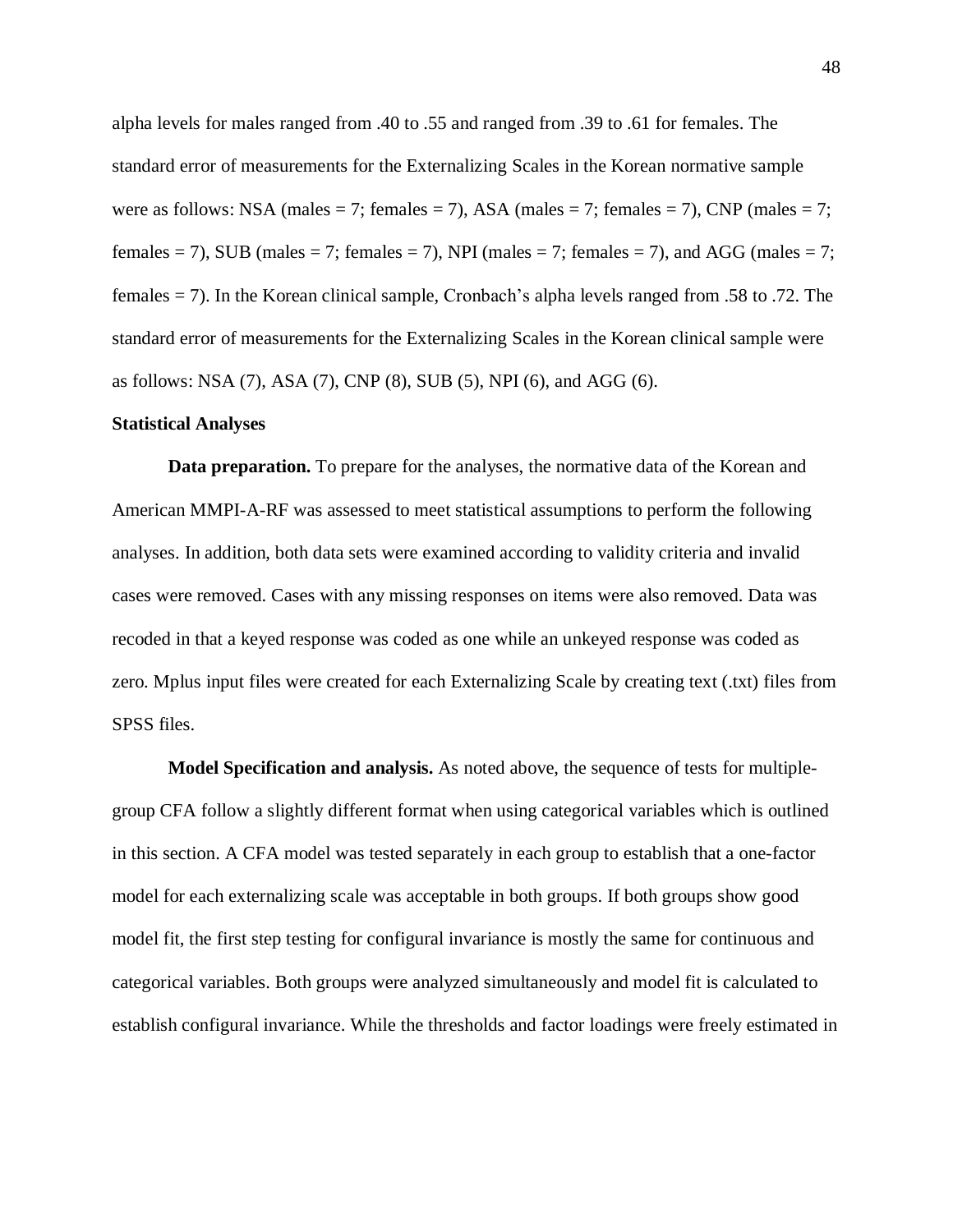alpha levels for males ranged from .40 to .55 and ranged from .39 to .61 for females. The standard error of measurements for the Externalizing Scales in the Korean normative sample were as follows: NSA (males = 7; females = 7), ASA (males = 7; females = 7), CNP (males = 7; females = 7), SUB (males = 7; females = 7), NPI (males = 7; females = 7), and AGG (males = 7; females = 7). In the Korean clinical sample, Cronbach's alpha levels ranged from .58 to .72. The standard error of measurements for the Externalizing Scales in the Korean clinical sample were as follows: NSA (7), ASA (7), CNP (8), SUB (5), NPI (6), and AGG (6).

### Statistical Analyses

**Data preparation.** To prepare for the analyses, the normative data of the Korean and American MMPI-A-RF was assessed to meet statistical assumptions to perform the following analyses. In addition, both data sets were examined according to validity criteria and invalid cases were removed. Cases with any missing responses on items were also removed. Data was recoded in that a keyed response was coded as one while an unkeyed response was coded as zero. Mplus input files were created for each Externalizing Scale by creating text (.txt) files from SPSS files.

**Model Specification and analysis.** As noted above, the sequence of tests for multiple-group CFA follow a slightly different format when using categorical variables which is outlined in this section. A CFA model was tested separately in each group to establish that a one-factor model for each externalizing scale was acceptable in both groups. If both groups show good model fit, the first step testing for configural invariance is mostly the same for continuous and categorical variables. Both groups were analyzed simultaneously and model fit is calculated to establish configural invariance. While the thresholds and factor loadings were freely estimated in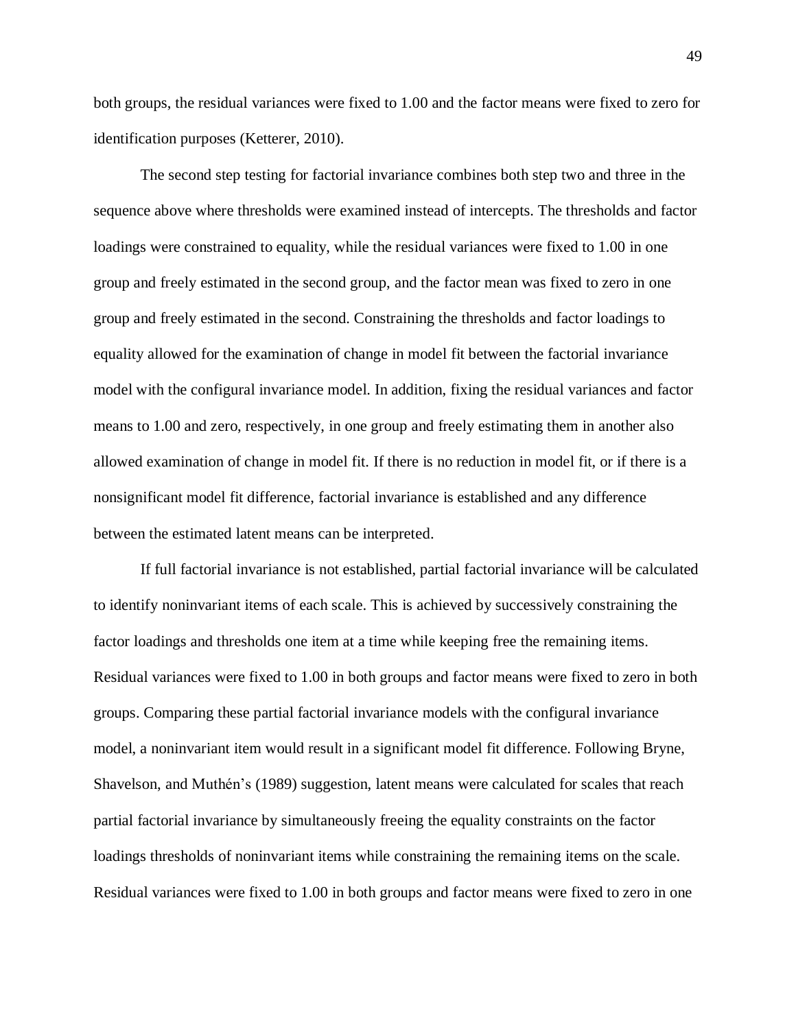both groups, the residual variances were fixed to 1.00 and the factor means were fixed to zero for identification purposes (Ketterer, 2010).

The second step testing for factorial invariance combines both step two and three in the sequence above where thresholds were examined instead of intercepts. The thresholds and factor loadings were constrained to equality, while the residual variances were fixed to 1.00 in one group and freely estimated in the second group, and the factor mean was fixed to zero in one group and freely estimated in the second. Constraining the thresholds and factor loadings to equality allowed for the examination of change in model fit between the factorial invariance model with the configural invariance model. In addition, fixing the residual variances and factor means to 1.00 and zero, respectively, in one group and freely estimating them in another also allowed examination of change in model fit. If there is no reduction in model fit, or if there is a nonsignificant model fit difference, factorial invariance is established and any difference between the estimated latent means can be interpreted.

If full factorial invariance is not established, partial factorial invariance will be calculated to identify noninvariant items of each scale. This is achieved by successively constraining the factor loadings and thresholds one item at a time while keeping free the remaining items. Residual variances were fixed to 1.00 in both groups and factor means were fixed to zero in both groups. Comparing these partial factorial invariance models with the configural invariance model, a noninvariant item would result in a significant model fit difference. Following Bryne, Shavelson, and Muthén's (1989) suggestion, latent means were calculated for scales that reach partial factorial invariance by simultaneously freeing the equality constraints on the factor loadings thresholds of noninvariant items while constraining the remaining items on the scale. Residual variances were fixed to 1.00 in both groups and factor means were fixed to zero in one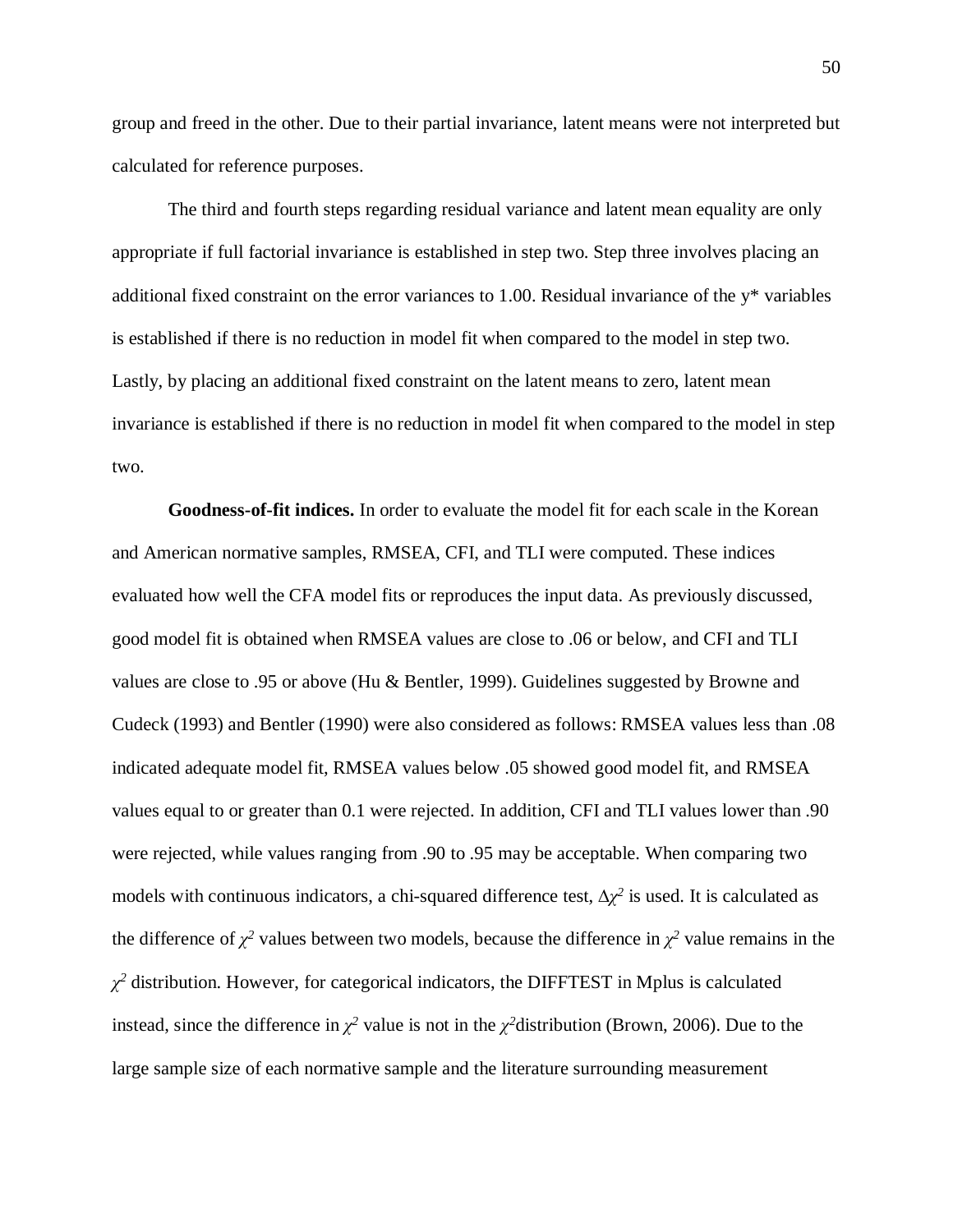group and freed in the other. Due to their partial invariance, latent means were not interpreted but calculated for reference purposes.

The third and fourth steps regarding residual variance and latent mean equality are only appropriate if full factorial invariance is established in step two. Step three involves placing an additional fixed constraint on the error variances to 1.00. Residual invariance of the y* variables is established if there is no reduction in model fit when compared to the model in step two. Lastly, by placing an additional fixed constraint on the latent means to zero, latent mean invariance is established if there is no reduction in model fit when compared to the model in step two.

**Goodness-of-fit indices.** In order to evaluate the model fit for each scale in the Korean and American normative samples, RMSEA, CFI, and TLI were computed. These indices evaluated how well the CFA model fits or reproduces the input data. As previously discussed, good model fit is obtained when RMSEA values are close to .06 or below, and CFI and TLI values are close to .95 or above (Hu & Bentler, 1999). Guidelines suggested by Browne and Cudeck (1993) and Bentler (1990) were also considered as follows: RMSEA values less than .08 indicated adequate model fit, RMSEA values below .05 showed good model fit, and RMSEA values equal to or greater than 0.1 were rejected. In addition, CFI and TLI values lower than .90 were rejected, while values ranging from .90 to .95 may be acceptable. When comparing two models with continuous indicators, a chi-squared difference test, $\Delta\chi^2$ is used. It is calculated as the difference of $\chi^2$ values between two models, because the difference in $\chi^2$ value remains in the $\chi^2$ distribution. However, for categorical indicators, the DIFFTEST in Mplus is calculated instead, since the difference in $\chi^2$ value is not in the $\chi^2$distribution (Brown, 2006). Due to the large sample size of each normative sample and the literature surrounding measurement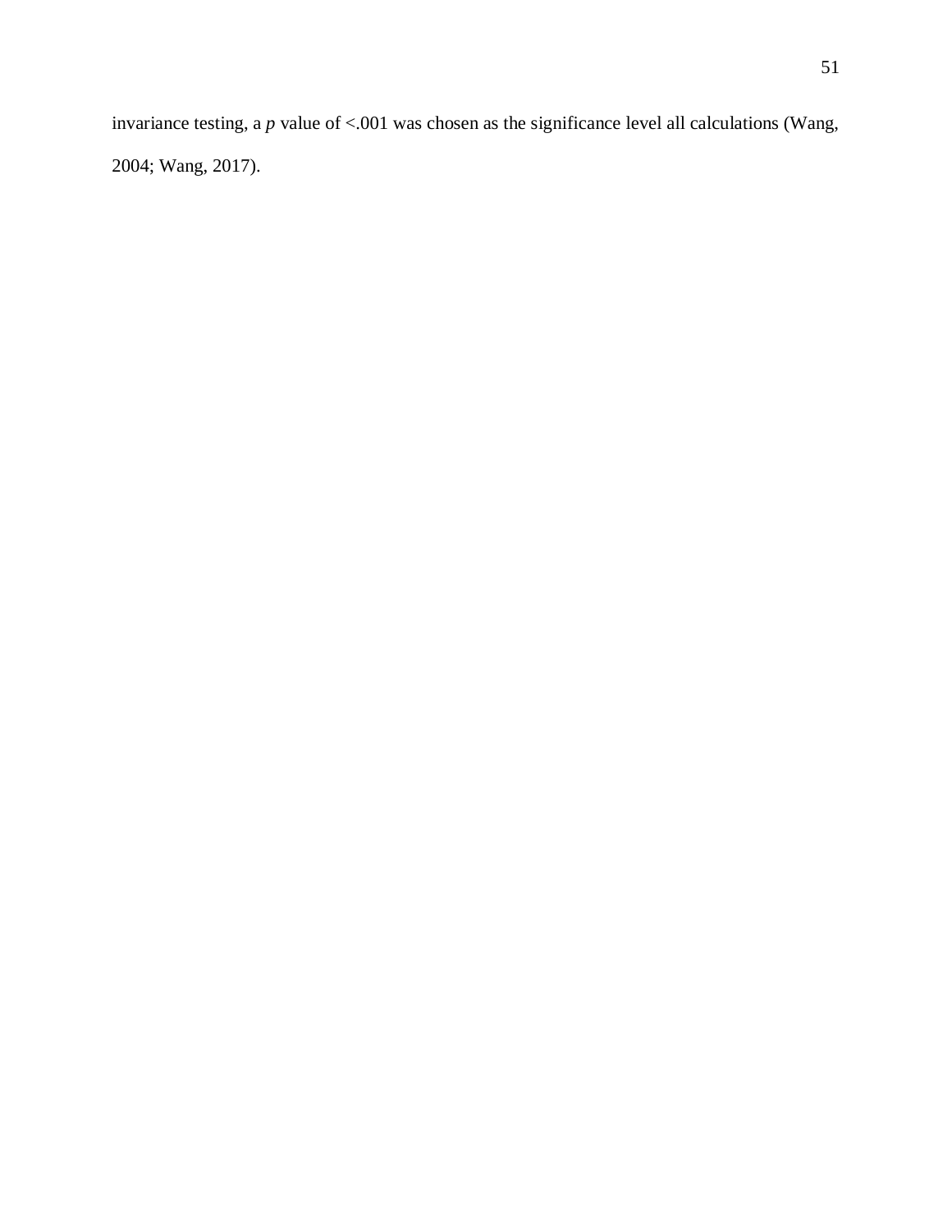invariance testing, a *p* value of <.001 was chosen as the significance level all calculations (Wang, 2004; Wang, 2017).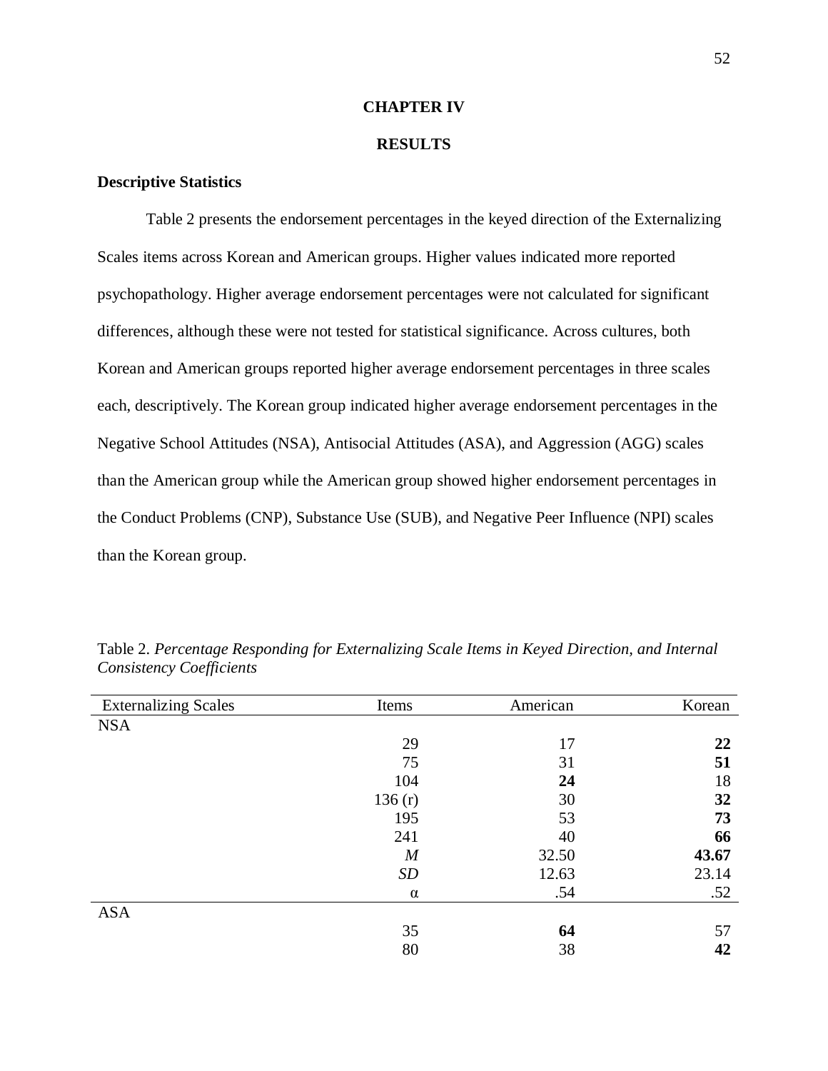# CHAPTER IV

# RESULTS

## Descriptive Statistics

Table 2 presents the endorsement percentages in the keyed direction of the Externalizing Scales items across Korean and American groups. Higher values indicated more reported psychopathology. Higher average endorsement percentages were not calculated for significant differences, although these were not tested for statistical significance. Across cultures, both Korean and American groups reported higher average endorsement percentages in three scales each, descriptively. The Korean group indicated higher average endorsement percentages in the Negative School Attitudes (NSA), Antisocial Attitudes (ASA), and Aggression (AGG) scales than the American group while the American group showed higher endorsement percentages in the Conduct Problems (CNP), Substance Use (SUB), and Negative Peer Influence (NPI) scales than the Korean group.

Table 2. *Percentage Responding for Externalizing Scale Items in Keyed Direction, and Internal Consistency Coefficients*

| Externalizing Scales | Items | American | Korean |
|---|---|---|---|
| NSA | | | |
| | 29 | 17 | **22** |
| | 75 | 31 | **51** |
| | 104 | **24** | 18 |
| | 136 (r) | 30 | **32** |
| | 195 | 53 | **73** |
| | 241 | 40 | **66** |
| | *M* | 32.50 | **43.67** |
| | *SD* | 12.63 | 23.14 |
| | α | .54 | .52 |
| ASA | | | |
| | 35 | **64** | 57 |
| | 80 | 38 | **42** |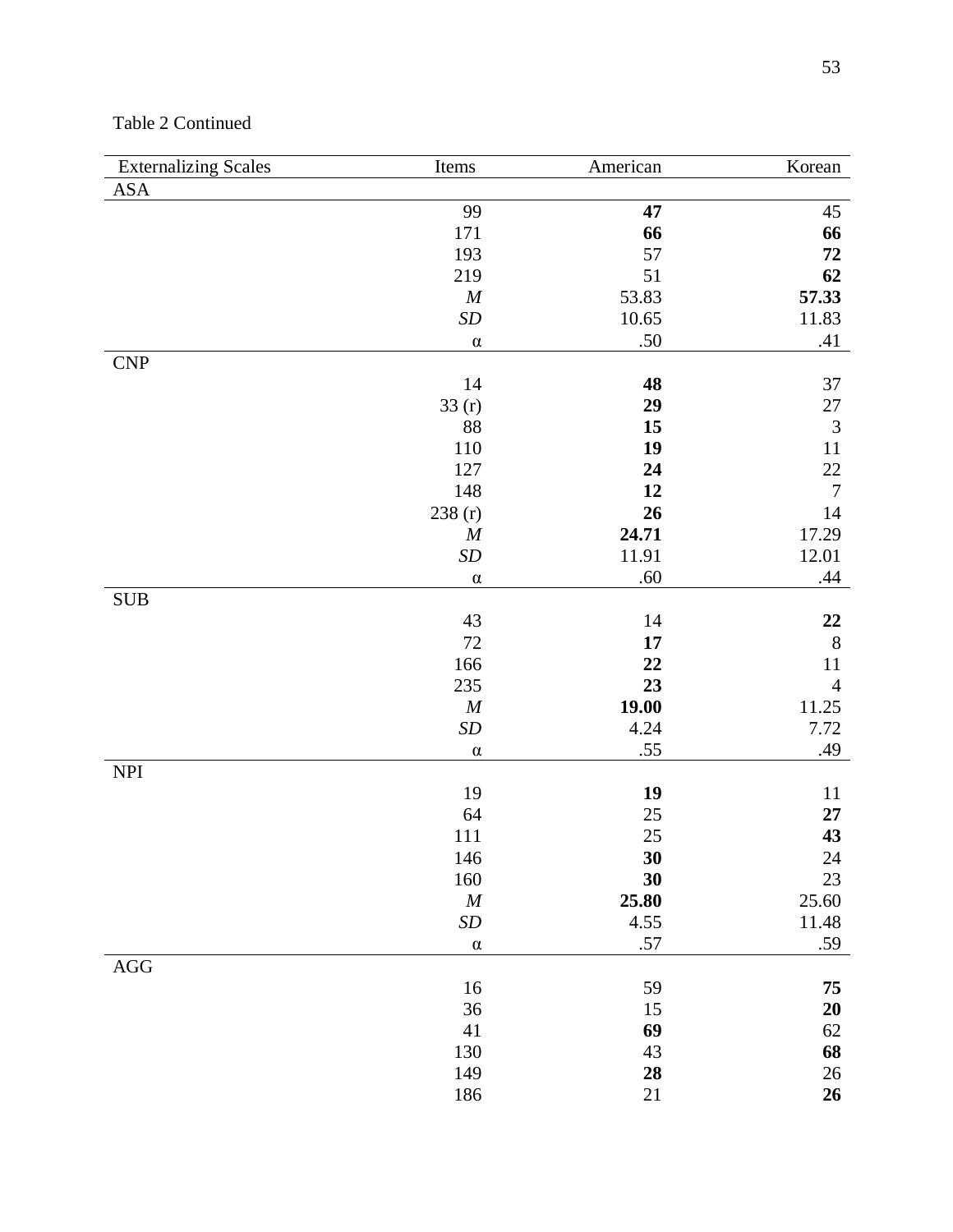Table 2 Continued

| Externalizing Scales | Items | American | Korean |
| --- | --- | --- | --- |
| ASA | | | |
| | 99 | **47** | 45 |
| | 171 | **66** | **66** |
| | 193 | 57 | **72** |
| | 219 | 51 | **62** |
| | *M* | 53.83 | **57.33** |
| | *SD* | 10.65 | 11.83 |
| | α | .50 | .41 |
| CNP | | | |
| | 14 | **48** | 37 |
| | 33 (r) | **29** | 27 |
| | 88 | **15** | 3 |
| | 110 | **19** | 11 |
| | 127 | **24** | 22 |
| | 148 | **12** | 7 |
| | 238 (r) | **26** | 14 |
| | *M* | **24.71** | 17.29 |
| | *SD* | 11.91 | 12.01 |
| | α | .60 | .44 |
| SUB | | | |
| | 43 | 14 | **22** |
| | 72 | **17** | 8 |
| | 166 | **22** | 11 |
| | 235 | **23** | 4 |
| | *M* | **19.00** | 11.25 |
| | *SD* | 4.24 | 7.72 |
| | α | .55 | .49 |
| NPI | | | |
| | 19 | **19** | 11 |
| | 64 | 25 | **27** |
| | 111 | 25 | **43** |
| | 146 | **30** | 24 |
| | 160 | **30** | 23 |
| | *M* | **25.80** | 25.60 |
| | *SD* | 4.55 | 11.48 |
| | α | .57 | .59 |
| AGG | | | |
| | 16 | 59 | **75** |
| | 36 | 15 | **20** |
| | 41 | **69** | 62 |
| | 130 | 43 | **68** |
| | 149 | **28** | 26 |
| | 186 | 21 | **26** |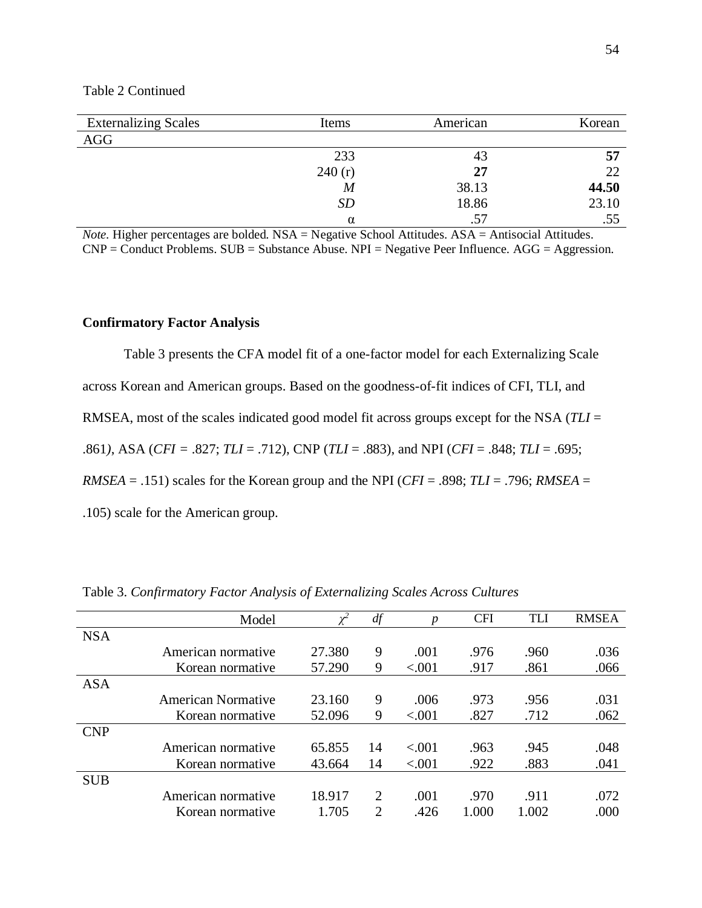Table 2 Continued

| Externalizing Scales | Items | American | Korean |
|---|---|---|---|
| AGG | | | |
| | 233 | 43 | **57** |
| | 240 (r) | **27** | 22 |
| | *M* | 38.13 | **44.50** |
| | *SD* | 18.86 | 23.10 |
| | α | .57 | .55 |

*Note*. Higher percentages are bolded. NSA = Negative School Attitudes. ASA = Antisocial Attitudes. CNP = Conduct Problems. SUB = Substance Abuse. NPI = Negative Peer Influence. AGG = Aggression.

**Confirmatory Factor Analysis**

Table 3 presents the CFA model fit of a one-factor model for each Externalizing Scale across Korean and American groups. Based on the goodness-of-fit indices of CFI, TLI, and RMSEA, most of the scales indicated good model fit across groups except for the NSA (*TLI* = .861*)*, ASA (*CFI* = .827; *TLI* = .712), CNP (*TLI* = .883), and NPI (*CFI* = .848; *TLI* = .695; *RMSEA* = .151) scales for the Korean group and the NPI (*CFI* = .898; *TLI* = .796; *RMSEA* = .105) scale for the American group.

Table 3. *Confirmatory Factor Analysis of Externalizing Scales Across Cultures*

| | Model | $\chi^2$ | *df* | *p* | CFI | TLI | RMSEA |
|---|---|---|---|---|---|---|---|
| NSA | | | | | | | |
| | American normative | 27.380 | 9 | .001 | .976 | .960 | .036 |
| | Korean normative | 57.290 | 9 | <.001 | .917 | .861 | .066 |
| ASA | | | | | | | |
| | American Normative | 23.160 | 9 | .006 | .973 | .956 | .031 |
| | Korean normative | 52.096 | 9 | <.001 | .827 | .712 | .062 |
| CNP | | | | | | | |
| | American normative | 65.855 | 14 | <.001 | .963 | .945 | .048 |
| | Korean normative | 43.664 | 14 | <.001 | .922 | .883 | .041 |
| SUB | | | | | | | |
| | American normative | 18.917 | 2 | .001 | .970 | .911 | .072 |
| | Korean normative | 1.705 | 2 | .426 | 1.000 | 1.002 | .000 |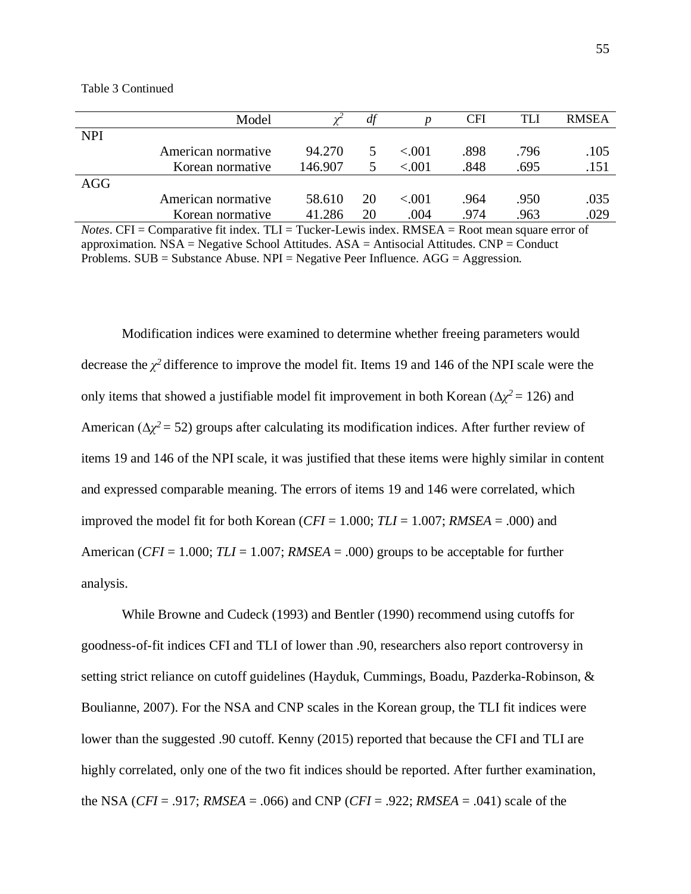Table 3 Continued

| | Model | $\chi^2$ | $df$ | $p$ | CFI | TLI | RMSEA |
|---|---|---|---|---|---|---|---|
| NPI | | | | | | | |
| | American normative | 94.270 | 5 | <.001 | .898 | .796 | .105 |
| | Korean normative | 146.907 | 5 | <.001 | .848 | .695 | .151 |
| AGG | | | | | | | |
| | American normative | 58.610 | 20 | <.001 | .964 | .950 | .035 |
| | Korean normative | 41.286 | 20 | .004 | .974 | .963 | .029 |

*Notes*. CFI = Comparative fit index. TLI = Tucker-Lewis index. RMSEA = Root mean square error of approximation. NSA = Negative School Attitudes. ASA = Antisocial Attitudes. CNP = Conduct Problems. SUB = Substance Abuse. NPI = Negative Peer Influence. AGG = Aggression.

Modification indices were examined to determine whether freeing parameters would decrease the $\chi^2$ difference to improve the model fit. Items 19 and 146 of the NPI scale were the only items that showed a justifiable model fit improvement in both Korean ($\Delta\chi^2 = 126$) and American ($\Delta\chi^2 = 52$) groups after calculating its modification indices. After further review of items 19 and 146 of the NPI scale, it was justified that these items were highly similar in content and expressed comparable meaning. The errors of items 19 and 146 were correlated, which improved the model fit for both Korean (*CFI* = 1.000; *TLI* = 1.007; *RMSEA* = .000) and American (*CFI* = 1.000; *TLI* = 1.007; *RMSEA* = .000) groups to be acceptable for further analysis.

While Browne and Cudeck (1993) and Bentler (1990) recommend using cutoffs for goodness-of-fit indices CFI and TLI of lower than .90, researchers also report controversy in setting strict reliance on cutoff guidelines (Hayduk, Cummings, Boadu, Pazderka-Robinson, & Boulianne, 2007). For the NSA and CNP scales in the Korean group, the TLI fit indices were lower than the suggested .90 cutoff. Kenny (2015) reported that because the CFI and TLI are highly correlated, only one of the two fit indices should be reported. After further examination, the NSA (*CFI* = .917; *RMSEA* = .066) and CNP (*CFI* = .922; *RMSEA* = .041) scale of the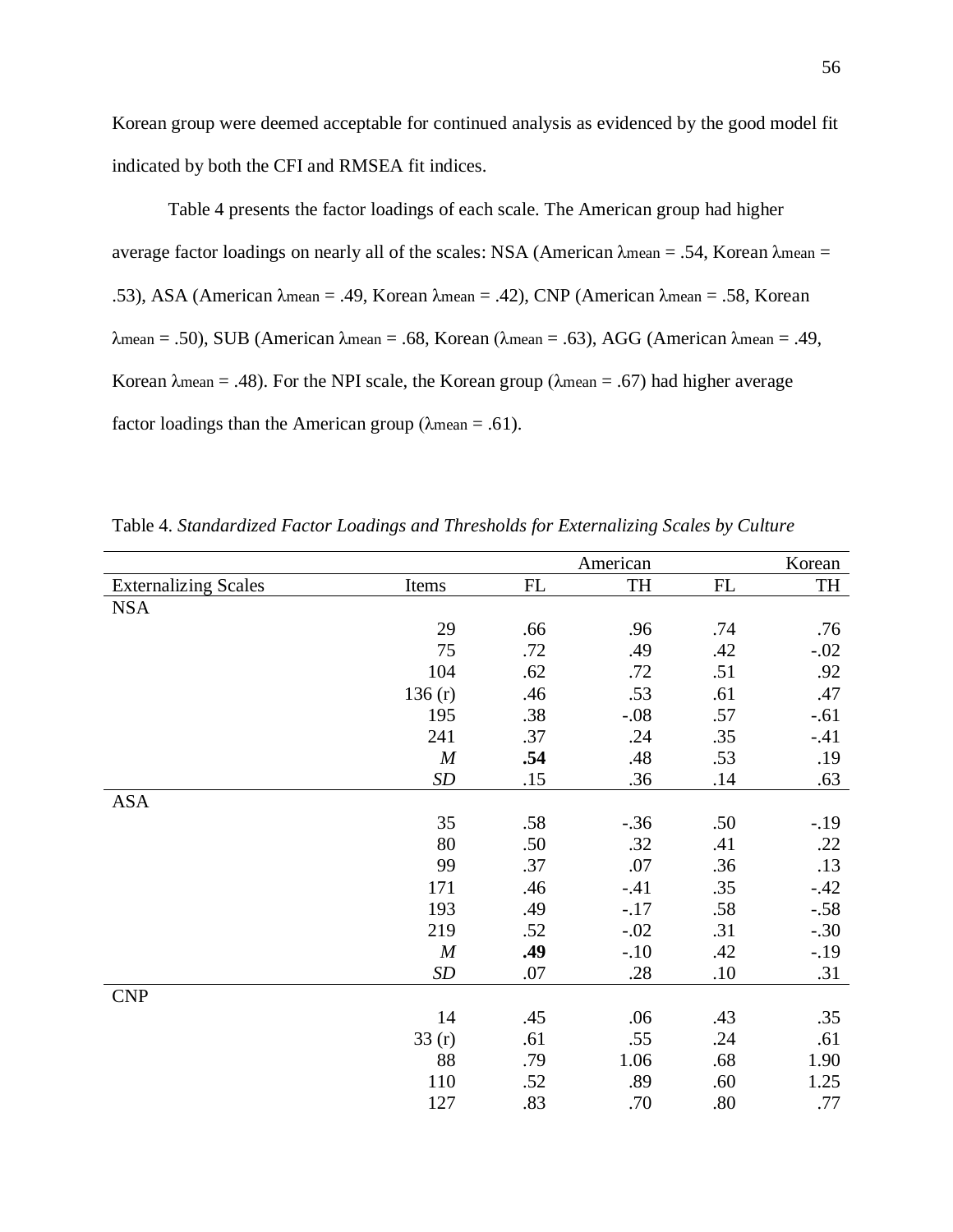Korean group were deemed acceptable for continued analysis as evidenced by the good model fit indicated by both the CFI and RMSEA fit indices.

Table 4 presents the factor loadings of each scale. The American group had higher average factor loadings on nearly all of the scales: NSA (American $\lambda_{mean}$ = .54, Korean $\lambda_{mean}$ = .53), ASA (American $\lambda_{mean}$ = .49, Korean $\lambda_{mean}$ = .42), CNP (American $\lambda_{mean}$ = .58, Korean $\lambda_{mean}$ = .50), SUB (American $\lambda_{mean}$ = .68, Korean ($\lambda_{mean}$ = .63), AGG (American $\lambda_{mean}$ = .49, Korean $\lambda_{mean}$ = .48). For the NPI scale, the Korean group ($\lambda_{mean}$ = .67) had higher average factor loadings than the American group ($\lambda_{mean}$ = .61).

Table 4. *Standardized Factor Loadings and Thresholds for Externalizing Scales by Culture*

| | | American | | Korean | |
|---|---|---|---|---|---|
| Externalizing Scales | Items | FL | TH | FL | TH |
| NSA | | | | | |
| | 29 | .66 | .96 | .74 | .76 |
| | 75 | .72 | .49 | .42 | -.02 |
| | 104 | .62 | .72 | .51 | .92 |
| | 136 (r) | .46 | .53 | .61 | .47 |
| | 195 | .38 | -.08 | .57 | -.61 |
| | 241 | .37 | .24 | .35 | -.41 |
| | *M* | **.54** | .48 | .53 | .19 |
| | *SD* | .15 | .36 | .14 | .63 |
| ASA | | | | | |
| | 35 | .58 | -.36 | .50 | -.19 |
| | 80 | .50 | .32 | .41 | .22 |
| | 99 | .37 | .07 | .36 | .13 |
| | 171 | .46 | -.41 | .35 | -.42 |
| | 193 | .49 | -.17 | .58 | -.58 |
| | 219 | .52 | -.02 | .31 | -.30 |
| | *M* | **.49** | -.10 | .42 | -.19 |
| | *SD* | .07 | .28 | .10 | .31 |
| CNP | | | | | |
| | 14 | .45 | .06 | .43 | .35 |
| | 33 (r) | .61 | .55 | .24 | .61 |
| | 88 | .79 | 1.06 | .68 | 1.90 |
| | 110 | .52 | .89 | .60 | 1.25 |
| | 127 | .83 | .70 | .80 | .77 |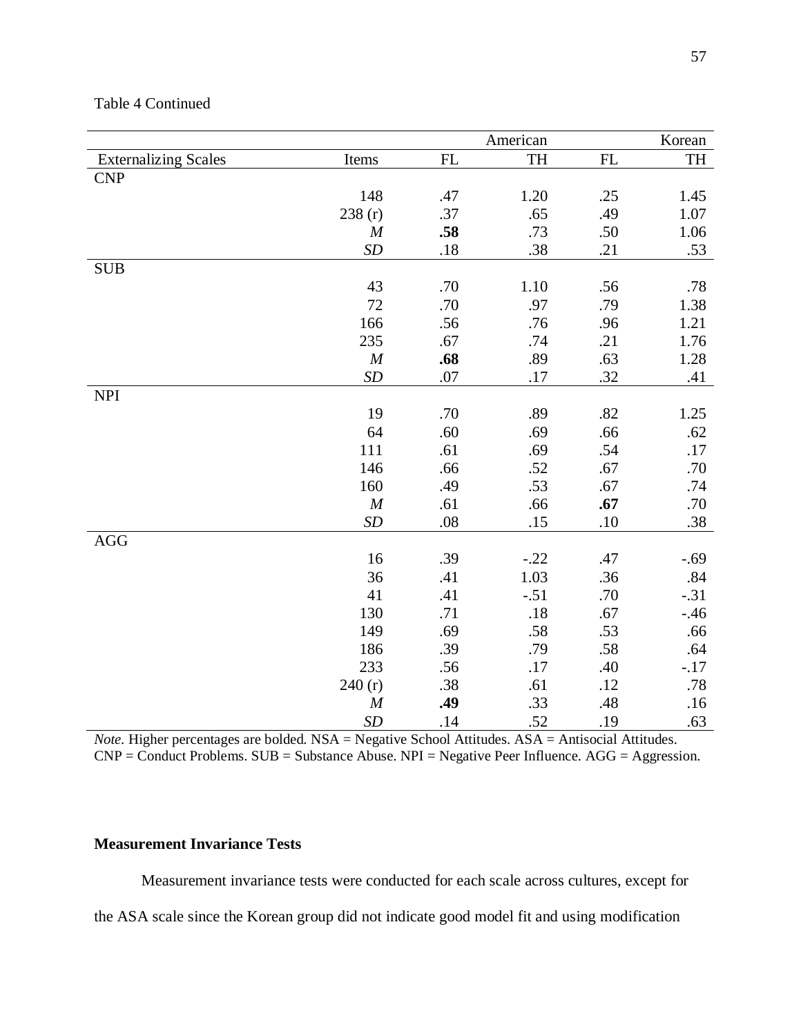Table 4 Continued

| | | American | | Korean | |
|---|---|---|---|---|---|
| Externalizing Scales | Items | FL | TH | FL | TH |
| CNP | | | | | |
| | 148 | .47 | 1.20 | .25 | 1.45 |
| | 238 (r) | .37 | .65 | .49 | 1.07 |
| | *M* | **.58** | .73 | .50 | 1.06 |
| | *SD* | .18 | .38 | .21 | .53 |
| SUB | | | | | |
| | 43 | .70 | 1.10 | .56 | .78 |
| | 72 | .70 | .97 | .79 | 1.38 |
| | 166 | .56 | .76 | .96 | 1.21 |
| | 235 | .67 | .74 | .21 | 1.76 |
| | *M* | **.68** | .89 | .63 | 1.28 |
| | *SD* | .07 | .17 | .32 | .41 |
| NPI | | | | | |
| | 19 | .70 | .89 | .82 | 1.25 |
| | 64 | .60 | .69 | .66 | .62 |
| | 111 | .61 | .69 | .54 | .17 |
| | 146 | .66 | .52 | .67 | .70 |
| | 160 | .49 | .53 | .67 | .74 |
| | *M* | .61 | .66 | **.67** | .70 |
| | *SD* | .08 | .15 | .10 | .38 |
| AGG | | | | | |
| | 16 | .39 | -.22 | .47 | -.69 |
| | 36 | .41 | 1.03 | .36 | .84 |
| | 41 | .41 | -.51 | .70 | -.31 |
| | 130 | .71 | .18 | .67 | -.46 |
| | 149 | .69 | .58 | .53 | .66 |
| | 186 | .39 | .79 | .58 | .64 |
| | 233 | .56 | .17 | .40 | -.17 |
| | 240 (r) | .38 | .61 | .12 | .78 |
| | *M* | **.49** | .33 | .48 | .16 |
| | *SD* | .14 | .52 | .19 | .63 |

*Note*. Higher percentages are bolded. NSA = Negative School Attitudes. ASA = Antisocial Attitudes. CNP = Conduct Problems. SUB = Substance Abuse. NPI = Negative Peer Influence. AGG = Aggression.

### Measurement Invariance Tests

Measurement invariance tests were conducted for each scale across cultures, except for the ASA scale since the Korean group did not indicate good model fit and using modification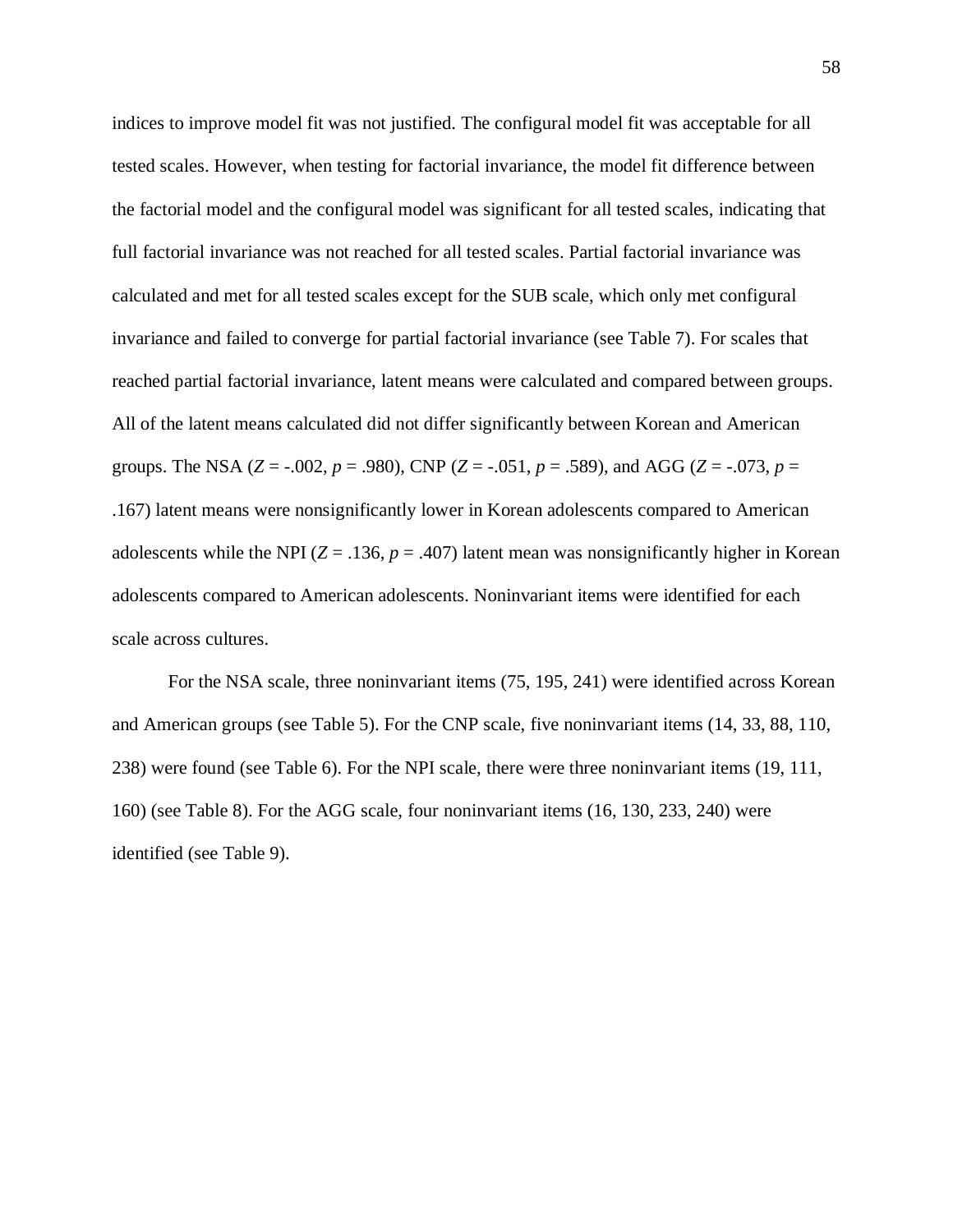indices to improve model fit was not justified. The configural model fit was acceptable for all tested scales. However, when testing for factorial invariance, the model fit difference between the factorial model and the configural model was significant for all tested scales, indicating that full factorial invariance was not reached for all tested scales. Partial factorial invariance was calculated and met for all tested scales except for the SUB scale, which only met configural invariance and failed to converge for partial factorial invariance (see Table 7). For scales that reached partial factorial invariance, latent means were calculated and compared between groups. All of the latent means calculated did not differ significantly between Korean and American groups. The NSA ($Z = -.002$, $p = .980$), CNP ($Z = -.051$, $p = .589$), and AGG ($Z = -.073$, $p = .167$) latent means were nonsignificantly lower in Korean adolescents compared to American adolescents while the NPI ($Z = .136$, $p = .407$) latent mean was nonsignificantly higher in Korean adolescents compared to American adolescents. Noninvariant items were identified for each scale across cultures.

For the NSA scale, three noninvariant items (75, 195, 241) were identified across Korean and American groups (see Table 5). For the CNP scale, five noninvariant items (14, 33, 88, 110, 238) were found (see Table 6). For the NPI scale, there were three noninvariant items (19, 111, 160) (see Table 8). For the AGG scale, four noninvariant items (16, 130, 233, 240) were identified (see Table 9).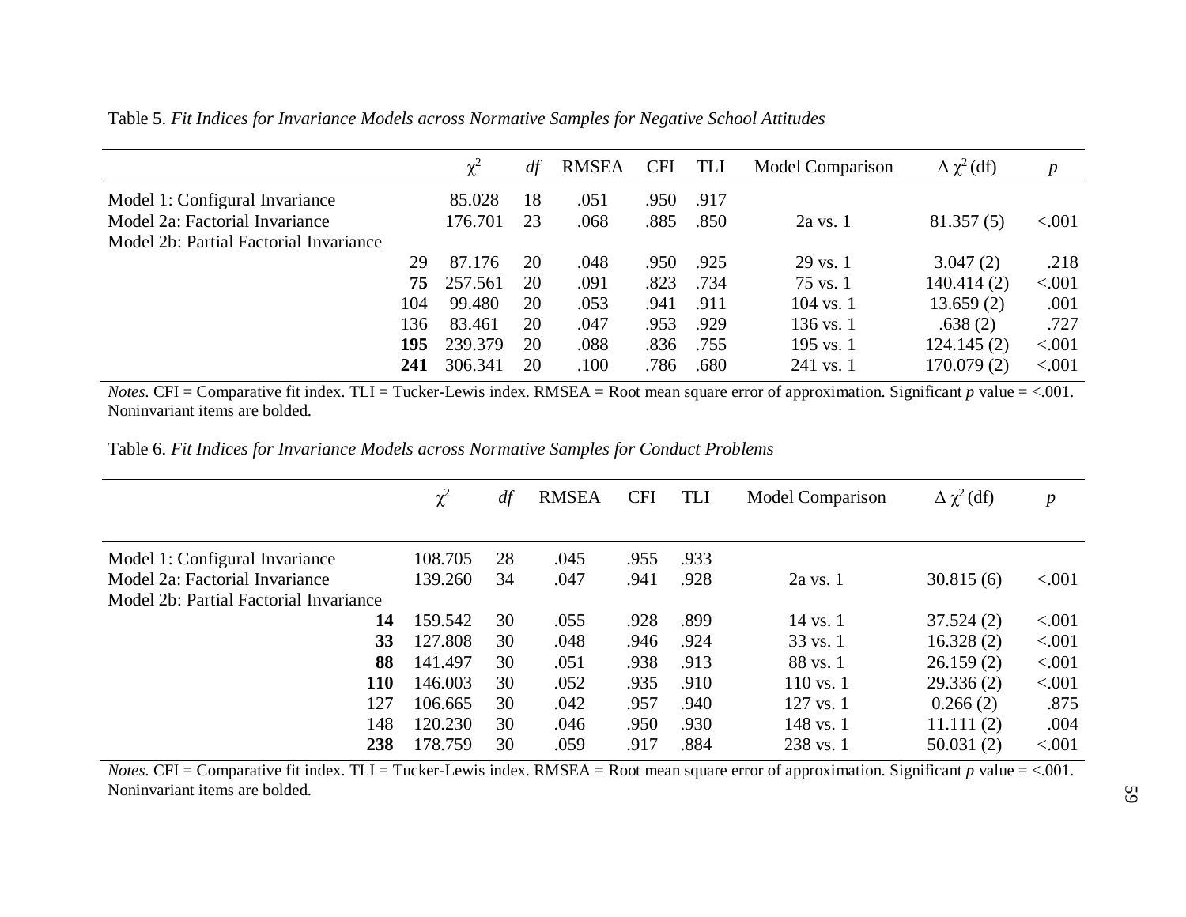Table 5. *Fit Indices for Invariance Models across Normative Samples for Negative School Attitudes*

| | $\chi^2$ | *df* | RMSEA | CFI | TLI | Model Comparison | $\Delta\chi^2$ (df) | *p* |
|---|---|---|---|---|---|---|---|---|
| Model 1: Configural Invariance | 85.028 | 18 | .051 | .950 | .917 | | | |
| Model 2a: Factorial Invariance | 176.701 | 23 | .068 | .885 | .850 | 2a vs. 1 | 81.357 (5) | <.001 |
| Model 2b: Partial Factorial Invariance | | | | | | | | |
| 29 | 87.176 | 20 | .048 | .950 | .925 | 29 vs. 1 | 3.047 (2) | .218 |
| **75** | 257.561 | 20 | .091 | .823 | .734 | 75 vs. 1 | 140.414 (2) | <.001 |
| 104 | 99.480 | 20 | .053 | .941 | .911 | 104 vs. 1 | 13.659 (2) | .001 |
| 136 | 83.461 | 20 | .047 | .953 | .929 | 136 vs. 1 | .638 (2) | .727 |
| **195** | 239.379 | 20 | .088 | .836 | .755 | 195 vs. 1 | 124.145 (2) | <.001 |
| **241** | 306.341 | 20 | .100 | .786 | .680 | 241 vs. 1 | 170.079 (2) | <.001 |

*Notes*. CFI = Comparative fit index. TLI = Tucker-Lewis index. RMSEA = Root mean square error of approximation. Significant *p* value = <.001. Noninvariant items are bolded.

Table 6. *Fit Indices for Invariance Models across Normative Samples for Conduct Problems*

| | $\chi^2$ | *df* | RMSEA | CFI | TLI | Model Comparison | $\Delta\chi^2$ (df) | *p* |
|---|---|---|---|---|---|---|---|---|
| Model 1: Configural Invariance | 108.705 | 28 | .045 | .955 | .933 | | | |
| Model 2a: Factorial Invariance | 139.260 | 34 | .047 | .941 | .928 | 2a vs. 1 | 30.815 (6) | <.001 |
| Model 2b: Partial Factorial Invariance | | | | | | | | |
| **14** | 159.542 | 30 | .055 | .928 | .899 | 14 vs. 1 | 37.524 (2) | <.001 |
| **33** | 127.808 | 30 | .048 | .946 | .924 | 33 vs. 1 | 16.328 (2) | <.001 |
| **88** | 141.497 | 30 | .051 | .938 | .913 | 88 vs. 1 | 26.159 (2) | <.001 |
| **110** | 146.003 | 30 | .052 | .935 | .910 | 110 vs. 1 | 29.336 (2) | <.001 |
| 127 | 106.665 | 30 | .042 | .957 | .940 | 127 vs. 1 | 0.266 (2) | .875 |
| 148 | 120.230 | 30 | .046 | .950 | .930 | 148 vs. 1 | 11.111 (2) | .004 |
| **238** | 178.759 | 30 | .059 | .917 | .884 | 238 vs. 1 | 50.031 (2) | <.001 |

*Notes*. CFI = Comparative fit index. TLI = Tucker-Lewis index. RMSEA = Root mean square error of approximation. Significant *p* value = <.001. Noninvariant items are bolded.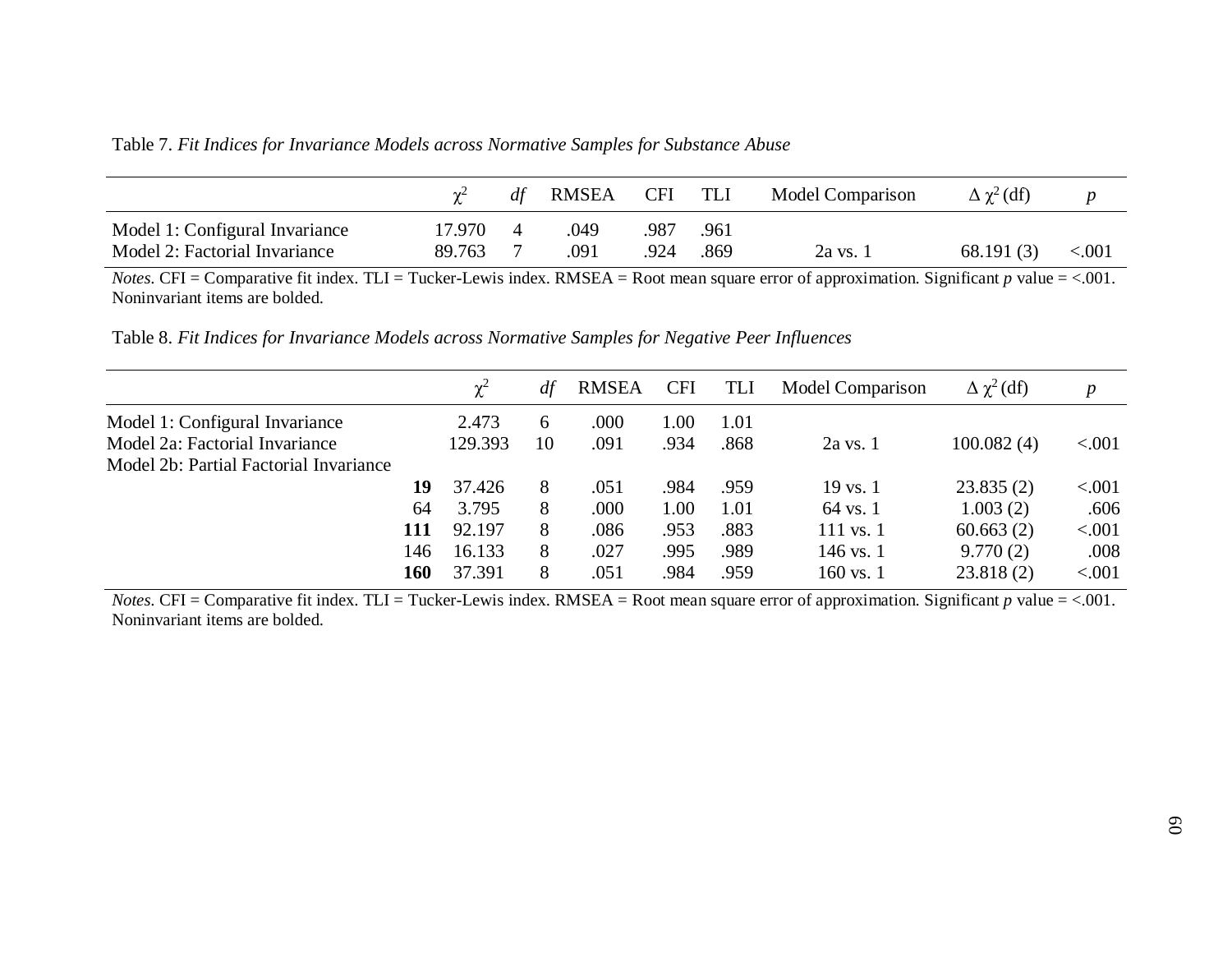Table 7. *Fit Indices for Invariance Models across Normative Samples for Substance Abuse*

| | $\chi^2$ | *df* | RMSEA | CFI | TLI | Model Comparison | $\Delta\ \chi^2$ (df) | *p* |
|---|---|---|---|---|---|---|---|---|
| Model 1: Configural Invariance | 17.970 | 4 | .049 | .987 | .961 | | | |
| Model 2: Factorial Invariance | 89.763 | 7 | .091 | .924 | .869 | 2a vs. 1 | 68.191 (3) | <.001 |

*Notes.* CFI = Comparative fit index. TLI = Tucker-Lewis index. RMSEA = Root mean square error of approximation. Significant *p* value = <.001. Noninvariant items are bolded.

Table 8. *Fit Indices for Invariance Models across Normative Samples for Negative Peer Influences*

| | | $\chi^2$ | *df* | RMSEA | CFI | TLI | Model Comparison | $\Delta\ \chi^2$ (df) | *p* |
|---|---|---|---|---|---|---|---|---|---|
| Model 1: Configural Invariance | | 2.473 | 6 | .000 | 1.00 | 1.01 | | | |
| Model 2a: Factorial Invariance | | 129.393 | 10 | .091 | .934 | .868 | 2a vs. 1 | 100.082 (4) | <.001 |
| Model 2b: Partial Factorial Invariance | | | | | | | | | |
| | **19** | 37.426 | 8 | .051 | .984 | .959 | 19 vs. 1 | 23.835 (2) | <.001 |
| | 64 | 3.795 | 8 | .000 | 1.00 | 1.01 | 64 vs. 1 | 1.003 (2) | .606 |
| | **111** | 92.197 | 8 | .086 | .953 | .883 | 111 vs. 1 | 60.663 (2) | <.001 |
| | 146 | 16.133 | 8 | .027 | .995 | .989 | 146 vs. 1 | 9.770 (2) | .008 |
| | **160** | 37.391 | 8 | .051 | .984 | .959 | 160 vs. 1 | 23.818 (2) | <.001 |

*Notes.* CFI = Comparative fit index. TLI = Tucker-Lewis index. RMSEA = Root mean square error of approximation. Significant *p* value = <.001. Noninvariant items are bolded.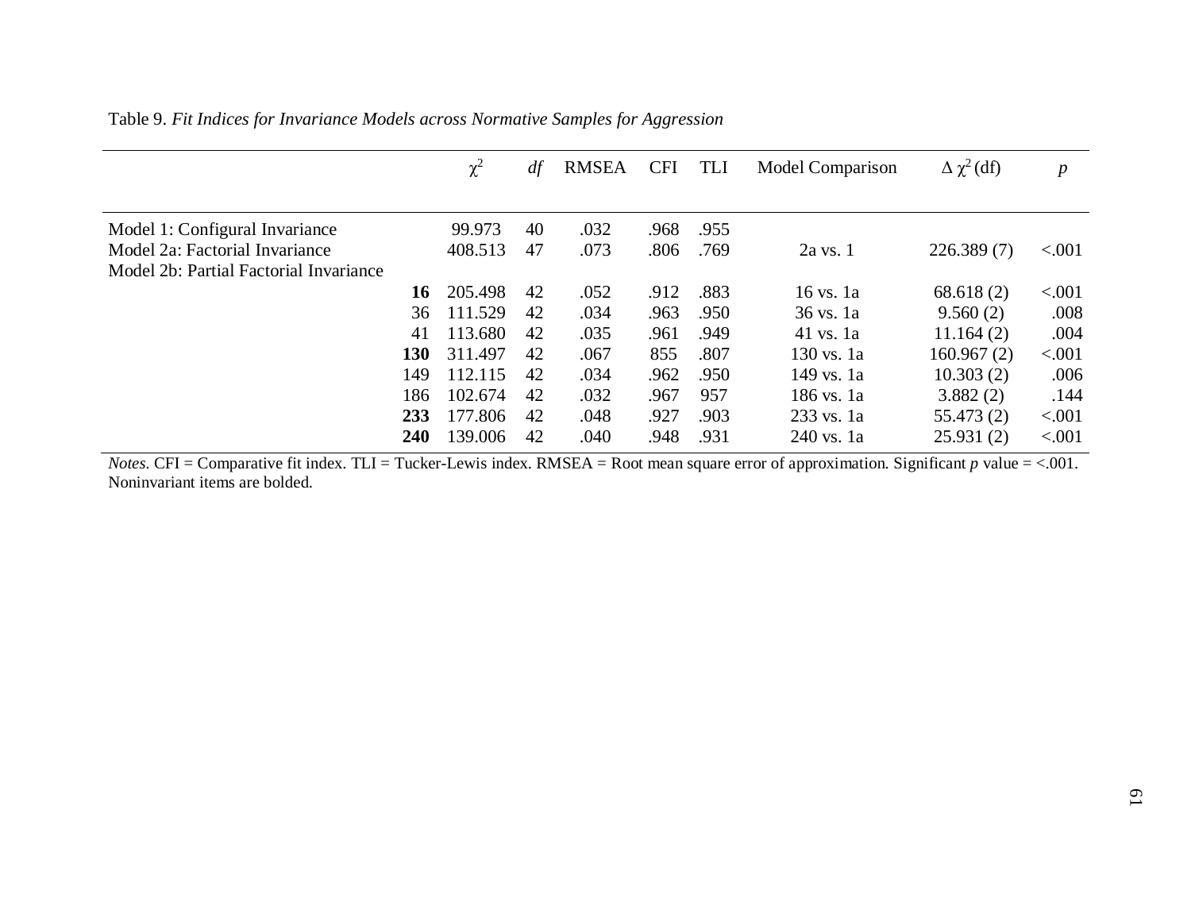Table 9. *Fit Indices for Invariance Models across Normative Samples for Aggression*

| | | $\chi^2$ | *df* | RMSEA | CFI | TLI | Model Comparison | $\Delta\ \chi^2$ (df) | *p* |
|---|---|---|---|---|---|---|---|---|---|
| Model 1: Configural Invariance | | 99.973 | 40 | .032 | .968 | .955 | | | |
| Model 2a: Factorial Invariance | | 408.513 | 47 | .073 | .806 | .769 | 2a vs. 1 | 226.389 (7) | <.001 |
| Model 2b: Partial Factorial Invariance | | | | | | | | | |
| | **16** | 205.498 | 42 | .052 | .912 | .883 | 16 vs. 1a | 68.618 (2) | <.001 |
| | 36 | 111.529 | 42 | .034 | .963 | .950 | 36 vs. 1a | 9.560 (2) | .008 |
| | 41 | 113.680 | 42 | .035 | .961 | .949 | 41 vs. 1a | 11.164 (2) | .004 |
| | **130** | 311.497 | 42 | .067 | 855 | .807 | 130 vs. 1a | 160.967 (2) | <.001 |
| | 149 | 112.115 | 42 | .034 | .962 | .950 | 149 vs. 1a | 10.303 (2) | .006 |
| | 186 | 102.674 | 42 | .032 | .967 | 957 | 186 vs. 1a | 3.882 (2) | .144 |
| | **233** | 177.806 | 42 | .048 | .927 | .903 | 233 vs. 1a | 55.473 (2) | <.001 |
| | **240** | 139.006 | 42 | .040 | .948 | .931 | 240 vs. 1a | 25.931 (2) | <.001 |

*Notes*. CFI = Comparative fit index. TLI = Tucker-Lewis index. RMSEA = Root mean square error of approximation. Significant *p* value = <.001. Noninvariant items are bolded.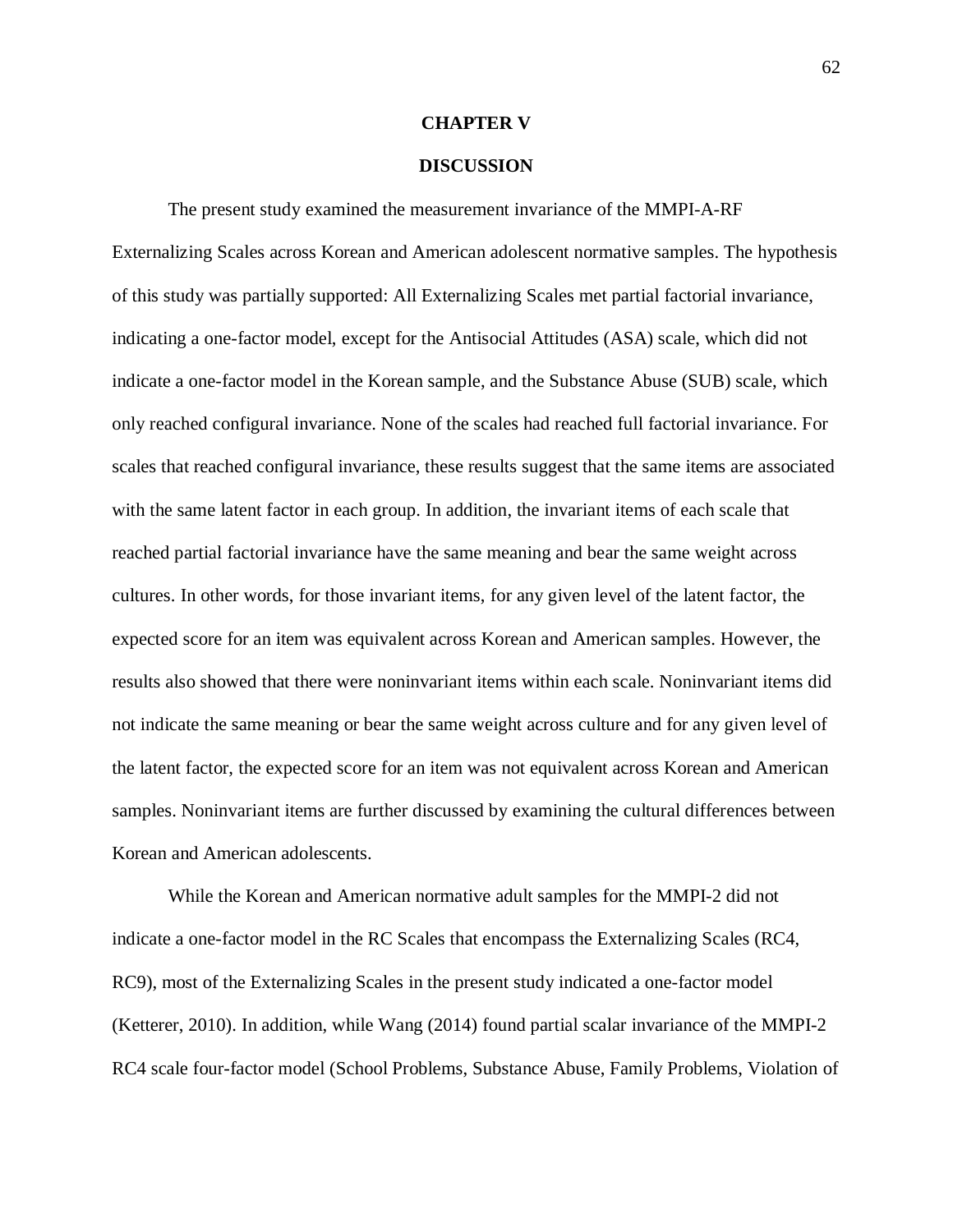# CHAPTER V

# DISCUSSION

The present study examined the measurement invariance of the MMPI-A-RF Externalizing Scales across Korean and American adolescent normative samples. The hypothesis of this study was partially supported: All Externalizing Scales met partial factorial invariance, indicating a one-factor model, except for the Antisocial Attitudes (ASA) scale, which did not indicate a one-factor model in the Korean sample, and the Substance Abuse (SUB) scale, which only reached configural invariance. None of the scales had reached full factorial invariance. For scales that reached configural invariance, these results suggest that the same items are associated with the same latent factor in each group. In addition, the invariant items of each scale that reached partial factorial invariance have the same meaning and bear the same weight across cultures. In other words, for those invariant items, for any given level of the latent factor, the expected score for an item was equivalent across Korean and American samples. However, the results also showed that there were noninvariant items within each scale. Noninvariant items did not indicate the same meaning or bear the same weight across culture and for any given level of the latent factor, the expected score for an item was not equivalent across Korean and American samples. Noninvariant items are further discussed by examining the cultural differences between Korean and American adolescents.

While the Korean and American normative adult samples for the MMPI-2 did not indicate a one-factor model in the RC Scales that encompass the Externalizing Scales (RC4, RC9), most of the Externalizing Scales in the present study indicated a one-factor model (Ketterer, 2010). In addition, while Wang (2014) found partial scalar invariance of the MMPI-2 RC4 scale four-factor model (School Problems, Substance Abuse, Family Problems, Violation of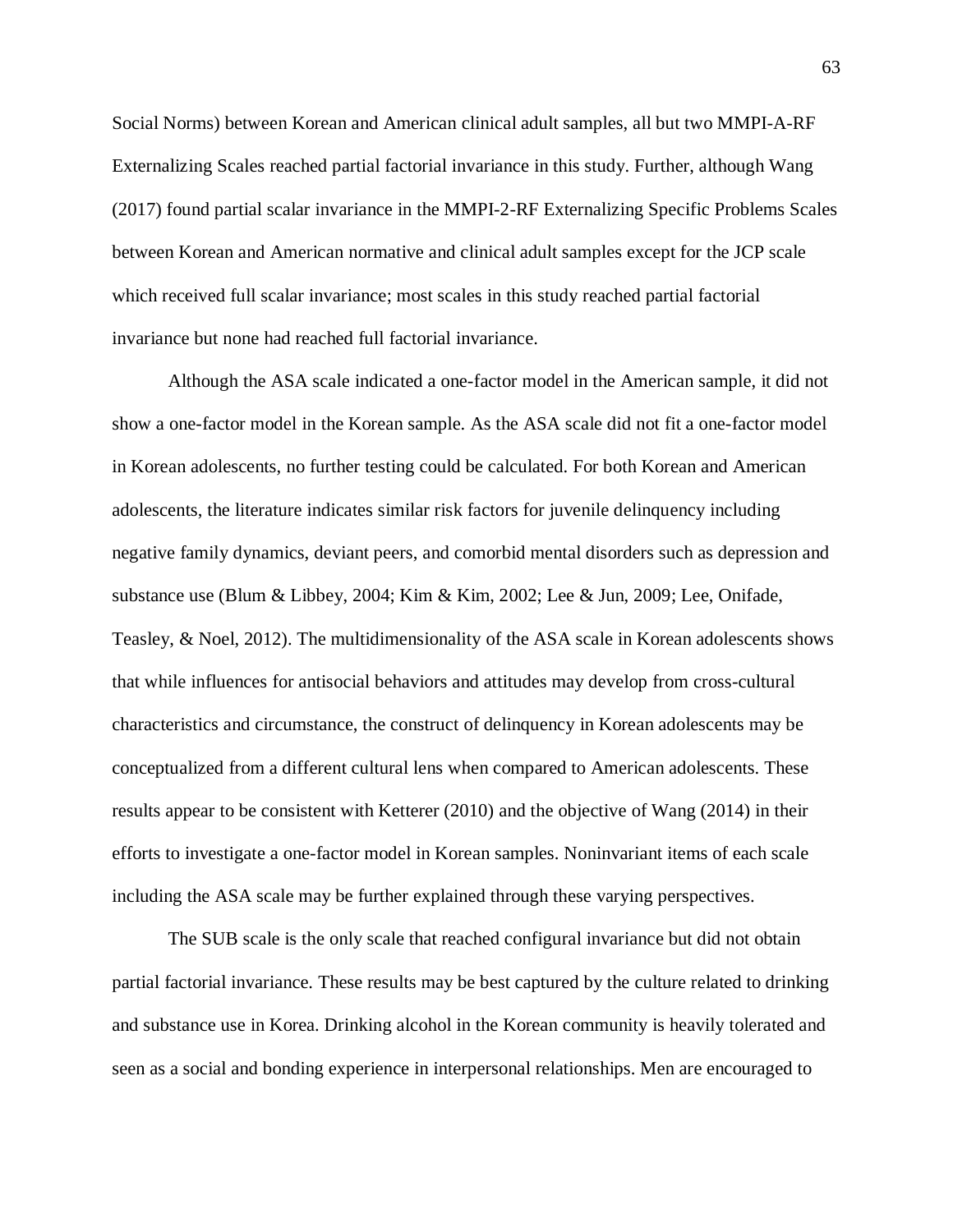Social Norms) between Korean and American clinical adult samples, all but two MMPI-A-RF Externalizing Scales reached partial factorial invariance in this study. Further, although Wang (2017) found partial scalar invariance in the MMPI-2-RF Externalizing Specific Problems Scales between Korean and American normative and clinical adult samples except for the JCP scale which received full scalar invariance; most scales in this study reached partial factorial invariance but none had reached full factorial invariance.

Although the ASA scale indicated a one-factor model in the American sample, it did not show a one-factor model in the Korean sample. As the ASA scale did not fit a one-factor model in Korean adolescents, no further testing could be calculated. For both Korean and American adolescents, the literature indicates similar risk factors for juvenile delinquency including negative family dynamics, deviant peers, and comorbid mental disorders such as depression and substance use (Blum & Libbey, 2004; Kim & Kim, 2002; Lee & Jun, 2009; Lee, Onifade, Teasley, & Noel, 2012). The multidimensionality of the ASA scale in Korean adolescents shows that while influences for antisocial behaviors and attitudes may develop from cross-cultural characteristics and circumstance, the construct of delinquency in Korean adolescents may be conceptualized from a different cultural lens when compared to American adolescents. These results appear to be consistent with Ketterer (2010) and the objective of Wang (2014) in their efforts to investigate a one-factor model in Korean samples. Noninvariant items of each scale including the ASA scale may be further explained through these varying perspectives.

The SUB scale is the only scale that reached configural invariance but did not obtain partial factorial invariance. These results may be best captured by the culture related to drinking and substance use in Korea. Drinking alcohol in the Korean community is heavily tolerated and seen as a social and bonding experience in interpersonal relationships. Men are encouraged to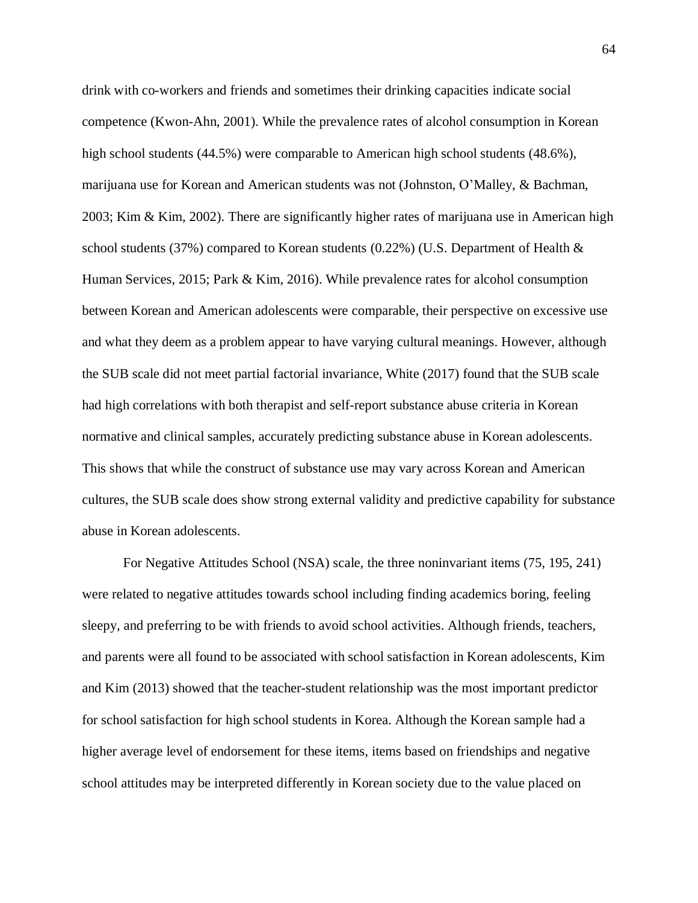drink with co-workers and friends and sometimes their drinking capacities indicate social competence (Kwon-Ahn, 2001). While the prevalence rates of alcohol consumption in Korean high school students (44.5%) were comparable to American high school students (48.6%), marijuana use for Korean and American students was not (Johnston, O'Malley, & Bachman, 2003; Kim & Kim, 2002). There are significantly higher rates of marijuana use in American high school students (37%) compared to Korean students (0.22%) (U.S. Department of Health & Human Services, 2015; Park & Kim, 2016). While prevalence rates for alcohol consumption between Korean and American adolescents were comparable, their perspective on excessive use and what they deem as a problem appear to have varying cultural meanings. However, although the SUB scale did not meet partial factorial invariance, White (2017) found that the SUB scale had high correlations with both therapist and self-report substance abuse criteria in Korean normative and clinical samples, accurately predicting substance abuse in Korean adolescents. This shows that while the construct of substance use may vary across Korean and American cultures, the SUB scale does show strong external validity and predictive capability for substance abuse in Korean adolescents.

For Negative Attitudes School (NSA) scale, the three noninvariant items (75, 195, 241) were related to negative attitudes towards school including finding academics boring, feeling sleepy, and preferring to be with friends to avoid school activities. Although friends, teachers, and parents were all found to be associated with school satisfaction in Korean adolescents, Kim and Kim (2013) showed that the teacher-student relationship was the most important predictor for school satisfaction for high school students in Korea. Although the Korean sample had a higher average level of endorsement for these items, items based on friendships and negative school attitudes may be interpreted differently in Korean society due to the value placed on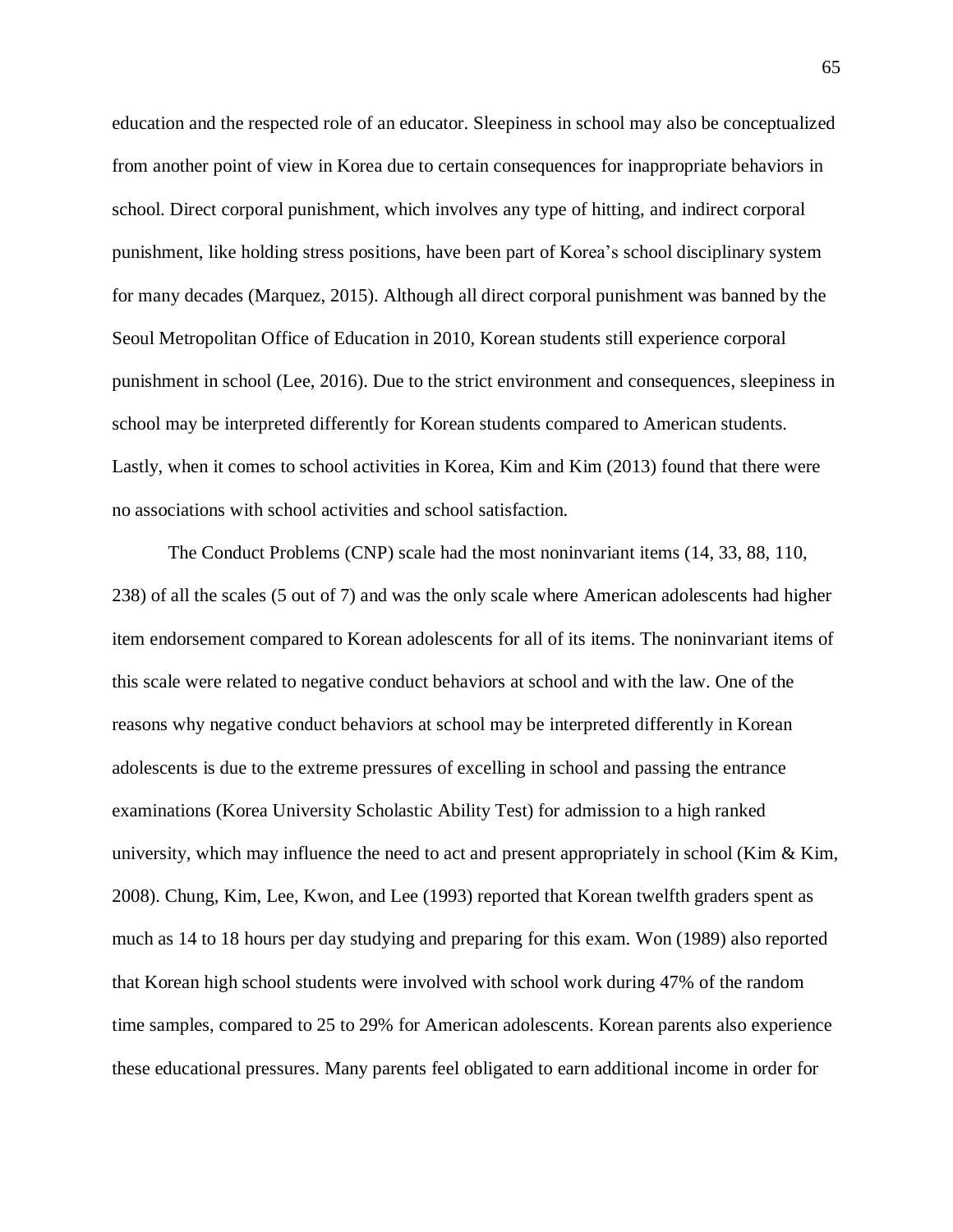education and the respected role of an educator. Sleepiness in school may also be conceptualized from another point of view in Korea due to certain consequences for inappropriate behaviors in school. Direct corporal punishment, which involves any type of hitting, and indirect corporal punishment, like holding stress positions, have been part of Korea's school disciplinary system for many decades (Marquez, 2015). Although all direct corporal punishment was banned by the Seoul Metropolitan Office of Education in 2010, Korean students still experience corporal punishment in school (Lee, 2016). Due to the strict environment and consequences, sleepiness in school may be interpreted differently for Korean students compared to American students. Lastly, when it comes to school activities in Korea, Kim and Kim (2013) found that there were no associations with school activities and school satisfaction.

The Conduct Problems (CNP) scale had the most noninvariant items (14, 33, 88, 110, 238) of all the scales (5 out of 7) and was the only scale where American adolescents had higher item endorsement compared to Korean adolescents for all of its items. The noninvariant items of this scale were related to negative conduct behaviors at school and with the law. One of the reasons why negative conduct behaviors at school may be interpreted differently in Korean adolescents is due to the extreme pressures of excelling in school and passing the entrance examinations (Korea University Scholastic Ability Test) for admission to a high ranked university, which may influence the need to act and present appropriately in school (Kim & Kim, 2008). Chung, Kim, Lee, Kwon, and Lee (1993) reported that Korean twelfth graders spent as much as 14 to 18 hours per day studying and preparing for this exam. Won (1989) also reported that Korean high school students were involved with school work during 47% of the random time samples, compared to 25 to 29% for American adolescents. Korean parents also experience these educational pressures. Many parents feel obligated to earn additional income in order for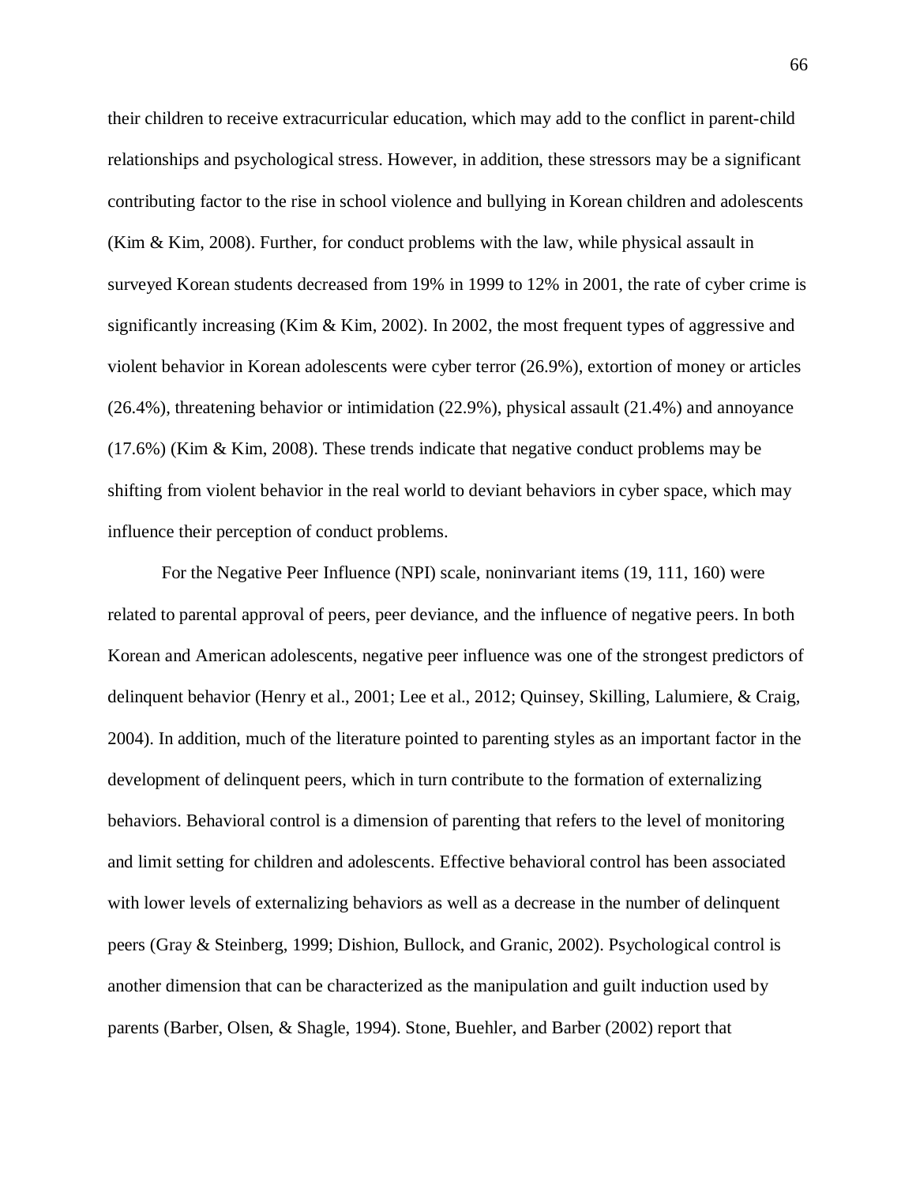their children to receive extracurricular education, which may add to the conflict in parent-child relationships and psychological stress. However, in addition, these stressors may be a significant contributing factor to the rise in school violence and bullying in Korean children and adolescents (Kim & Kim, 2008). Further, for conduct problems with the law, while physical assault in surveyed Korean students decreased from 19% in 1999 to 12% in 2001, the rate of cyber crime is significantly increasing (Kim & Kim, 2002). In 2002, the most frequent types of aggressive and violent behavior in Korean adolescents were cyber terror (26.9%), extortion of money or articles (26.4%), threatening behavior or intimidation (22.9%), physical assault (21.4%) and annoyance (17.6%) (Kim & Kim, 2008). These trends indicate that negative conduct problems may be shifting from violent behavior in the real world to deviant behaviors in cyber space, which may influence their perception of conduct problems.

For the Negative Peer Influence (NPI) scale, noninvariant items (19, 111, 160) were related to parental approval of peers, peer deviance, and the influence of negative peers. In both Korean and American adolescents, negative peer influence was one of the strongest predictors of delinquent behavior (Henry et al., 2001; Lee et al., 2012; Quinsey, Skilling, Lalumiere, & Craig, 2004). In addition, much of the literature pointed to parenting styles as an important factor in the development of delinquent peers, which in turn contribute to the formation of externalizing behaviors. Behavioral control is a dimension of parenting that refers to the level of monitoring and limit setting for children and adolescents. Effective behavioral control has been associated with lower levels of externalizing behaviors as well as a decrease in the number of delinquent peers (Gray & Steinberg, 1999; Dishion, Bullock, and Granic, 2002). Psychological control is another dimension that can be characterized as the manipulation and guilt induction used by parents (Barber, Olsen, & Shagle, 1994). Stone, Buehler, and Barber (2002) report that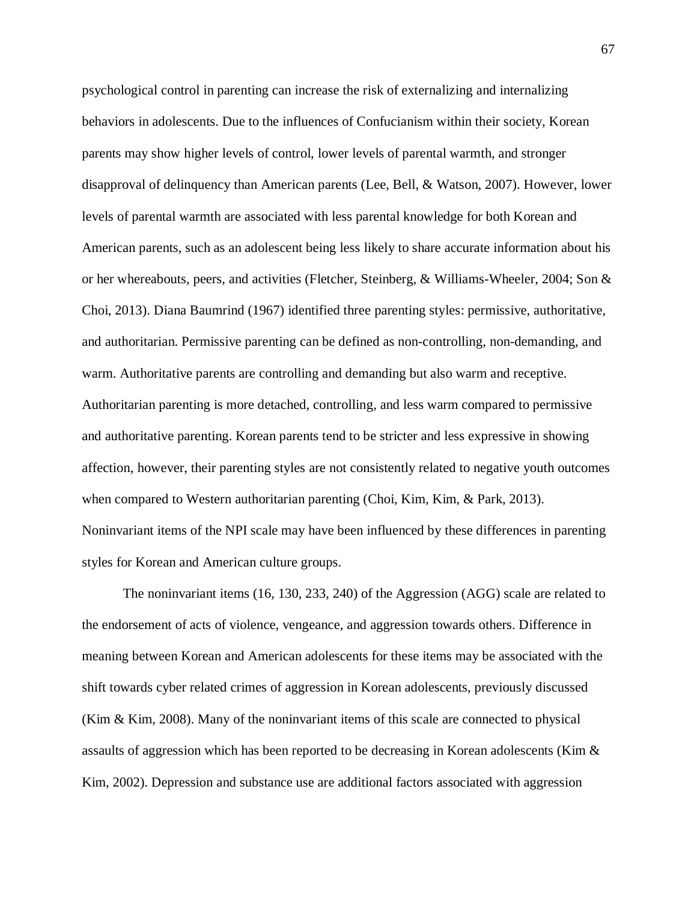psychological control in parenting can increase the risk of externalizing and internalizing behaviors in adolescents. Due to the influences of Confucianism within their society, Korean parents may show higher levels of control, lower levels of parental warmth, and stronger disapproval of delinquency than American parents (Lee, Bell, & Watson, 2007). However, lower levels of parental warmth are associated with less parental knowledge for both Korean and American parents, such as an adolescent being less likely to share accurate information about his or her whereabouts, peers, and activities (Fletcher, Steinberg, & Williams-Wheeler, 2004; Son & Choi, 2013). Diana Baumrind (1967) identified three parenting styles: permissive, authoritative, and authoritarian. Permissive parenting can be defined as non-controlling, non-demanding, and warm. Authoritative parents are controlling and demanding but also warm and receptive. Authoritarian parenting is more detached, controlling, and less warm compared to permissive and authoritative parenting. Korean parents tend to be stricter and less expressive in showing affection, however, their parenting styles are not consistently related to negative youth outcomes when compared to Western authoritarian parenting (Choi, Kim, Kim, & Park, 2013). Noninvariant items of the NPI scale may have been influenced by these differences in parenting styles for Korean and American culture groups.

The noninvariant items (16, 130, 233, 240) of the Aggression (AGG) scale are related to the endorsement of acts of violence, vengeance, and aggression towards others. Difference in meaning between Korean and American adolescents for these items may be associated with the shift towards cyber related crimes of aggression in Korean adolescents, previously discussed (Kim & Kim, 2008). Many of the noninvariant items of this scale are connected to physical assaults of aggression which has been reported to be decreasing in Korean adolescents (Kim & Kim, 2002). Depression and substance use are additional factors associated with aggression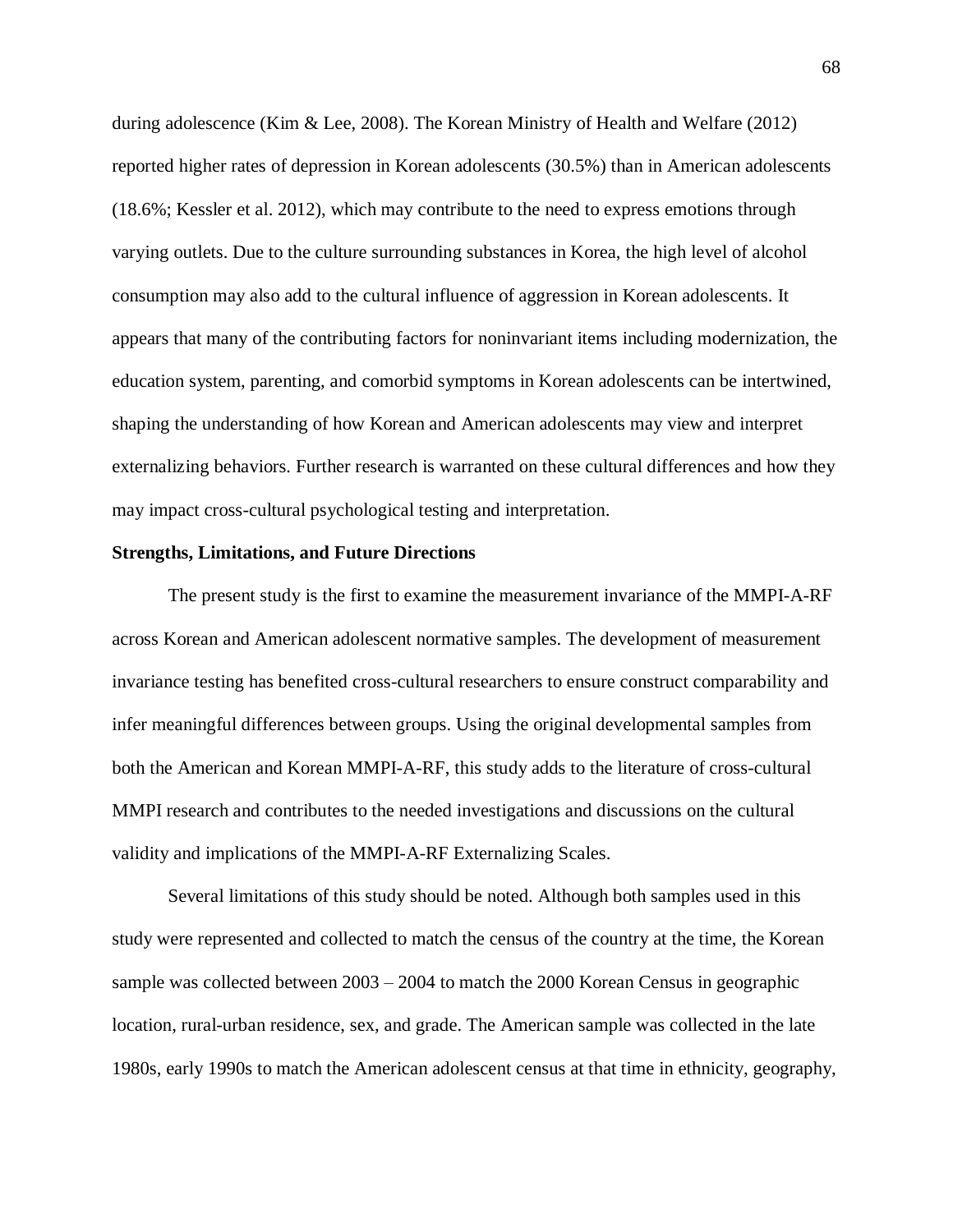during adolescence (Kim & Lee, 2008). The Korean Ministry of Health and Welfare (2012) reported higher rates of depression in Korean adolescents (30.5%) than in American adolescents (18.6%; Kessler et al. 2012), which may contribute to the need to express emotions through varying outlets. Due to the culture surrounding substances in Korea, the high level of alcohol consumption may also add to the cultural influence of aggression in Korean adolescents. It appears that many of the contributing factors for noninvariant items including modernization, the education system, parenting, and comorbid symptoms in Korean adolescents can be intertwined, shaping the understanding of how Korean and American adolescents may view and interpret externalizing behaviors. Further research is warranted on these cultural differences and how they may impact cross-cultural psychological testing and interpretation.

**Strengths, Limitations, and Future Directions**

The present study is the first to examine the measurement invariance of the MMPI-A-RF across Korean and American adolescent normative samples. The development of measurement invariance testing has benefited cross-cultural researchers to ensure construct comparability and infer meaningful differences between groups. Using the original developmental samples from both the American and Korean MMPI-A-RF, this study adds to the literature of cross-cultural MMPI research and contributes to the needed investigations and discussions on the cultural validity and implications of the MMPI-A-RF Externalizing Scales.

Several limitations of this study should be noted. Although both samples used in this study were represented and collected to match the census of the country at the time, the Korean sample was collected between 2003 – 2004 to match the 2000 Korean Census in geographic location, rural-urban residence, sex, and grade. The American sample was collected in the late 1980s, early 1990s to match the American adolescent census at that time in ethnicity, geography,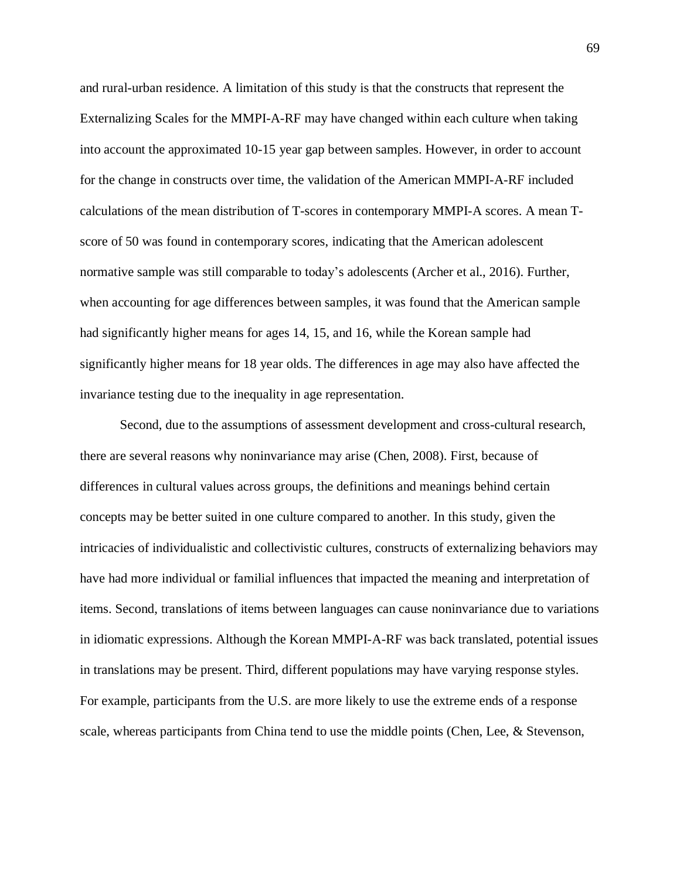and rural-urban residence. A limitation of this study is that the constructs that represent the Externalizing Scales for the MMPI-A-RF may have changed within each culture when taking into account the approximated 10-15 year gap between samples. However, in order to account for the change in constructs over time, the validation of the American MMPI-A-RF included calculations of the mean distribution of T-scores in contemporary MMPI-A scores. A mean T-score of 50 was found in contemporary scores, indicating that the American adolescent normative sample was still comparable to today's adolescents (Archer et al., 2016). Further, when accounting for age differences between samples, it was found that the American sample had significantly higher means for ages 14, 15, and 16, while the Korean sample had significantly higher means for 18 year olds. The differences in age may also have affected the invariance testing due to the inequality in age representation.

Second, due to the assumptions of assessment development and cross-cultural research, there are several reasons why noninvariance may arise (Chen, 2008). First, because of differences in cultural values across groups, the definitions and meanings behind certain concepts may be better suited in one culture compared to another. In this study, given the intricacies of individualistic and collectivistic cultures, constructs of externalizing behaviors may have had more individual or familial influences that impacted the meaning and interpretation of items. Second, translations of items between languages can cause noninvariance due to variations in idiomatic expressions. Although the Korean MMPI-A-RF was back translated, potential issues in translations may be present. Third, different populations may have varying response styles. For example, participants from the U.S. are more likely to use the extreme ends of a response scale, whereas participants from China tend to use the middle points (Chen, Lee, & Stevenson,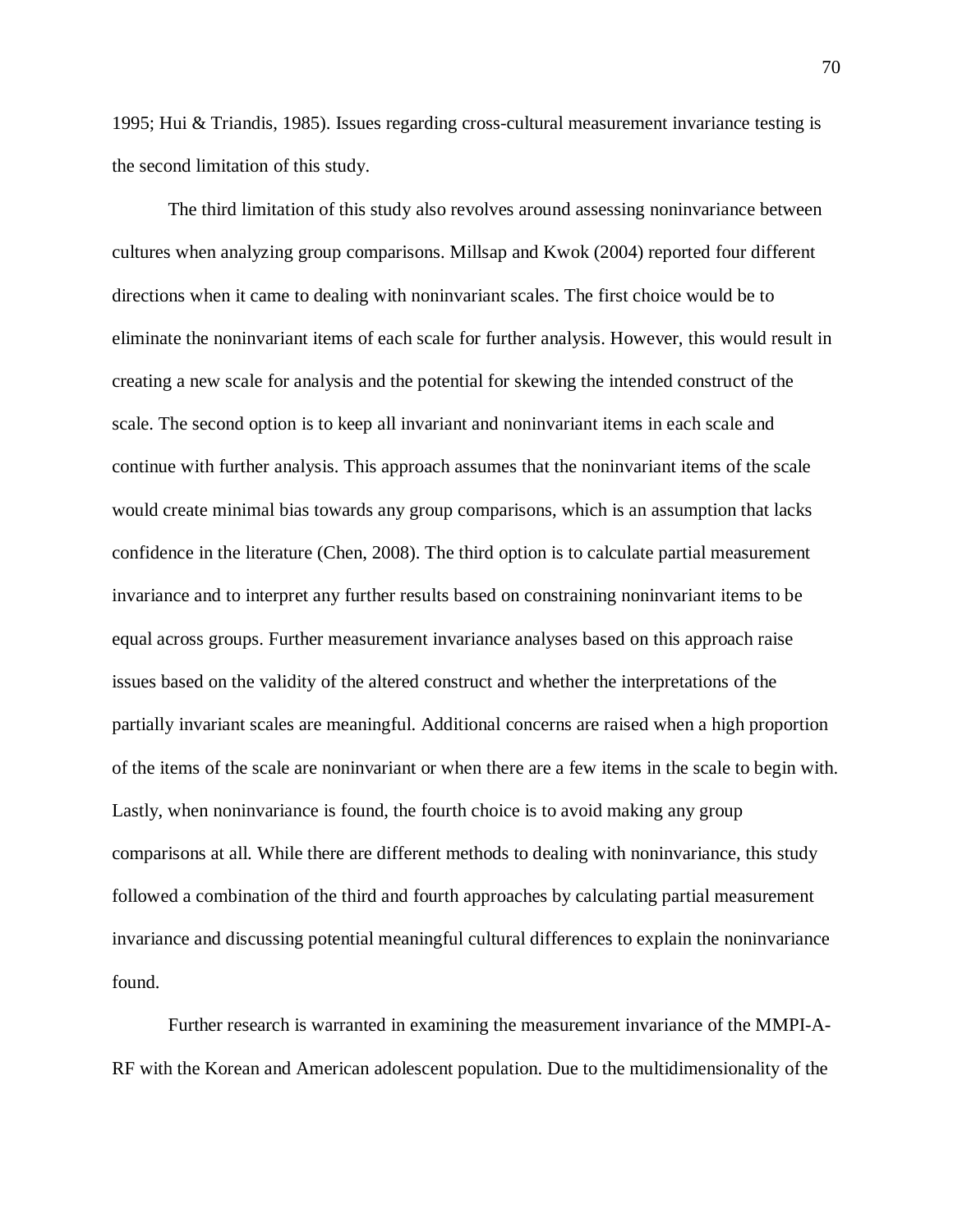1995; Hui & Triandis, 1985). Issues regarding cross-cultural measurement invariance testing is the second limitation of this study.

The third limitation of this study also revolves around assessing noninvariance between cultures when analyzing group comparisons. Millsap and Kwok (2004) reported four different directions when it came to dealing with noninvariant scales. The first choice would be to eliminate the noninvariant items of each scale for further analysis. However, this would result in creating a new scale for analysis and the potential for skewing the intended construct of the scale. The second option is to keep all invariant and noninvariant items in each scale and continue with further analysis. This approach assumes that the noninvariant items of the scale would create minimal bias towards any group comparisons, which is an assumption that lacks confidence in the literature (Chen, 2008). The third option is to calculate partial measurement invariance and to interpret any further results based on constraining noninvariant items to be equal across groups. Further measurement invariance analyses based on this approach raise issues based on the validity of the altered construct and whether the interpretations of the partially invariant scales are meaningful. Additional concerns are raised when a high proportion of the items of the scale are noninvariant or when there are a few items in the scale to begin with. Lastly, when noninvariance is found, the fourth choice is to avoid making any group comparisons at all. While there are different methods to dealing with noninvariance, this study followed a combination of the third and fourth approaches by calculating partial measurement invariance and discussing potential meaningful cultural differences to explain the noninvariance found.

Further research is warranted in examining the measurement invariance of the MMPI-A-RF with the Korean and American adolescent population. Due to the multidimensionality of the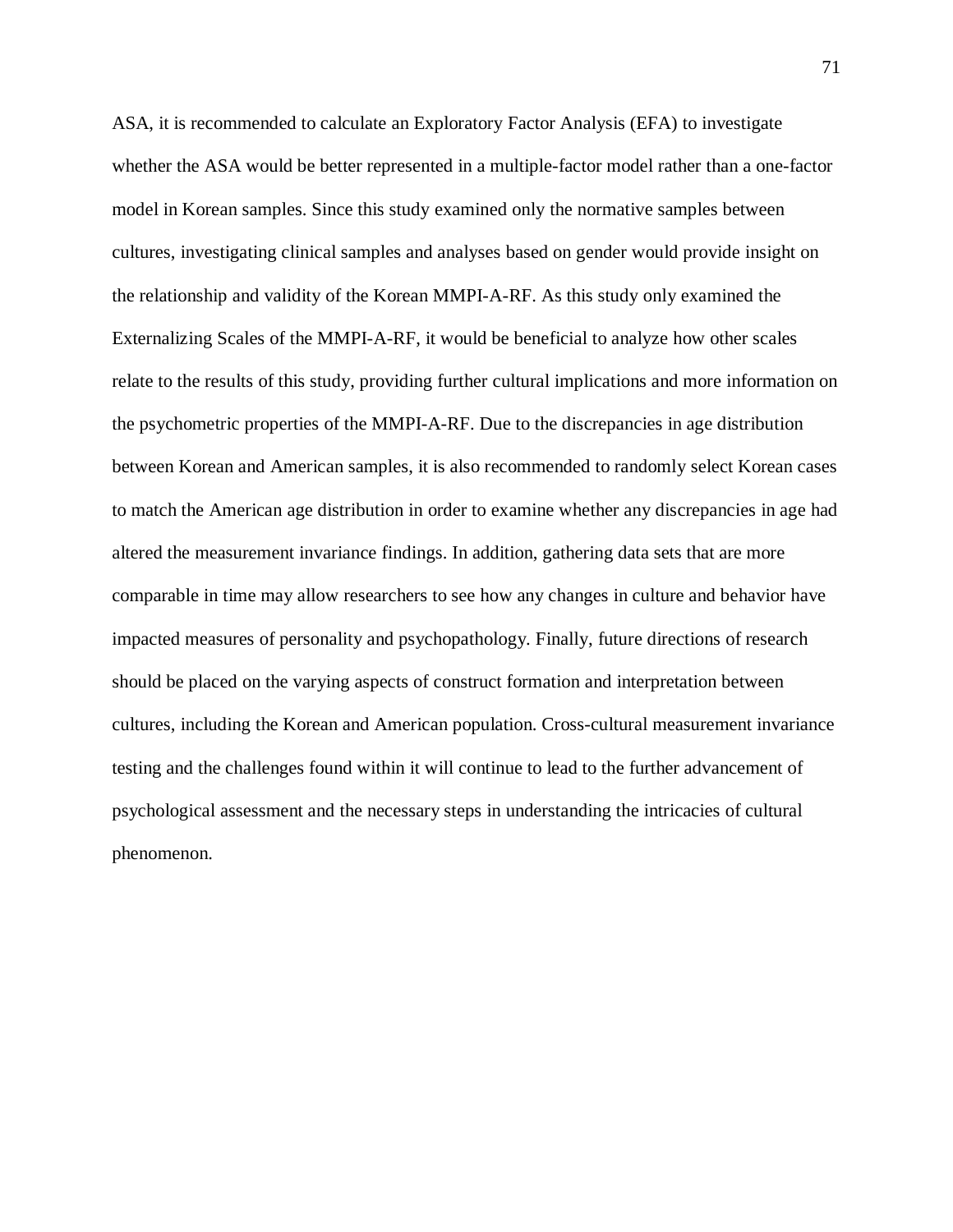ASA, it is recommended to calculate an Exploratory Factor Analysis (EFA) to investigate whether the ASA would be better represented in a multiple-factor model rather than a one-factor model in Korean samples. Since this study examined only the normative samples between cultures, investigating clinical samples and analyses based on gender would provide insight on the relationship and validity of the Korean MMPI-A-RF. As this study only examined the Externalizing Scales of the MMPI-A-RF, it would be beneficial to analyze how other scales relate to the results of this study, providing further cultural implications and more information on the psychometric properties of the MMPI-A-RF. Due to the discrepancies in age distribution between Korean and American samples, it is also recommended to randomly select Korean cases to match the American age distribution in order to examine whether any discrepancies in age had altered the measurement invariance findings. In addition, gathering data sets that are more comparable in time may allow researchers to see how any changes in culture and behavior have impacted measures of personality and psychopathology. Finally, future directions of research should be placed on the varying aspects of construct formation and interpretation between cultures, including the Korean and American population. Cross-cultural measurement invariance testing and the challenges found within it will continue to lead to the further advancement of psychological assessment and the necessary steps in understanding the intricacies of cultural phenomenon.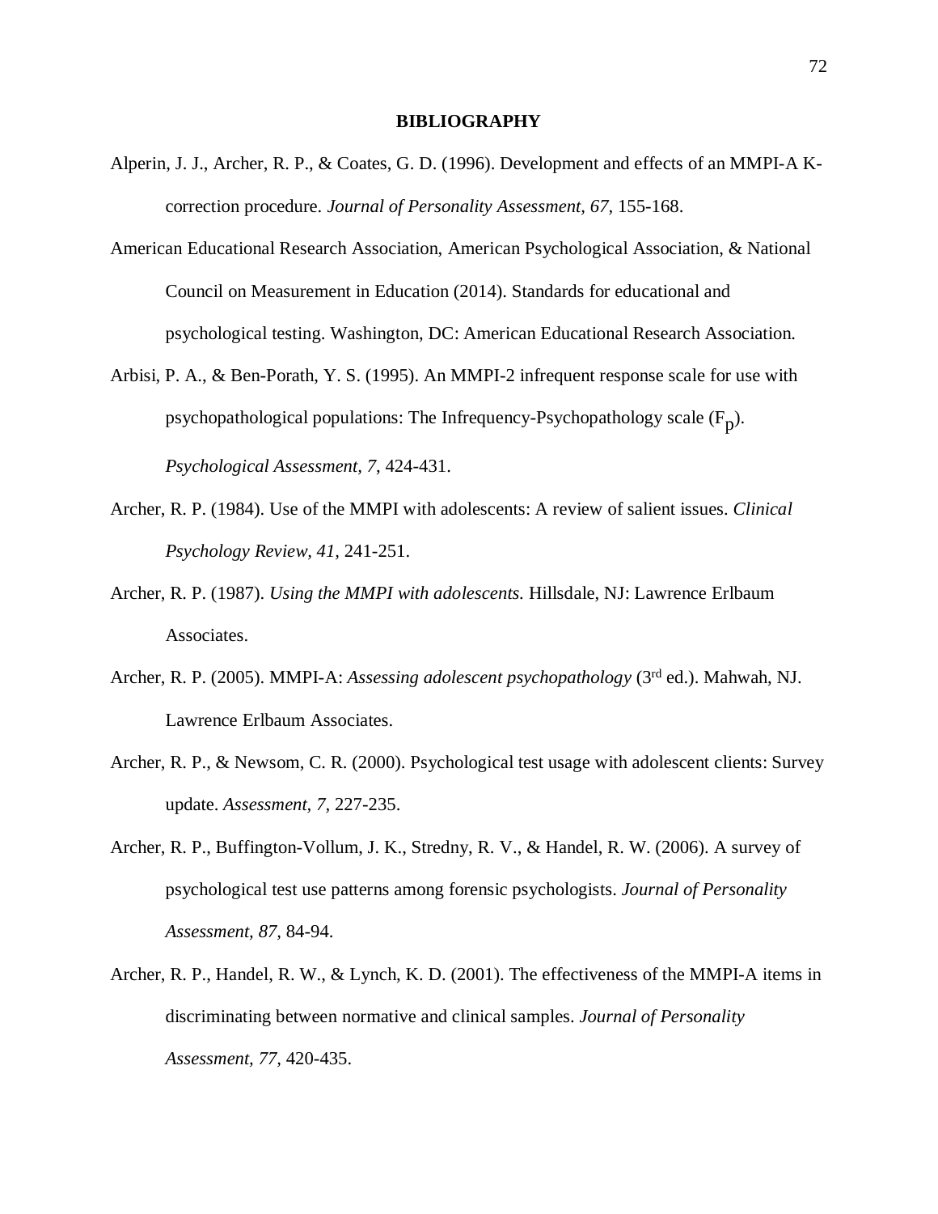# BIBLIOGRAPHY

Alperin, J. J., Archer, R. P., & Coates, G. D. (1996). Development and effects of an MMPI-A K-correction procedure. *Journal of Personality Assessment, 67*, 155-168.

American Educational Research Association, American Psychological Association, & National Council on Measurement in Education (2014). Standards for educational and psychological testing. Washington, DC: American Educational Research Association.

Arbisi, P. A., & Ben-Porath, Y. S. (1995). An MMPI-2 infrequent response scale for use with psychopathological populations: The Infrequency-Psychopathology scale ($F_p$). *Psychological Assessment, 7*, 424-431.

Archer, R. P. (1984). Use of the MMPI with adolescents: A review of salient issues. *Clinical Psychology Review, 41*, 241-251.

Archer, R. P. (1987). *Using the MMPI with adolescents.* Hillsdale, NJ: Lawrence Erlbaum Associates.

Archer, R. P. (2005). MMPI-A: *Assessing adolescent psychopathology* (3rd ed.). Mahwah, NJ. Lawrence Erlbaum Associates.

Archer, R. P., & Newsom, C. R. (2000). Psychological test usage with adolescent clients: Survey update. *Assessment, 7*, 227-235.

Archer, R. P., Buffington-Vollum, J. K., Stredny, R. V., & Handel, R. W. (2006). A survey of psychological test use patterns among forensic psychologists. *Journal of Personality Assessment, 87*, 84-94.

Archer, R. P., Handel, R. W., & Lynch, K. D. (2001). The effectiveness of the MMPI-A items in discriminating between normative and clinical samples. *Journal of Personality Assessment, 77*, 420-435.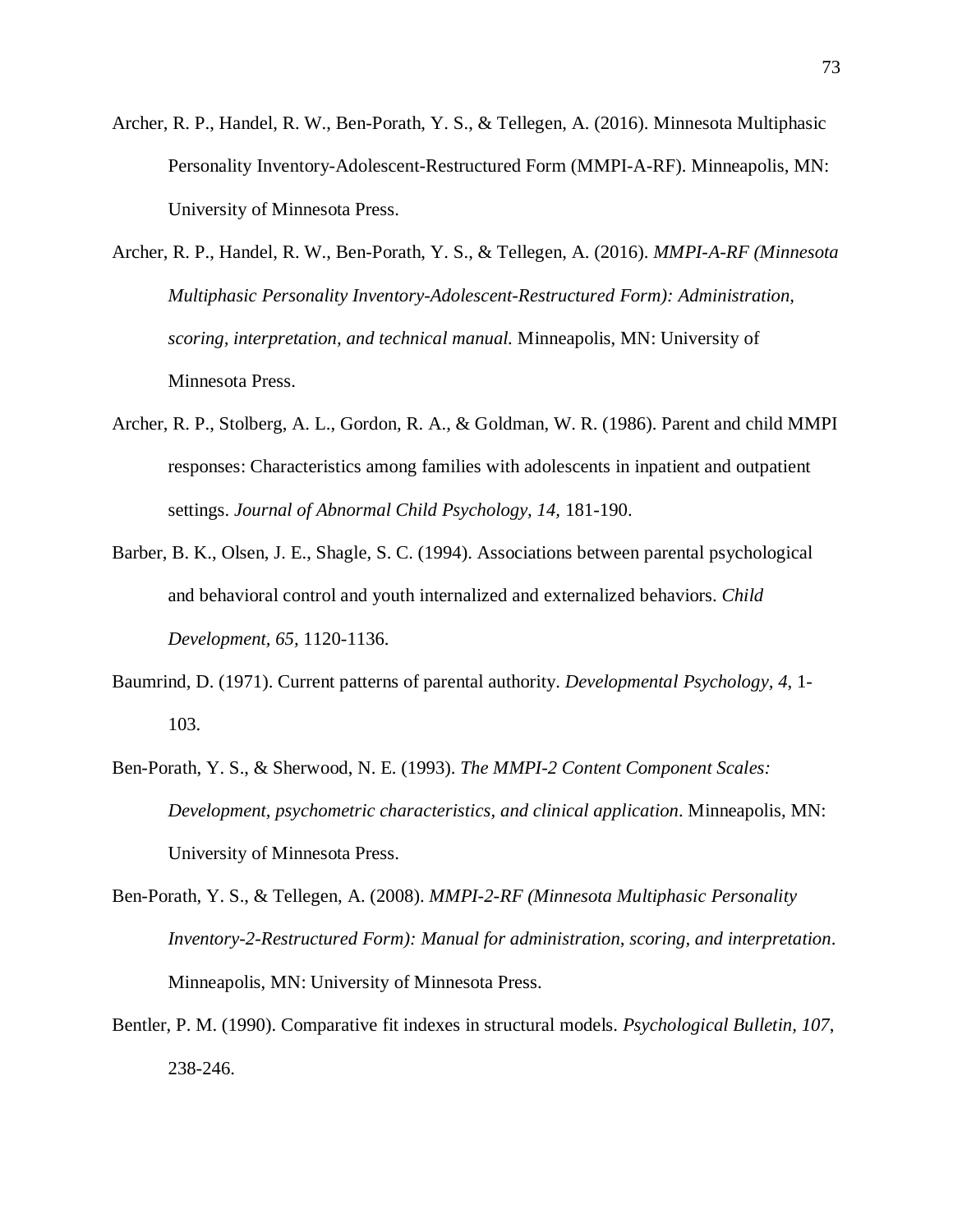Archer, R. P., Handel, R. W., Ben-Porath, Y. S., & Tellegen, A. (2016). Minnesota Multiphasic Personality Inventory-Adolescent-Restructured Form (MMPI-A-RF). Minneapolis, MN: University of Minnesota Press.

Archer, R. P., Handel, R. W., Ben-Porath, Y. S., & Tellegen, A. (2016). *MMPI-A-RF (Minnesota Multiphasic Personality Inventory-Adolescent-Restructured Form): Administration, scoring, interpretation, and technical manual.* Minneapolis, MN: University of Minnesota Press.

Archer, R. P., Stolberg, A. L., Gordon, R. A., & Goldman, W. R. (1986). Parent and child MMPI responses: Characteristics among families with adolescents in inpatient and outpatient settings. *Journal of Abnormal Child Psychology, 14,* 181-190.

Barber, B. K., Olsen, J. E., Shagle, S. C. (1994). Associations between parental psychological and behavioral control and youth internalized and externalized behaviors. *Child Development, 65,* 1120-1136.

Baumrind, D. (1971). Current patterns of parental authority. *Developmental Psychology, 4,* 1-103.

Ben-Porath, Y. S., & Sherwood, N. E. (1993). *The MMPI-2 Content Component Scales: Development, psychometric characteristics, and clinical application*. Minneapolis, MN: University of Minnesota Press.

Ben-Porath, Y. S., & Tellegen, A. (2008). *MMPI-2-RF (Minnesota Multiphasic Personality Inventory-2-Restructured Form): Manual for administration, scoring, and interpretation*. Minneapolis, MN: University of Minnesota Press.

Bentler, P. M. (1990). Comparative fit indexes in structural models. *Psychological Bulletin, 107*, 238-246.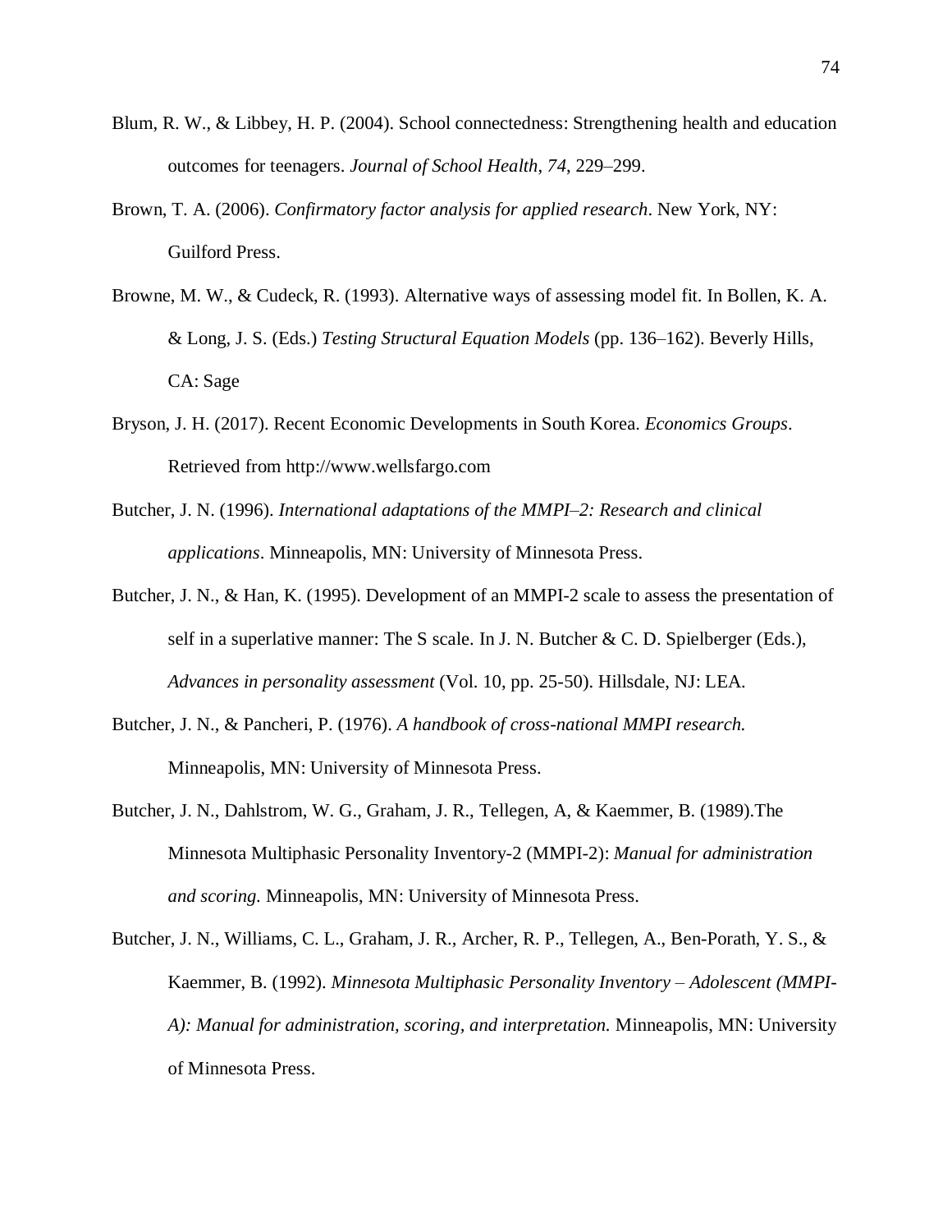Blum, R. W., & Libbey, H. P. (2004). School connectedness: Strengthening health and education outcomes for teenagers. *Journal of School Health*, *74*, 229–299.

Brown, T. A. (2006). *Confirmatory factor analysis for applied research*. New York, NY: Guilford Press.

Browne, M. W., & Cudeck, R. (1993). Alternative ways of assessing model fit. In Bollen, K. A. & Long, J. S. (Eds.) *Testing Structural Equation Models* (pp. 136–162). Beverly Hills, CA: Sage

Bryson, J. H. (2017). Recent Economic Developments in South Korea. *Economics Groups*. Retrieved from http://www.wellsfargo.com

Butcher, J. N. (1996). *International adaptations of the MMPI–2: Research and clinical applications*. Minneapolis, MN: University of Minnesota Press.

Butcher, J. N., & Han, K. (1995). Development of an MMPI-2 scale to assess the presentation of self in a superlative manner: The S scale. In J. N. Butcher & C. D. Spielberger (Eds.), *Advances in personality assessment* (Vol. 10, pp. 25-50). Hillsdale, NJ: LEA.

Butcher, J. N., & Pancheri, P. (1976). *A handbook of cross-national MMPI research.* Minneapolis, MN: University of Minnesota Press.

Butcher, J. N., Dahlstrom, W. G., Graham, J. R., Tellegen, A, & Kaemmer, B. (1989).The Minnesota Multiphasic Personality Inventory-2 (MMPI-2): *Manual for administration and scoring.* Minneapolis, MN: University of Minnesota Press.

Butcher, J. N., Williams, C. L., Graham, J. R., Archer, R. P., Tellegen, A., Ben-Porath, Y. S., & Kaemmer, B. (1992). *Minnesota Multiphasic Personality Inventory – Adolescent (MMPI-A): Manual for administration, scoring, and interpretation.* Minneapolis, MN: University of Minnesota Press.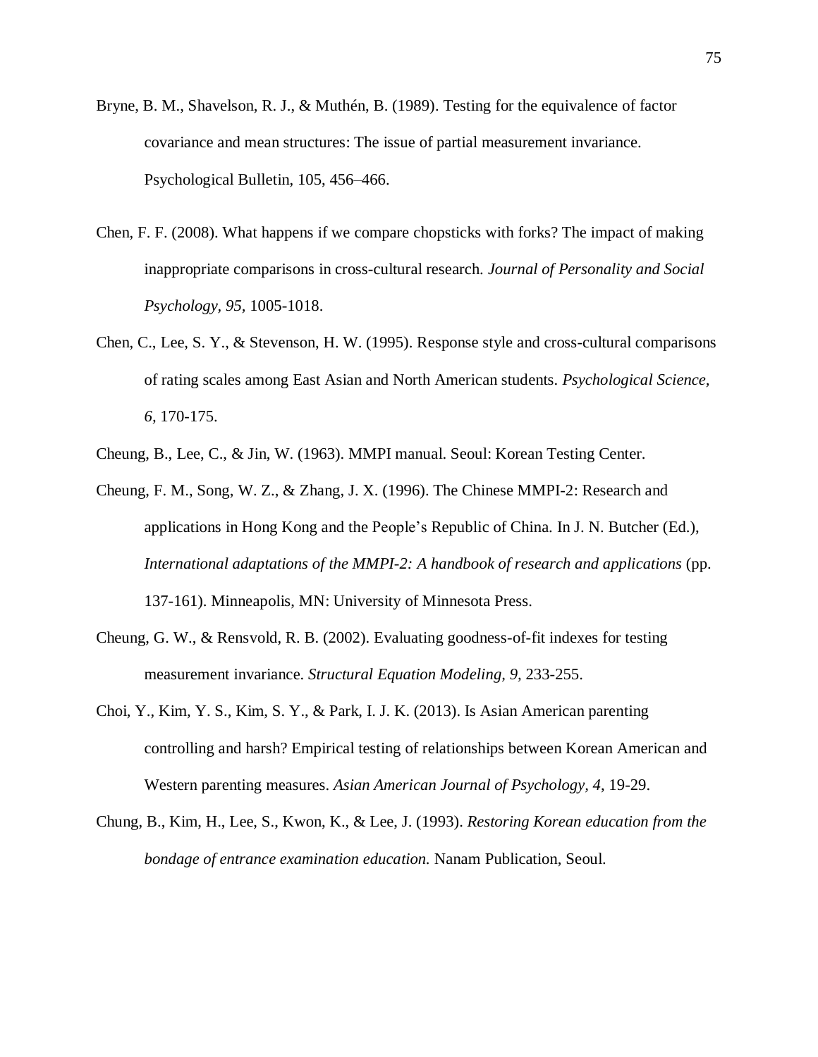Bryne, B. M., Shavelson, R. J., & Muthén, B. (1989). Testing for the equivalence of factor covariance and mean structures: The issue of partial measurement invariance. Psychological Bulletin, 105, 456–466.

Chen, F. F. (2008). What happens if we compare chopsticks with forks? The impact of making inappropriate comparisons in cross-cultural research. *Journal of Personality and Social Psychology, 95*, 1005-1018.

Chen, C., Lee, S. Y., & Stevenson, H. W. (1995). Response style and cross-cultural comparisons of rating scales among East Asian and North American students. *Psychological Science, 6*, 170-175.

Cheung, B., Lee, C., & Jin, W. (1963). MMPI manual. Seoul: Korean Testing Center.

Cheung, F. M., Song, W. Z., & Zhang, J. X. (1996). The Chinese MMPI-2: Research and applications in Hong Kong and the People's Republic of China. In J. N. Butcher (Ed.), *International adaptations of the MMPI-2: A handbook of research and applications* (pp. 137-161). Minneapolis, MN: University of Minnesota Press.

Cheung, G. W., & Rensvold, R. B. (2002). Evaluating goodness-of-fit indexes for testing measurement invariance. *Structural Equation Modeling, 9*, 233-255.

Choi, Y., Kim, Y. S., Kim, S. Y., & Park, I. J. K. (2013). Is Asian American parenting controlling and harsh? Empirical testing of relationships between Korean American and Western parenting measures. *Asian American Journal of Psychology, 4*, 19-29.

Chung, B., Kim, H., Lee, S., Kwon, K., & Lee, J. (1993). *Restoring Korean education from the bondage of entrance examination education.* Nanam Publication, Seoul.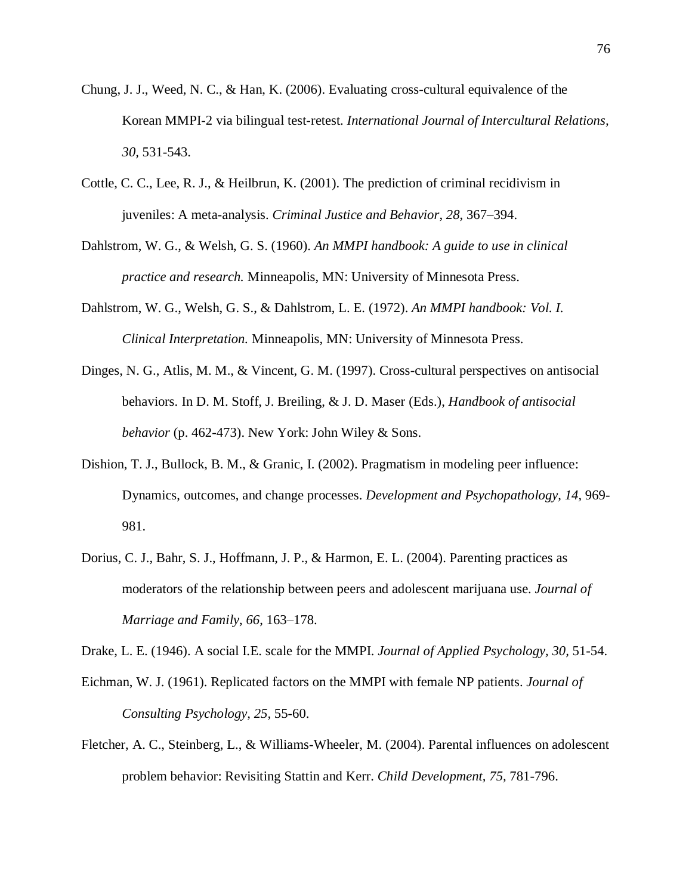Chung, J. J., Weed, N. C., & Han, K. (2006). Evaluating cross-cultural equivalence of the Korean MMPI-2 via bilingual test-retest. *International Journal of Intercultural Relations, 30,* 531-543.

Cottle, C. C., Lee, R. J., & Heilbrun, K. (2001). The prediction of criminal recidivism in juveniles: A meta-analysis. *Criminal Justice and Behavior*, *28*, 367–394.

Dahlstrom, W. G., & Welsh, G. S. (1960). *An MMPI handbook: A guide to use in clinical practice and research.* Minneapolis, MN: University of Minnesota Press.

Dahlstrom, W. G., Welsh, G. S., & Dahlstrom, L. E. (1972). *An MMPI handbook: Vol. I. Clinical Interpretation.* Minneapolis, MN: University of Minnesota Press.

Dinges, N. G., Atlis, M. M., & Vincent, G. M. (1997). Cross-cultural perspectives on antisocial behaviors. In D. M. Stoff, J. Breiling, & J. D. Maser (Eds.), *Handbook of antisocial behavior* (p. 462-473). New York: John Wiley & Sons.

Dishion, T. J., Bullock, B. M., & Granic, I. (2002). Pragmatism in modeling peer influence: Dynamics, outcomes, and change processes. *Development and Psychopathology, 14,* 969-981.

Dorius, C. J., Bahr, S. J., Hoffmann, J. P., & Harmon, E. L. (2004). Parenting practices as moderators of the relationship between peers and adolescent marijuana use. *Journal of Marriage and Family*, *66*, 163–178.

Drake, L. E. (1946). A social I.E. scale for the MMPI. *Journal of Applied Psychology, 30,* 51-54.

Eichman, W. J. (1961). Replicated factors on the MMPI with female NP patients. *Journal of Consulting Psychology, 25,* 55-60.

Fletcher, A. C., Steinberg, L., & Williams-Wheeler, M. (2004). Parental influences on adolescent problem behavior: Revisiting Stattin and Kerr. *Child Development, 75,* 781-796.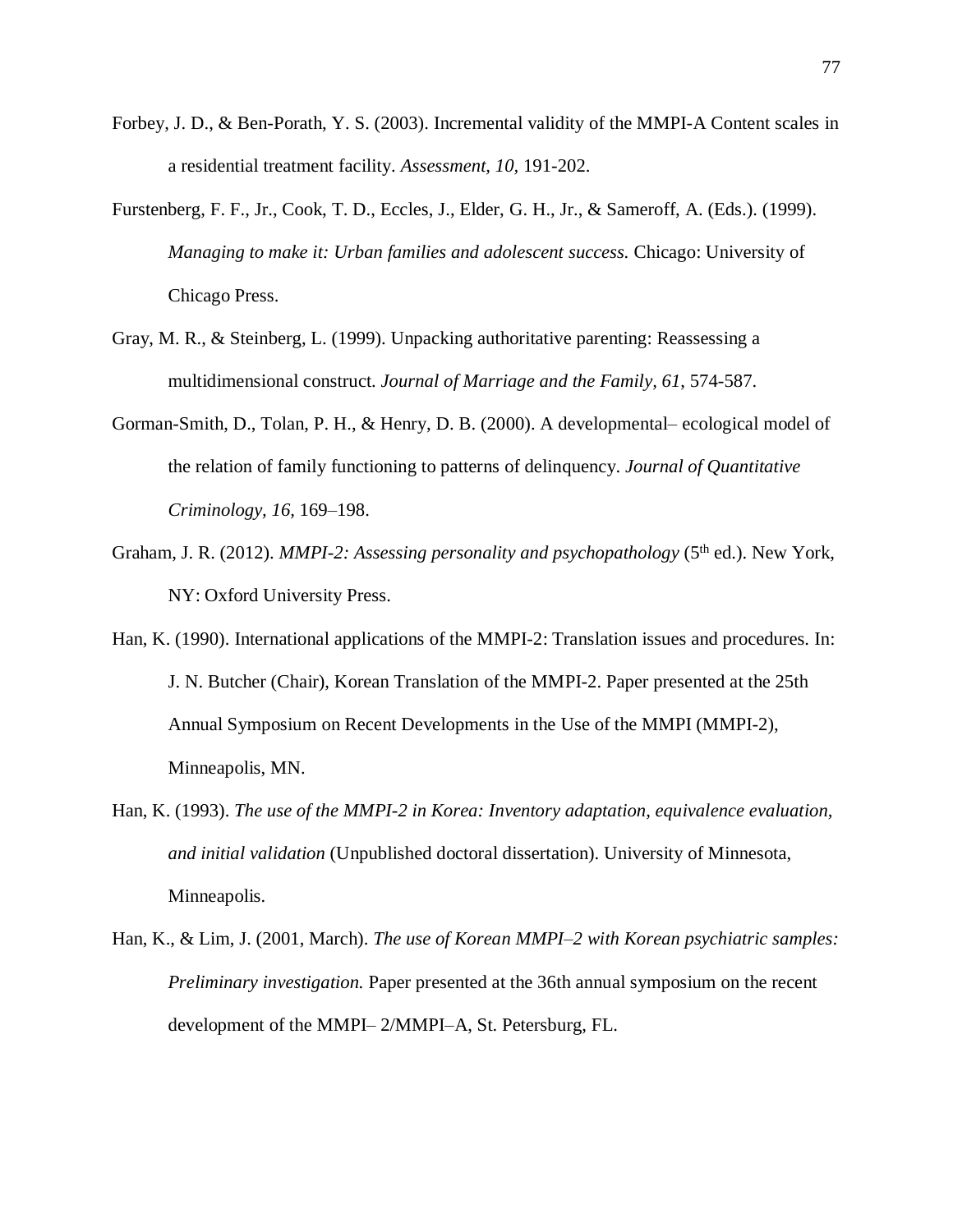Forbey, J. D., & Ben-Porath, Y. S. (2003). Incremental validity of the MMPI-A Content scales in a residential treatment facility. *Assessment, 10*, 191-202.

Furstenberg, F. F., Jr., Cook, T. D., Eccles, J., Elder, G. H., Jr., & Sameroff, A. (Eds.). (1999). *Managing to make it: Urban families and adolescent success.* Chicago: University of Chicago Press.

Gray, M. R., & Steinberg, L. (1999). Unpacking authoritative parenting: Reassessing a multidimensional construct. *Journal of Marriage and the Family, 61*, 574-587.

Gorman-Smith, D., Tolan, P. H., & Henry, D. B. (2000). A developmental– ecological model of the relation of family functioning to patterns of delinquency. *Journal of Quantitative Criminology, 16*, 169–198.

Graham, J. R. (2012). *MMPI-2: Assessing personality and psychopathology* (5th ed.). New York, NY: Oxford University Press.

Han, K. (1990). International applications of the MMPI-2: Translation issues and procedures. In: J. N. Butcher (Chair), Korean Translation of the MMPI-2. Paper presented at the 25th Annual Symposium on Recent Developments in the Use of the MMPI (MMPI-2), Minneapolis, MN.

Han, K. (1993). *The use of the MMPI-2 in Korea: Inventory adaptation, equivalence evaluation, and initial validation* (Unpublished doctoral dissertation). University of Minnesota, Minneapolis.

Han, K., & Lim, J. (2001, March). *The use of Korean MMPI–2 with Korean psychiatric samples: Preliminary investigation.* Paper presented at the 36th annual symposium on the recent development of the MMPI– 2/MMPI–A, St. Petersburg, FL.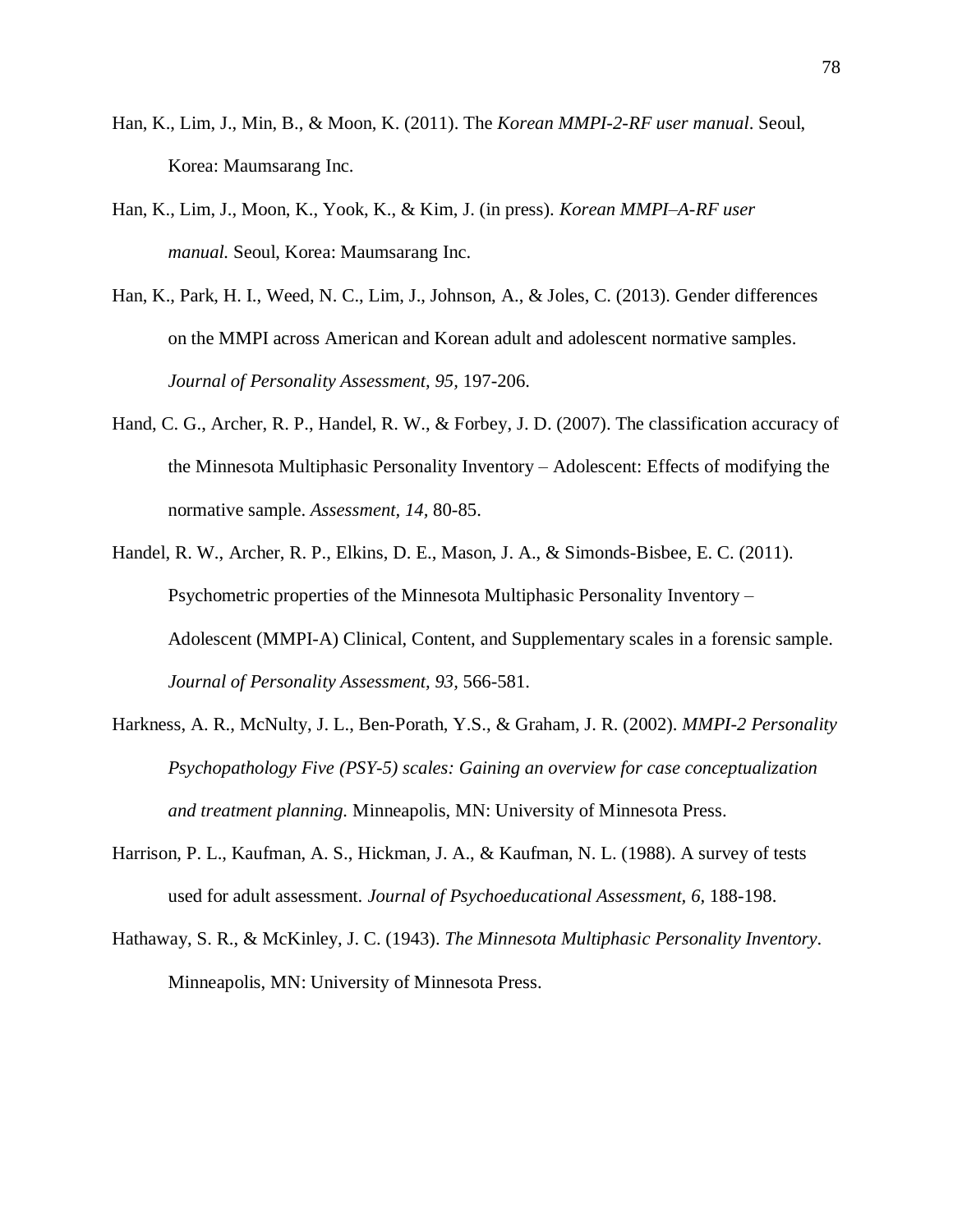Han, K., Lim, J., Min, B., & Moon, K. (2011). The *Korean MMPI-2-RF user manual*. Seoul, Korea: Maumsarang Inc.

Han, K., Lim, J., Moon, K., Yook, K., & Kim, J. (in press). *Korean MMPI–A-RF user manual.* Seoul, Korea: Maumsarang Inc.

Han, K., Park, H. I., Weed, N. C., Lim, J., Johnson, A., & Joles, C. (2013). Gender differences on the MMPI across American and Korean adult and adolescent normative samples. *Journal of Personality Assessment, 95,* 197-206.

Hand, C. G., Archer, R. P., Handel, R. W., & Forbey, J. D. (2007). The classification accuracy of the Minnesota Multiphasic Personality Inventory – Adolescent: Effects of modifying the normative sample. *Assessment, 14,* 80-85.

Handel, R. W., Archer, R. P., Elkins, D. E., Mason, J. A., & Simonds-Bisbee, E. C. (2011). Psychometric properties of the Minnesota Multiphasic Personality Inventory – Adolescent (MMPI-A) Clinical, Content, and Supplementary scales in a forensic sample. *Journal of Personality Assessment, 93,* 566-581.

Harkness, A. R., McNulty, J. L., Ben-Porath, Y.S., & Graham, J. R. (2002). *MMPI-2 Personality Psychopathology Five (PSY-5) scales: Gaining an overview for case conceptualization and treatment planning.* Minneapolis, MN: University of Minnesota Press.

Harrison, P. L., Kaufman, A. S., Hickman, J. A., & Kaufman, N. L. (1988). A survey of tests used for adult assessment. *Journal of Psychoeducational Assessment, 6,* 188-198.

Hathaway, S. R., & McKinley, J. C. (1943). *The Minnesota Multiphasic Personality Inventory*. Minneapolis, MN: University of Minnesota Press.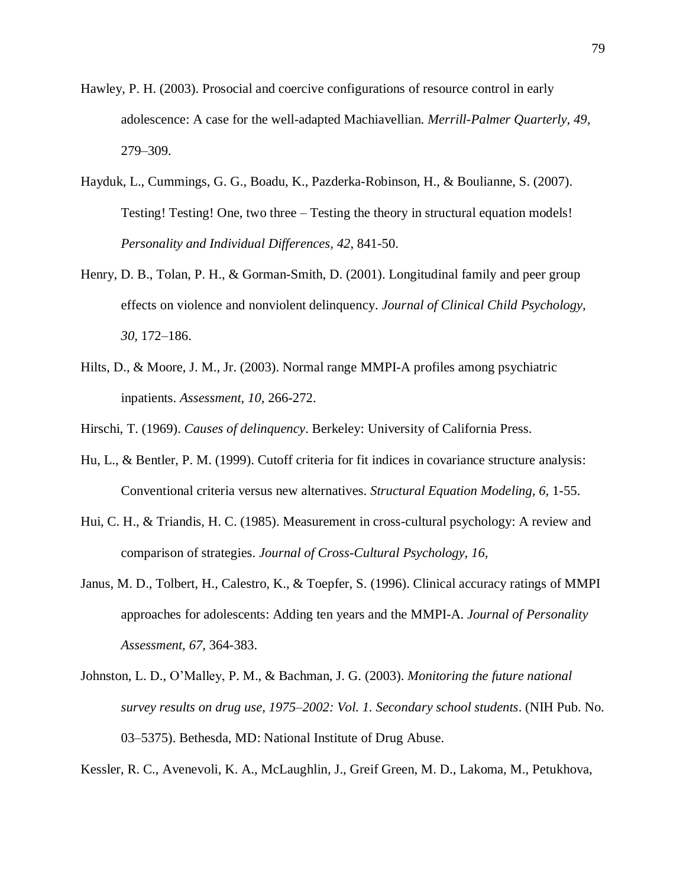Hawley, P. H. (2003). Prosocial and coercive configurations of resource control in early adolescence: A case for the well-adapted Machiavellian. *Merrill-Palmer Quarterly, 49,* 279–309.

Hayduk, L., Cummings, G. G., Boadu, K., Pazderka-Robinson, H., & Boulianne, S. (2007). Testing! Testing! One, two three – Testing the theory in structural equation models! *Personality and Individual Differences, 42,* 841-50.

Henry, D. B., Tolan, P. H., & Gorman-Smith, D. (2001). Longitudinal family and peer group effects on violence and nonviolent delinquency. *Journal of Clinical Child Psychology, 30,* 172–186.

Hilts, D., & Moore, J. M., Jr. (2003). Normal range MMPI-A profiles among psychiatric inpatients. *Assessment, 10,* 266-272.

Hirschi, T. (1969). *Causes of delinquency*. Berkeley: University of California Press.

Hu, L., & Bentler, P. M. (1999). Cutoff criteria for fit indices in covariance structure analysis: Conventional criteria versus new alternatives. *Structural Equation Modeling, 6,* 1-55.

Hui, C. H., & Triandis, H. C. (1985). Measurement in cross-cultural psychology: A review and comparison of strategies. *Journal of Cross-Cultural Psychology, 16,*

Janus, M. D., Tolbert, H., Calestro, K., & Toepfer, S. (1996). Clinical accuracy ratings of MMPI approaches for adolescents: Adding ten years and the MMPI-A. *Journal of Personality Assessment, 67,* 364-383.

Johnston, L. D., O'Malley, P. M., & Bachman, J. G. (2003). *Monitoring the future national survey results on drug use, 1975–2002: Vol. 1. Secondary school students*. (NIH Pub. No. 03–5375). Bethesda, MD: National Institute of Drug Abuse.

Kessler, R. C., Avenevoli, K. A., McLaughlin, J., Greif Green, M. D., Lakoma, M., Petukhova,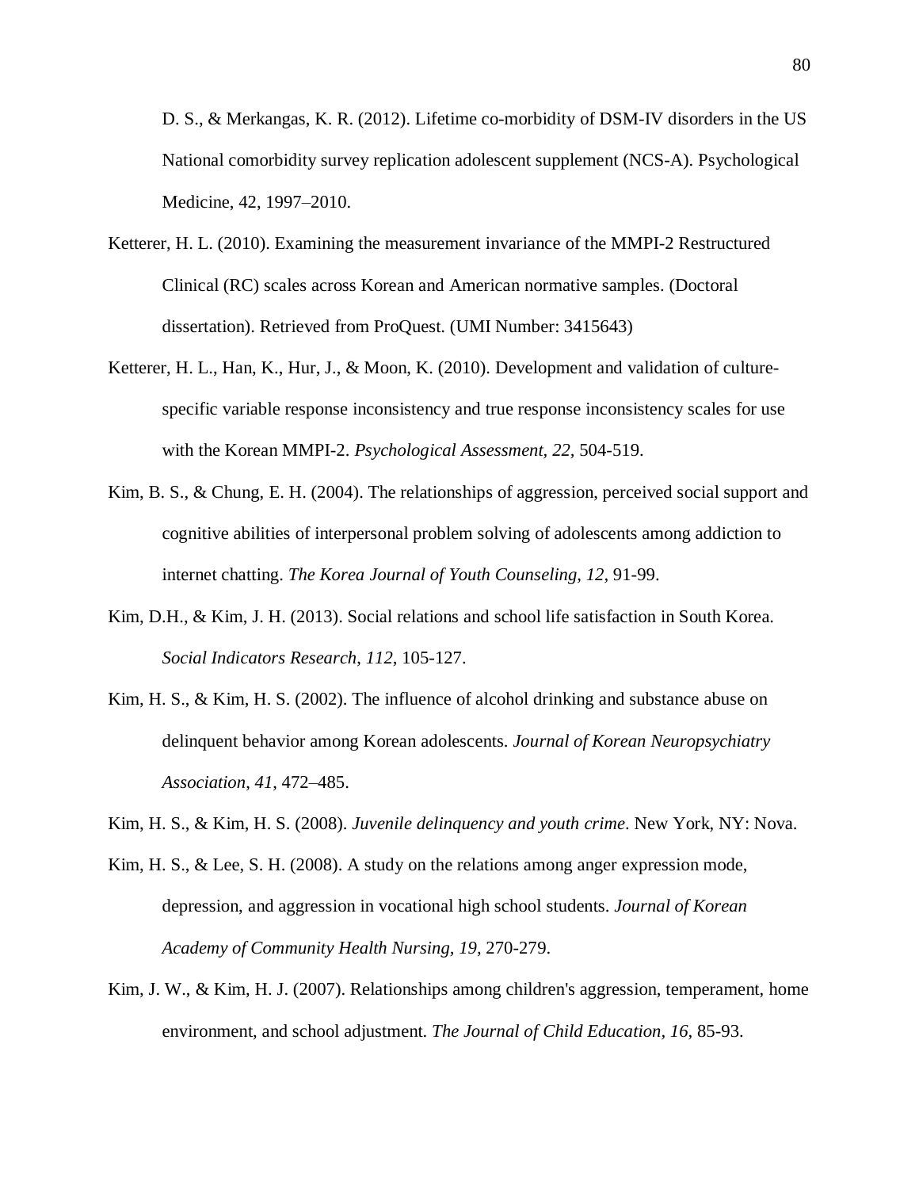D. S., & Merkangas, K. R. (2012). Lifetime co-morbidity of DSM-IV disorders in the US National comorbidity survey replication adolescent supplement (NCS-A). Psychological Medicine, 42, 1997–2010.

Ketterer, H. L. (2010). Examining the measurement invariance of the MMPI-2 Restructured Clinical (RC) scales across Korean and American normative samples. (Doctoral dissertation). Retrieved from ProQuest. (UMI Number: 3415643)

Ketterer, H. L., Han, K., Hur, J., & Moon, K. (2010). Development and validation of culture-specific variable response inconsistency and true response inconsistency scales for use with the Korean MMPI-2. *Psychological Assessment, 22,* 504-519.

Kim, B. S., & Chung, E. H. (2004). The relationships of aggression, perceived social support and cognitive abilities of interpersonal problem solving of adolescents among addiction to internet chatting. *The Korea Journal of Youth Counseling, 12,* 91-99.

Kim, D.H., & Kim, J. H. (2013). Social relations and school life satisfaction in South Korea. *Social Indicators Research*, *112*, 105-127.

Kim, H. S., & Kim, H. S. (2002). The influence of alcohol drinking and substance abuse on delinquent behavior among Korean adolescents. *Journal of Korean Neuropsychiatry Association*, *41*, 472–485.

Kim, H. S., & Kim, H. S. (2008). *Juvenile delinquency and youth crime*. New York, NY: Nova.

Kim, H. S., & Lee, S. H. (2008). A study on the relations among anger expression mode, depression, and aggression in vocational high school students. *Journal of Korean Academy of Community Health Nursing, 19,* 270-279.

Kim, J. W., & Kim, H. J. (2007). Relationships among children's aggression, temperament, home environment, and school adjustment. *The Journal of Child Education, 16,* 85-93.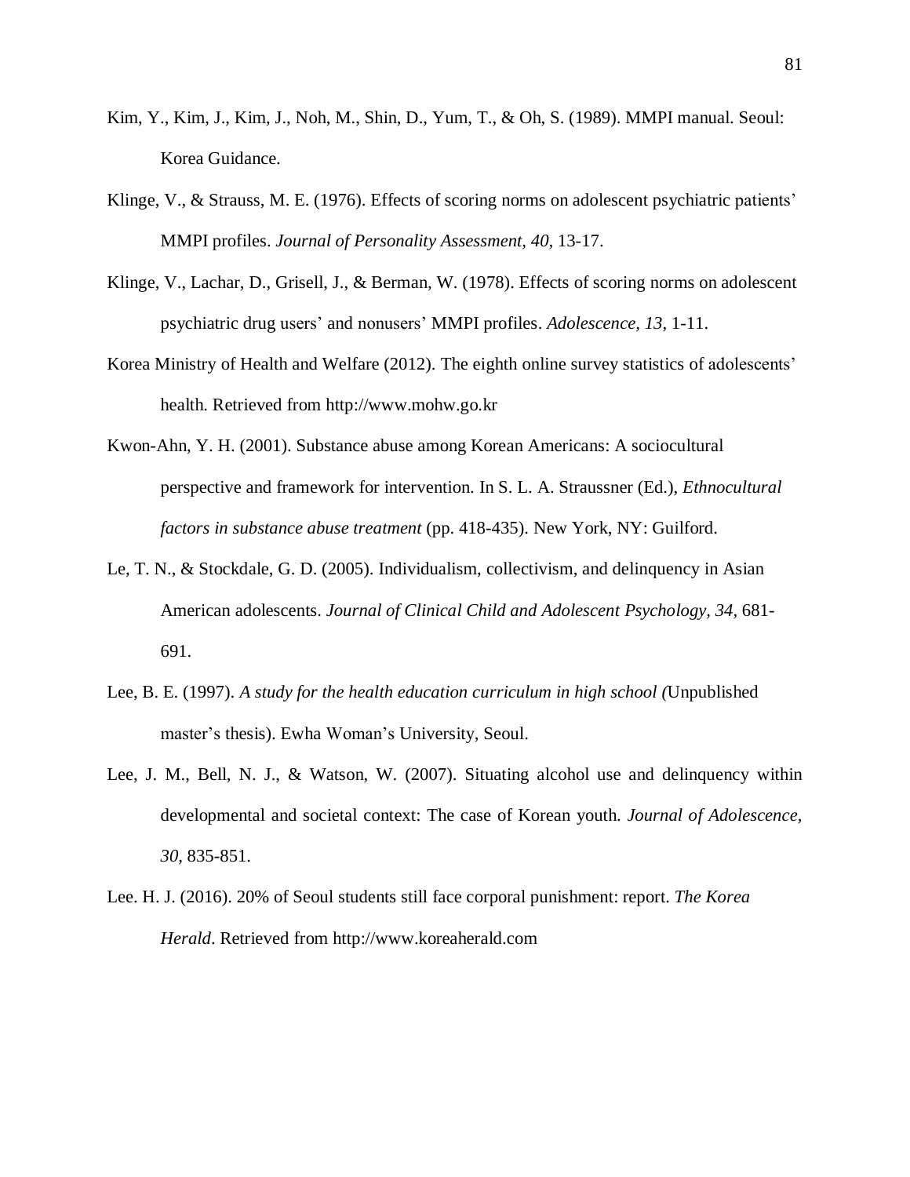Kim, Y., Kim, J., Kim, J., Noh, M., Shin, D., Yum, T., & Oh, S. (1989). MMPI manual. Seoul: Korea Guidance.

Klinge, V., & Strauss, M. E. (1976). Effects of scoring norms on adolescent psychiatric patients' MMPI profiles. *Journal of Personality Assessment, 40,* 13-17.

Klinge, V., Lachar, D., Grisell, J., & Berman, W. (1978). Effects of scoring norms on adolescent psychiatric drug users' and nonusers' MMPI profiles. *Adolescence, 13,* 1-11.

Korea Ministry of Health and Welfare (2012). The eighth online survey statistics of adolescents' health. Retrieved from http://www.mohw.go.kr

Kwon-Ahn, Y. H. (2001). Substance abuse among Korean Americans: A sociocultural perspective and framework for intervention. In S. L. A. Straussner (Ed.), *Ethnocultural factors in substance abuse treatment* (pp. 418-435). New York, NY: Guilford.

Le, T. N., & Stockdale, G. D. (2005). Individualism, collectivism, and delinquency in Asian American adolescents. *Journal of Clinical Child and Adolescent Psychology, 34,* 681-691.

Lee, B. E. (1997). *A study for the health education curriculum in high school (*Unpublished master's thesis). Ewha Woman's University, Seoul.

Lee, J. M., Bell, N. J., & Watson, W. (2007). Situating alcohol use and delinquency within developmental and societal context: The case of Korean youth. *Journal of Adolescence, 30,* 835-851.

Lee. H. J. (2016). 20% of Seoul students still face corporal punishment: report. *The Korea Herald*. Retrieved from http://www.koreaherald.com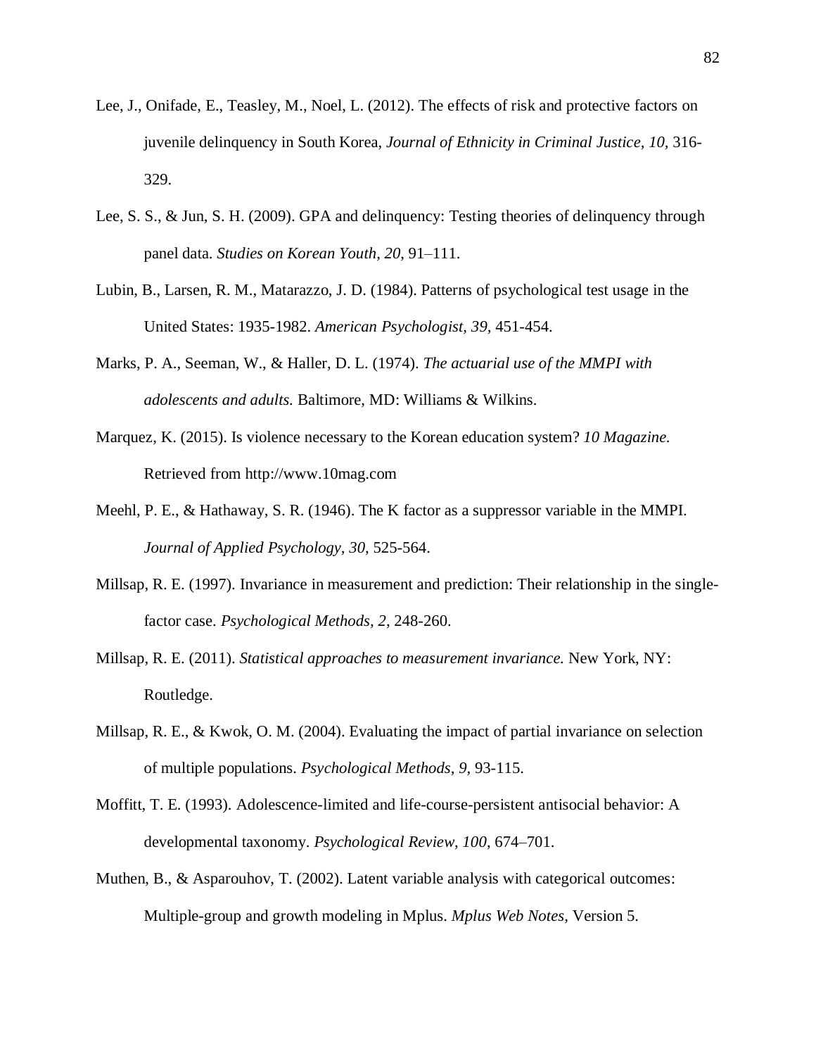Lee, J., Onifade, E., Teasley, M., Noel, L. (2012). The effects of risk and protective factors on juvenile delinquency in South Korea, *Journal of Ethnicity in Criminal Justice, 10,* 316-329.

Lee, S. S., & Jun, S. H. (2009). GPA and delinquency: Testing theories of delinquency through panel data. *Studies on Korean Youth, 20,* 91–111.

Lubin, B., Larsen, R. M., Matarazzo, J. D. (1984). Patterns of psychological test usage in the United States: 1935-1982. *American Psychologist, 39,* 451-454.

Marks, P. A., Seeman, W., & Haller, D. L. (1974). *The actuarial use of the MMPI with adolescents and adults.* Baltimore, MD: Williams & Wilkins.

Marquez, K. (2015). Is violence necessary to the Korean education system? *10 Magazine.* Retrieved from http://www.10mag.com

Meehl, P. E., & Hathaway, S. R. (1946). The K factor as a suppressor variable in the MMPI. *Journal of Applied Psychology, 30,* 525-564.

Millsap, R. E. (1997). Invariance in measurement and prediction: Their relationship in the single-factor case. *Psychological Methods, 2*, 248-260.

Millsap, R. E. (2011). *Statistical approaches to measurement invariance.* New York, NY: Routledge.

Millsap, R. E., & Kwok, O. M. (2004). Evaluating the impact of partial invariance on selection of multiple populations. *Psychological Methods, 9,* 93-115.

Moffitt, T. E. (1993). Adolescence-limited and life-course-persistent antisocial behavior: A developmental taxonomy. *Psychological Review, 100*, 674–701.

Muthen, B., & Asparouhov, T. (2002). Latent variable analysis with categorical outcomes: Multiple-group and growth modeling in Mplus. *Mplus Web Notes,* Version 5.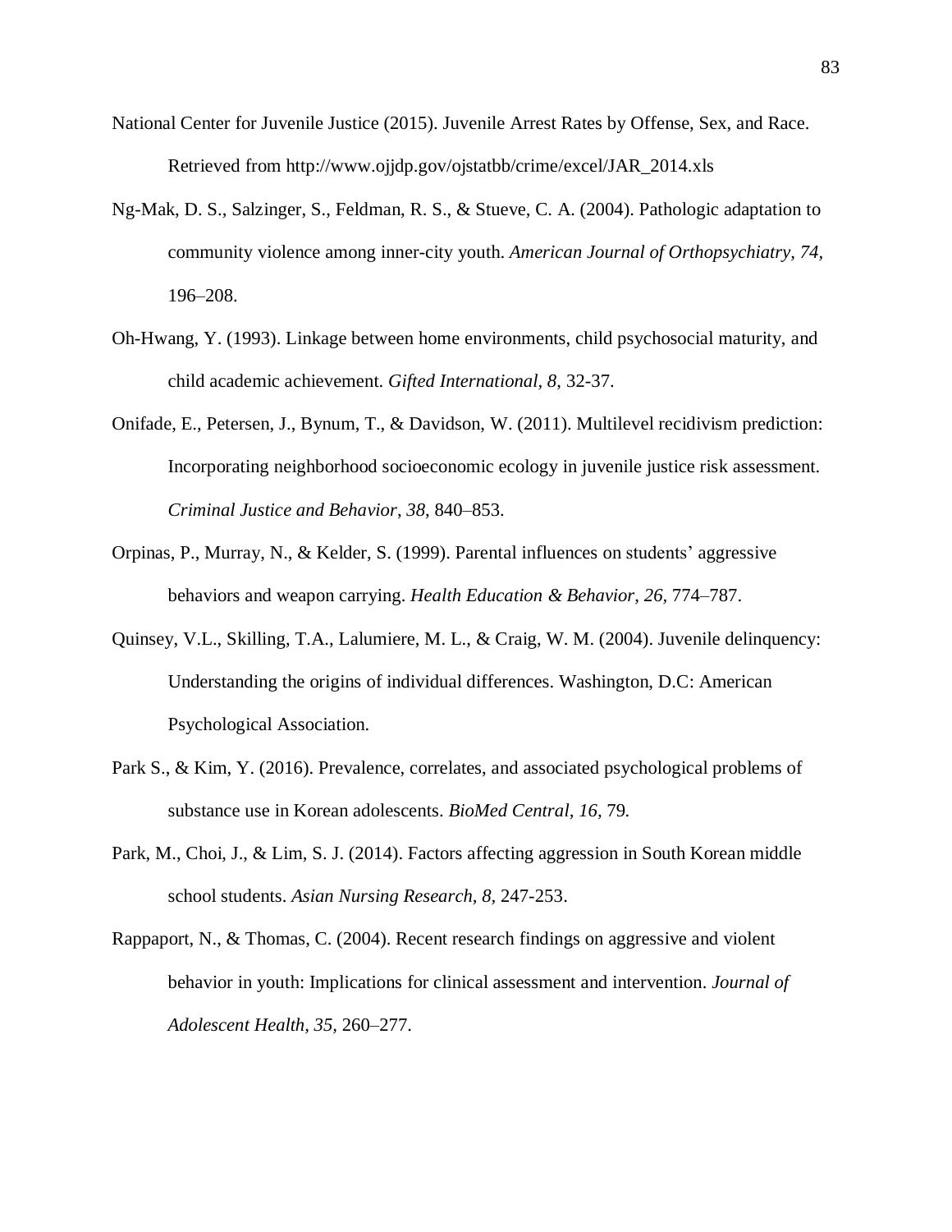National Center for Juvenile Justice (2015). Juvenile Arrest Rates by Offense, Sex, and Race. Retrieved from http://www.ojjdp.gov/ojstatbb/crime/excel/JAR_2014.xls

Ng-Mak, D. S., Salzinger, S., Feldman, R. S., & Stueve, C. A. (2004). Pathologic adaptation to community violence among inner-city youth. *American Journal of Orthopsychiatry, 74,* 196–208.

Oh-Hwang, Y. (1993). Linkage between home environments, child psychosocial maturity, and child academic achievement. *Gifted International, 8*, 32-37.

Onifade, E., Petersen, J., Bynum, T., & Davidson, W. (2011). Multilevel recidivism prediction: Incorporating neighborhood socioeconomic ecology in juvenile justice risk assessment. *Criminal Justice and Behavior*, *38*, 840–853.

Orpinas, P., Murray, N., & Kelder, S. (1999). Parental influences on students' aggressive behaviors and weapon carrying. *Health Education & Behavior, 26,* 774–787.

Quinsey, V.L., Skilling, T.A., Lalumiere, M. L., & Craig, W. M. (2004). Juvenile delinquency: Understanding the origins of individual differences. Washington, D.C: American Psychological Association.

Park S., & Kim, Y. (2016). Prevalence, correlates, and associated psychological problems of substance use in Korean adolescents. *BioMed Central, 16,* 79.

Park, M., Choi, J., & Lim, S. J. (2014). Factors affecting aggression in South Korean middle school students. *Asian Nursing Research, 8,* 247-253.

Rappaport, N., & Thomas, C. (2004). Recent research findings on aggressive and violent behavior in youth: Implications for clinical assessment and intervention. *Journal of Adolescent Health, 35,* 260–277.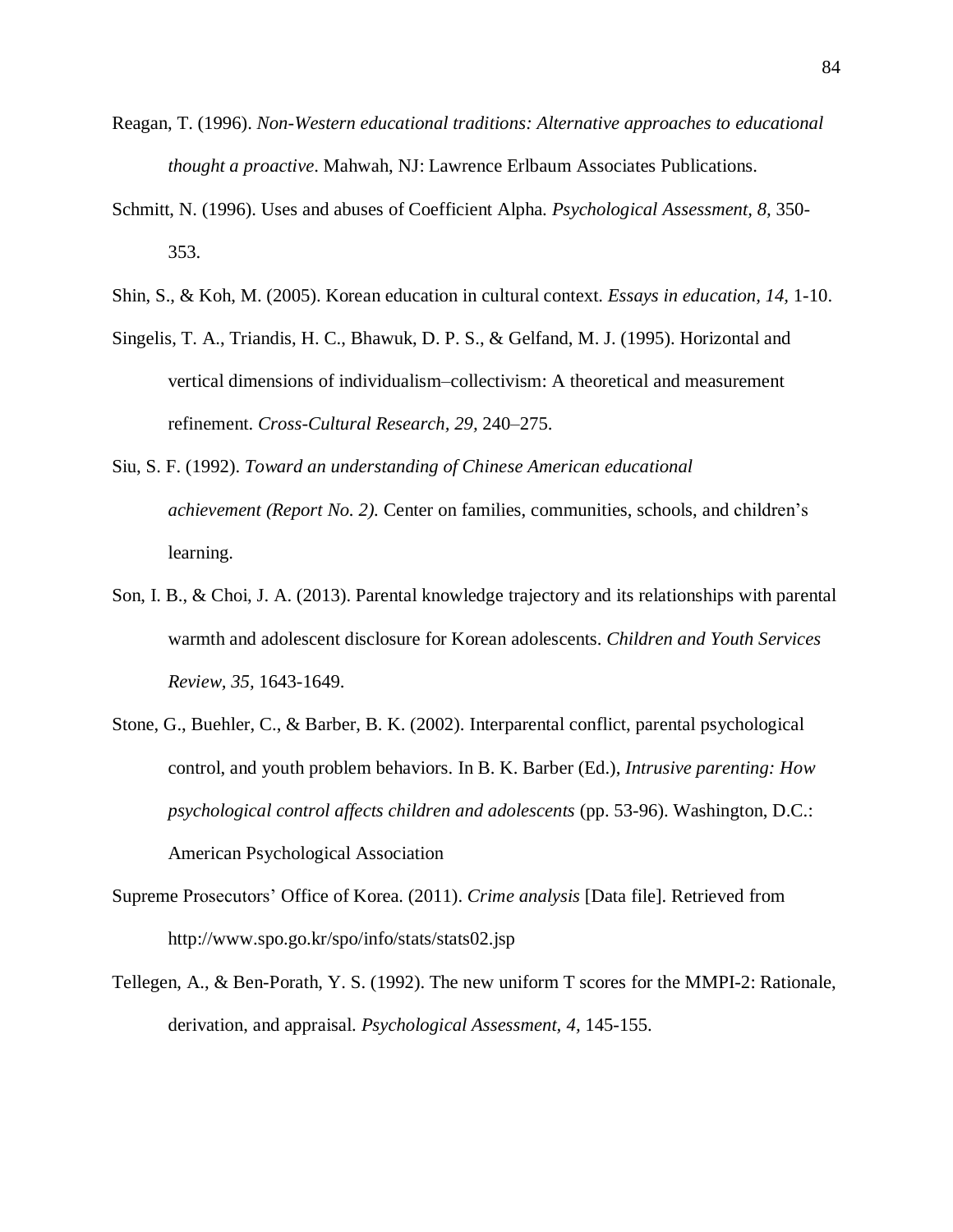Reagan, T. (1996). *Non-Western educational traditions: Alternative approaches to educational thought a proactive*. Mahwah, NJ: Lawrence Erlbaum Associates Publications.

Schmitt, N. (1996). Uses and abuses of Coefficient Alpha. *Psychological Assessment, 8,* 350-353.

Shin, S., & Koh, M. (2005). Korean education in cultural context. *Essays in education, 14,* 1-10.

Singelis, T. A., Triandis, H. C., Bhawuk, D. P. S., & Gelfand, M. J. (1995). Horizontal and vertical dimensions of individualism–collectivism: A theoretical and measurement refinement. *Cross-Cultural Research, 29,* 240–275.

Siu, S. F. (1992). *Toward an understanding of Chinese American educational achievement (Report No. 2).* Center on families, communities, schools, and children's learning.

Son, I. B., & Choi, J. A. (2013). Parental knowledge trajectory and its relationships with parental warmth and adolescent disclosure for Korean adolescents. *Children and Youth Services Review, 35,* 1643-1649.

Stone, G., Buehler, C., & Barber, B. K. (2002). Interparental conflict, parental psychological control, and youth problem behaviors. In B. K. Barber (Ed.), *Intrusive parenting: How psychological control affects children and adolescents* (pp. 53-96). Washington, D.C.: American Psychological Association

Supreme Prosecutors' Office of Korea. (2011). *Crime analysis* [Data file]. Retrieved from http://www.spo.go.kr/spo/info/stats/stats02.jsp

Tellegen, A., & Ben-Porath, Y. S. (1992). The new uniform T scores for the MMPI-2: Rationale, derivation, and appraisal. *Psychological Assessment, 4,* 145-155.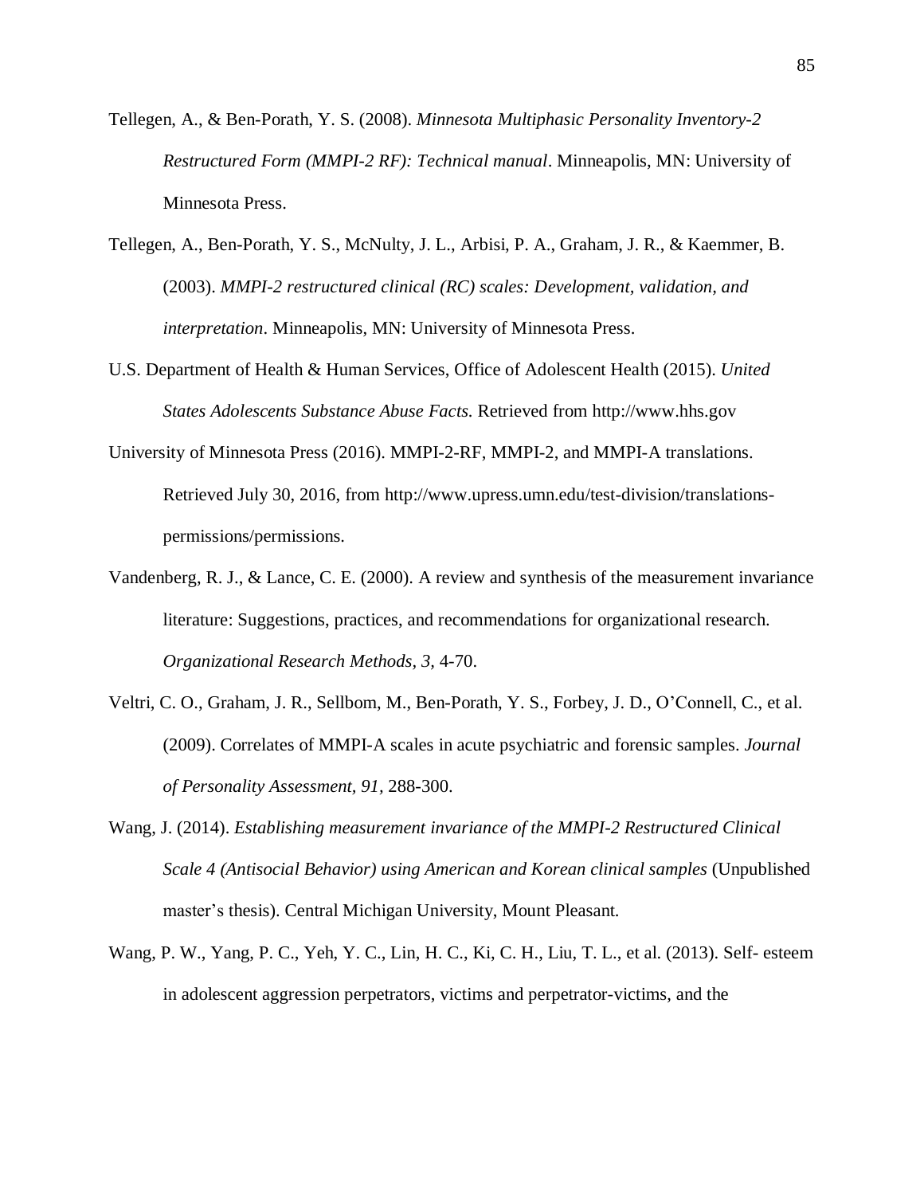Tellegen, A., & Ben-Porath, Y. S. (2008). *Minnesota Multiphasic Personality Inventory-2 Restructured Form (MMPI-2 RF): Technical manual*. Minneapolis, MN: University of Minnesota Press.

Tellegen, A., Ben-Porath, Y. S., McNulty, J. L., Arbisi, P. A., Graham, J. R., & Kaemmer, B. (2003). *MMPI-2 restructured clinical (RC) scales: Development, validation, and interpretation*. Minneapolis, MN: University of Minnesota Press.

U.S. Department of Health & Human Services, Office of Adolescent Health (2015). *United States Adolescents Substance Abuse Facts.* Retrieved from http://www.hhs.gov

University of Minnesota Press (2016). MMPI-2-RF, MMPI-2, and MMPI-A translations. Retrieved July 30, 2016, from http://www.upress.umn.edu/test-division/translations-permissions/permissions.

Vandenberg, R. J., & Lance, C. E. (2000). A review and synthesis of the measurement invariance literature: Suggestions, practices, and recommendations for organizational research. *Organizational Research Methods, 3,* 4-70.

Veltri, C. O., Graham, J. R., Sellbom, M., Ben-Porath, Y. S., Forbey, J. D., O'Connell, C., et al. (2009). Correlates of MMPI-A scales in acute psychiatric and forensic samples. *Journal of Personality Assessment, 91,* 288-300.

Wang, J. (2014). *Establishing measurement invariance of the MMPI-2 Restructured Clinical Scale 4 (Antisocial Behavior) using American and Korean clinical samples* (Unpublished master's thesis). Central Michigan University, Mount Pleasant.

Wang, P. W., Yang, P. C., Yeh, Y. C., Lin, H. C., Ki, C. H., Liu, T. L., et al. (2013). Self- esteem in adolescent aggression perpetrators, victims and perpetrator-victims, and the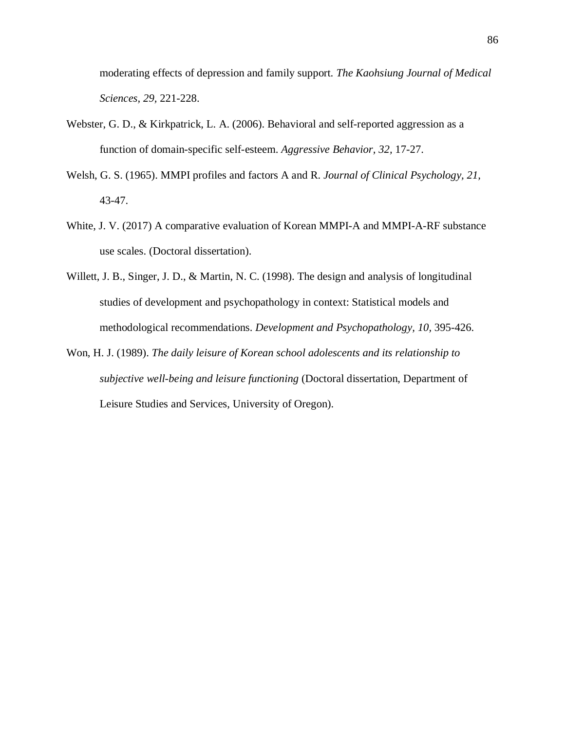moderating effects of depression and family support. *The Kaohsiung Journal of Medical Sciences, 29,* 221-228.

Webster, G. D., & Kirkpatrick, L. A. (2006). Behavioral and self-reported aggression as a function of domain-specific self-esteem. *Aggressive Behavior, 32,* 17-27.

Welsh, G. S. (1965). MMPI profiles and factors A and R. *Journal of Clinical Psychology, 21,* 43-47.

White, J. V. (2017) A comparative evaluation of Korean MMPI-A and MMPI-A-RF substance use scales. (Doctoral dissertation).

Willett, J. B., Singer, J. D., & Martin, N. C. (1998). The design and analysis of longitudinal studies of development and psychopathology in context: Statistical models and methodological recommendations. *Development and Psychopathology, 10,* 395-426.

Won, H. J. (1989). *The daily leisure of Korean school adolescents and its relationship to subjective well-being and leisure functioning* (Doctoral dissertation, Department of Leisure Studies and Services, University of Oregon).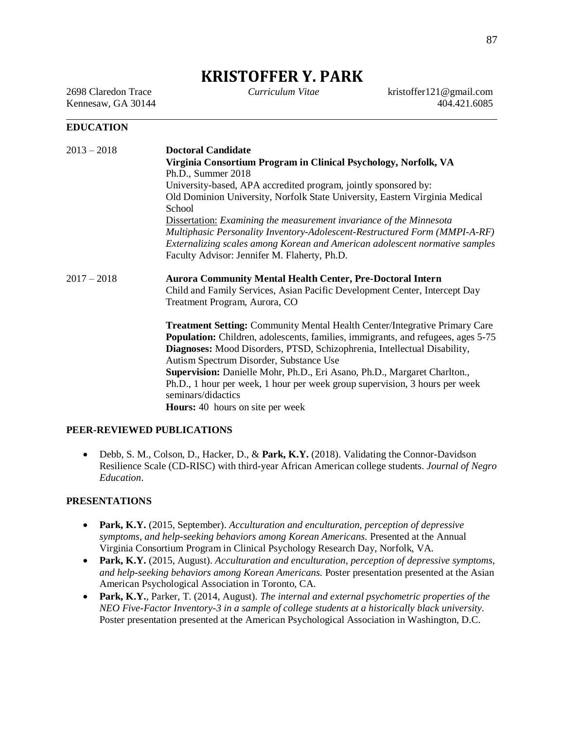# KRISTOFFER Y. PARK

2698 Claredon Trace
Kennesaw, GA 30144

*Curriculum Vitae*

kristoffer121@gmail.com
404.421.6085

---

**EDUCATION**

2013 – 2018

**Doctoral Candidate**
**Virginia Consortium Program in Clinical Psychology, Norfolk, VA**
Ph.D., Summer 2018
University-based, APA accredited program, jointly sponsored by:
Old Dominion University, Norfolk State University, Eastern Virginia Medical School
Dissertation: *Examining the measurement invariance of the Minnesota Multiphasic Personality Inventory-Adolescent-Restructured Form (MMPI-A-RF) Externalizing scales among Korean and American adolescent normative samples*
Faculty Advisor: Jennifer M. Flaherty, Ph.D.

2017 – 2018

**Aurora Community Mental Health Center, Pre-Doctoral Intern**
Child and Family Services, Asian Pacific Development Center, Intercept Day Treatment Program, Aurora, CO

**Treatment Setting:** Community Mental Health Center/Integrative Primary Care
**Population:** Children, adolescents, families, immigrants, and refugees, ages 5-75
**Diagnoses:** Mood Disorders, PTSD, Schizophrenia, Intellectual Disability, Autism Spectrum Disorder, Substance Use
**Supervision:** Danielle Mohr, Ph.D., Eri Asano, Ph.D., Margaret Charlton., Ph.D., 1 hour per week, 1 hour per week group supervision, 3 hours per week seminars/didactics
**Hours:** 40 hours on site per week

**PEER-REVIEWED PUBLICATIONS**

- Debb, S. M., Colson, D., Hacker, D., & **Park, K.Y.** (2018). Validating the Connor-Davidson Resilience Scale (CD-RISC) with third-year African American college students. *Journal of Negro Education*.

**PRESENTATIONS**

- **Park, K.Y.** (2015, September). *Acculturation and enculturation, perception of depressive symptoms, and help-seeking behaviors among Korean Americans.* Presented at the Annual Virginia Consortium Program in Clinical Psychology Research Day, Norfolk, VA.
- **Park, K.Y.** (2015, August). *Acculturation and enculturation, perception of depressive symptoms, and help-seeking behaviors among Korean Americans.* Poster presentation presented at the Asian American Psychological Association in Toronto, CA.
- **Park, K.Y.**, Parker, T. (2014, August). *The internal and external psychometric properties of the NEO Five-Factor Inventory-3 in a sample of college students at a historically black university*. Poster presentation presented at the American Psychological Association in Washington, D.C.